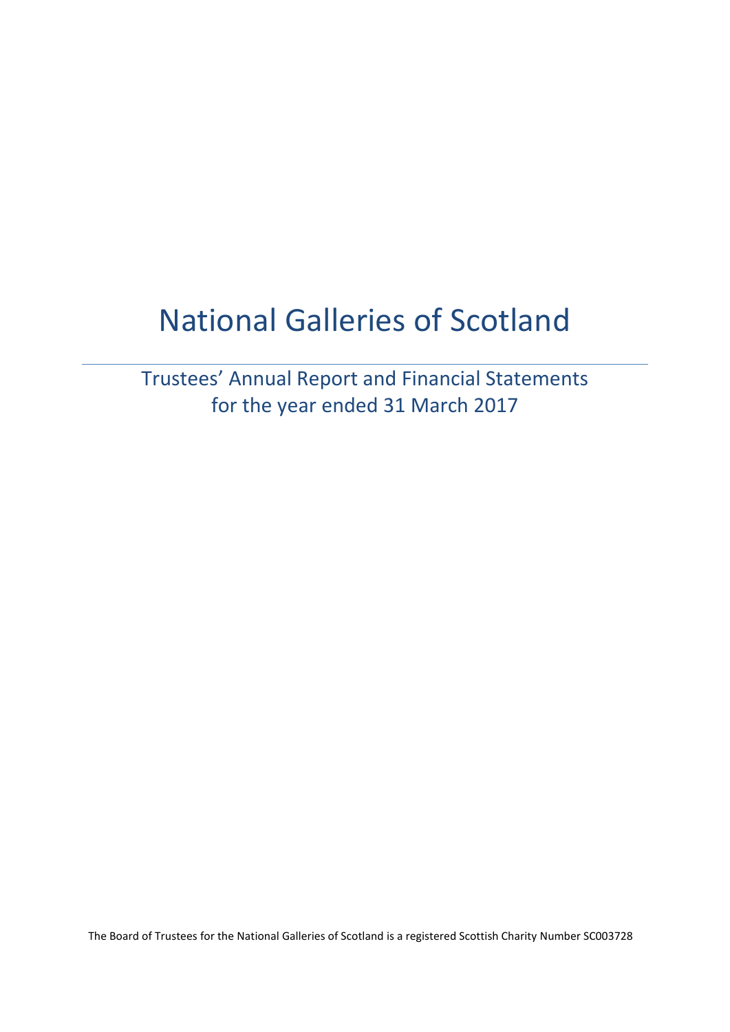# National Galleries of Scotland

## Trustees' Annual Report and Financial Statements for the year ended 31 March 2017

The Board of Trustees for the National Galleries of Scotland is a registered Scottish Charity Number SC003728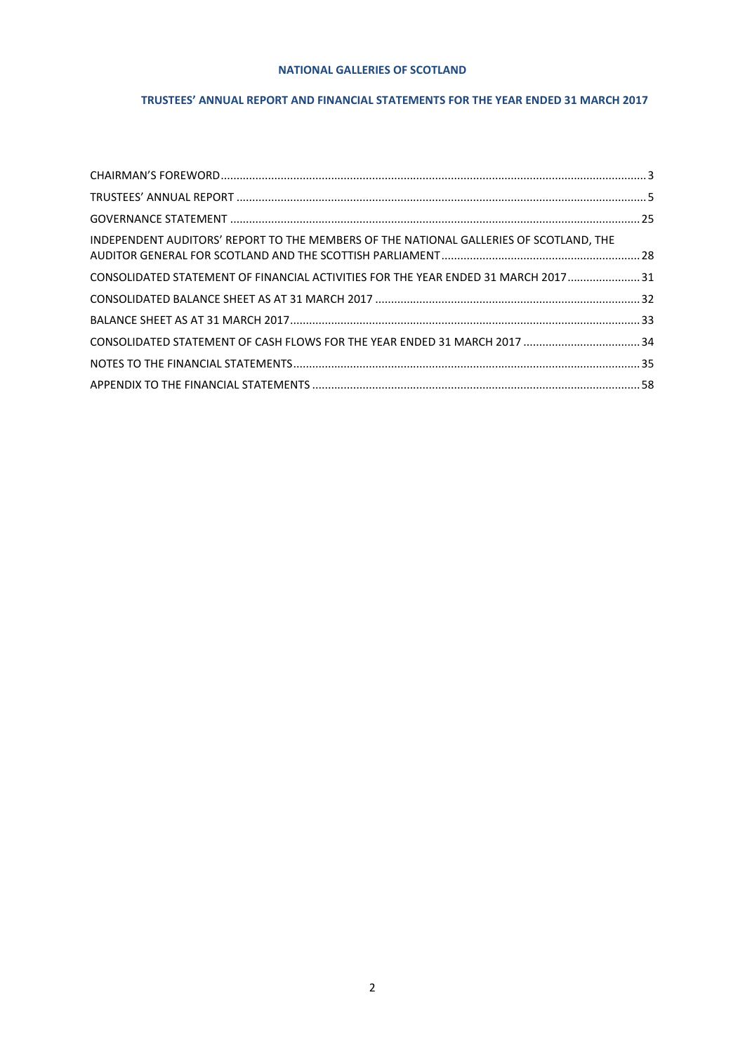**NATIONAL GALLERIES OF SCOTLAND**

**TRUSTEES' ANNUAL REPORT AND FINANCIAL STATEMENTS FOR THE YEAR ENDED 31 MARCH 2017**

| | |
|---|---|
| CHAIRMAN'S FOREWORD | 3 |
| TRUSTEES' ANNUAL REPORT | 5 |
| GOVERNANCE STATEMENT | 25 |
| INDEPENDENT AUDITORS' REPORT TO THE MEMBERS OF THE NATIONAL GALLERIES OF SCOTLAND, THE AUDITOR GENERAL FOR SCOTLAND AND THE SCOTTISH PARLIAMENT | 28 |
| CONSOLIDATED STATEMENT OF FINANCIAL ACTIVITIES FOR THE YEAR ENDED 31 MARCH 2017 | 31 |
| CONSOLIDATED BALANCE SHEET AS AT 31 MARCH 2017 | 32 |
| BALANCE SHEET AS AT 31 MARCH 2017 | 33 |
| CONSOLIDATED STATEMENT OF CASH FLOWS FOR THE YEAR ENDED 31 MARCH 2017 | 34 |
| NOTES TO THE FINANCIAL STATEMENTS | 35 |
| APPENDIX TO THE FINANCIAL STATEMENTS | 58 |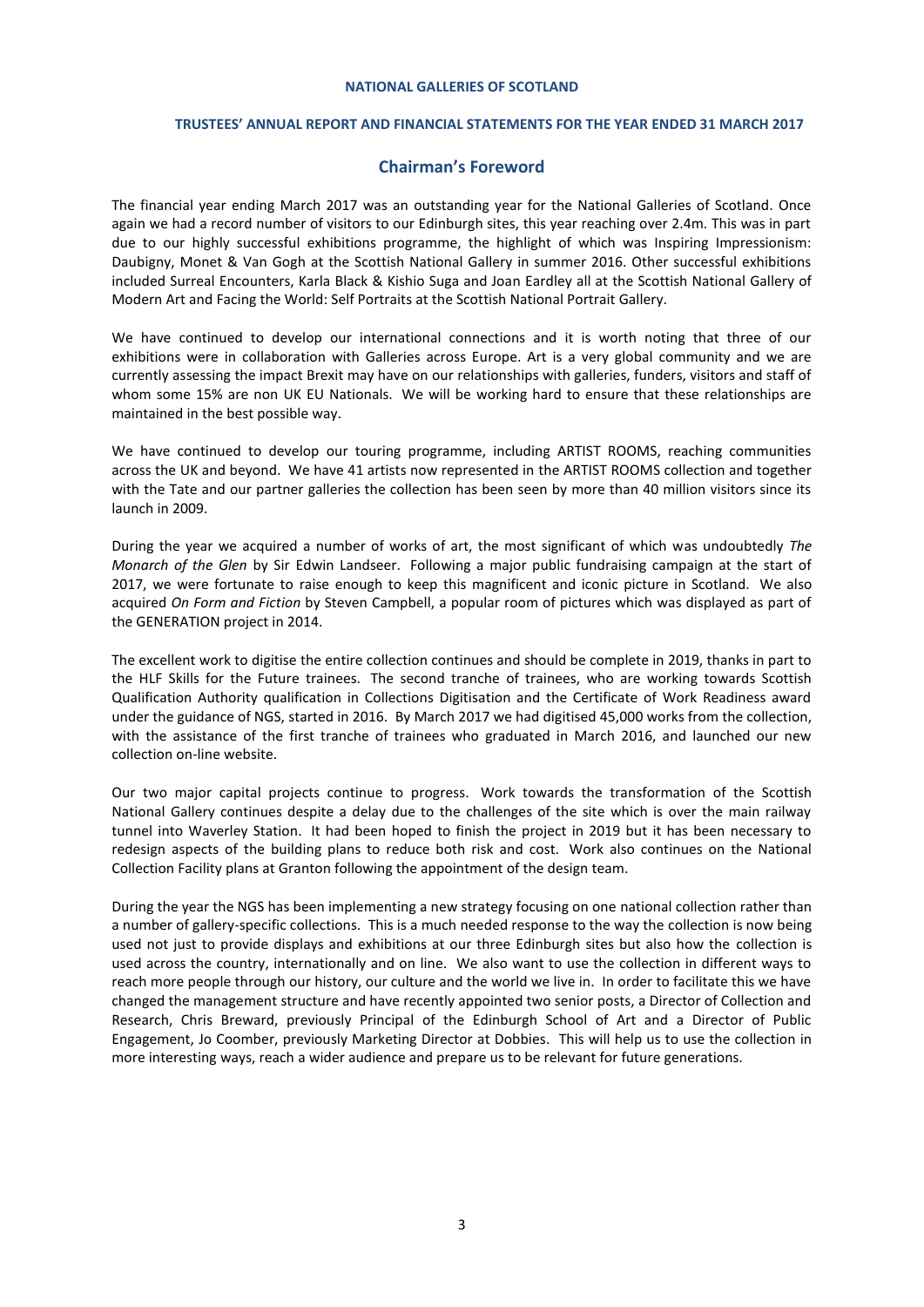**NATIONAL GALLERIES OF SCOTLAND**

**TRUSTEES' ANNUAL REPORT AND FINANCIAL STATEMENTS FOR THE YEAR ENDED 31 MARCH 2017**

## Chairman's Foreword

The financial year ending March 2017 was an outstanding year for the National Galleries of Scotland. Once again we had a record number of visitors to our Edinburgh sites, this year reaching over 2.4m. This was in part due to our highly successful exhibitions programme, the highlight of which was Inspiring Impressionism: Daubigny, Monet & Van Gogh at the Scottish National Gallery in summer 2016. Other successful exhibitions included Surreal Encounters, Karla Black & Kishio Suga and Joan Eardley all at the Scottish National Gallery of Modern Art and Facing the World: Self Portraits at the Scottish National Portrait Gallery.

We have continued to develop our international connections and it is worth noting that three of our exhibitions were in collaboration with Galleries across Europe. Art is a very global community and we are currently assessing the impact Brexit may have on our relationships with galleries, funders, visitors and staff of whom some 15% are non UK EU Nationals. We will be working hard to ensure that these relationships are maintained in the best possible way.

We have continued to develop our touring programme, including ARTIST ROOMS, reaching communities across the UK and beyond. We have 41 artists now represented in the ARTIST ROOMS collection and together with the Tate and our partner galleries the collection has been seen by more than 40 million visitors since its launch in 2009.

During the year we acquired a number of works of art, the most significant of which was undoubtedly *The Monarch of the Glen* by Sir Edwin Landseer. Following a major public fundraising campaign at the start of 2017, we were fortunate to raise enough to keep this magnificent and iconic picture in Scotland. We also acquired *On Form and Fiction* by Steven Campbell, a popular room of pictures which was displayed as part of the GENERATION project in 2014.

The excellent work to digitise the entire collection continues and should be complete in 2019, thanks in part to the HLF Skills for the Future trainees. The second tranche of trainees, who are working towards Scottish Qualification Authority qualification in Collections Digitisation and the Certificate of Work Readiness award under the guidance of NGS, started in 2016. By March 2017 we had digitised 45,000 works from the collection, with the assistance of the first tranche of trainees who graduated in March 2016, and launched our new collection on-line website.

Our two major capital projects continue to progress. Work towards the transformation of the Scottish National Gallery continues despite a delay due to the challenges of the site which is over the main railway tunnel into Waverley Station. It had been hoped to finish the project in 2019 but it has been necessary to redesign aspects of the building plans to reduce both risk and cost. Work also continues on the National Collection Facility plans at Granton following the appointment of the design team.

During the year the NGS has been implementing a new strategy focusing on one national collection rather than a number of gallery-specific collections. This is a much needed response to the way the collection is now being used not just to provide displays and exhibitions at our three Edinburgh sites but also how the collection is used across the country, internationally and on line. We also want to use the collection in different ways to reach more people through our history, our culture and the world we live in. In order to facilitate this we have changed the management structure and have recently appointed two senior posts, a Director of Collection and Research, Chris Breward, previously Principal of the Edinburgh School of Art and a Director of Public Engagement, Jo Coomber, previously Marketing Director at Dobbies. This will help us to use the collection in more interesting ways, reach a wider audience and prepare us to be relevant for future generations.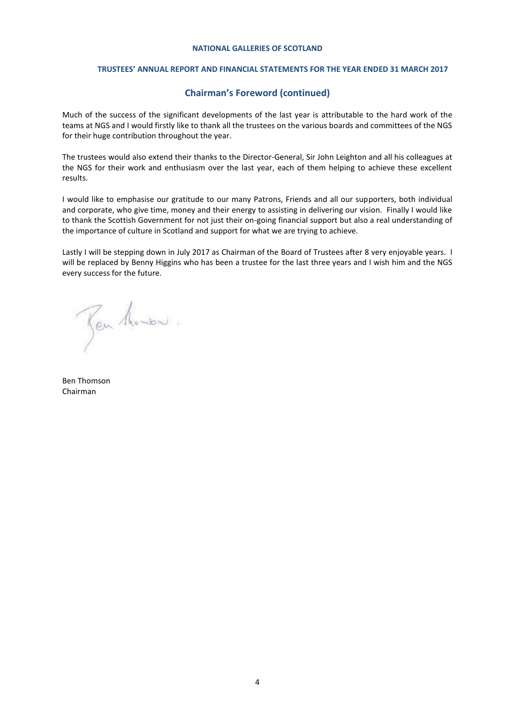## Chairman's Foreword (continued)

Much of the success of the significant developments of the last year is attributable to the hard work of the teams at NGS and I would firstly like to thank all the trustees on the various boards and committees of the NGS for their huge contribution throughout the year.

The trustees would also extend their thanks to the Director-General, Sir John Leighton and all his colleagues at the NGS for their work and enthusiasm over the last year, each of them helping to achieve these excellent results.

I would like to emphasise our gratitude to our many Patrons, Friends and all our supporters, both individual and corporate, who give time, money and their energy to assisting in delivering our vision. Finally I would like to thank the Scottish Government for not just their on-going financial support but also a real understanding of the importance of culture in Scotland and support for what we are trying to achieve.

Lastly I will be stepping down in July 2017 as Chairman of the Board of Trustees after 8 very enjoyable years. I will be replaced by Benny Higgins who has been a trustee for the last three years and I wish him and the NGS every success for the future.

Ben Thomson
Chairman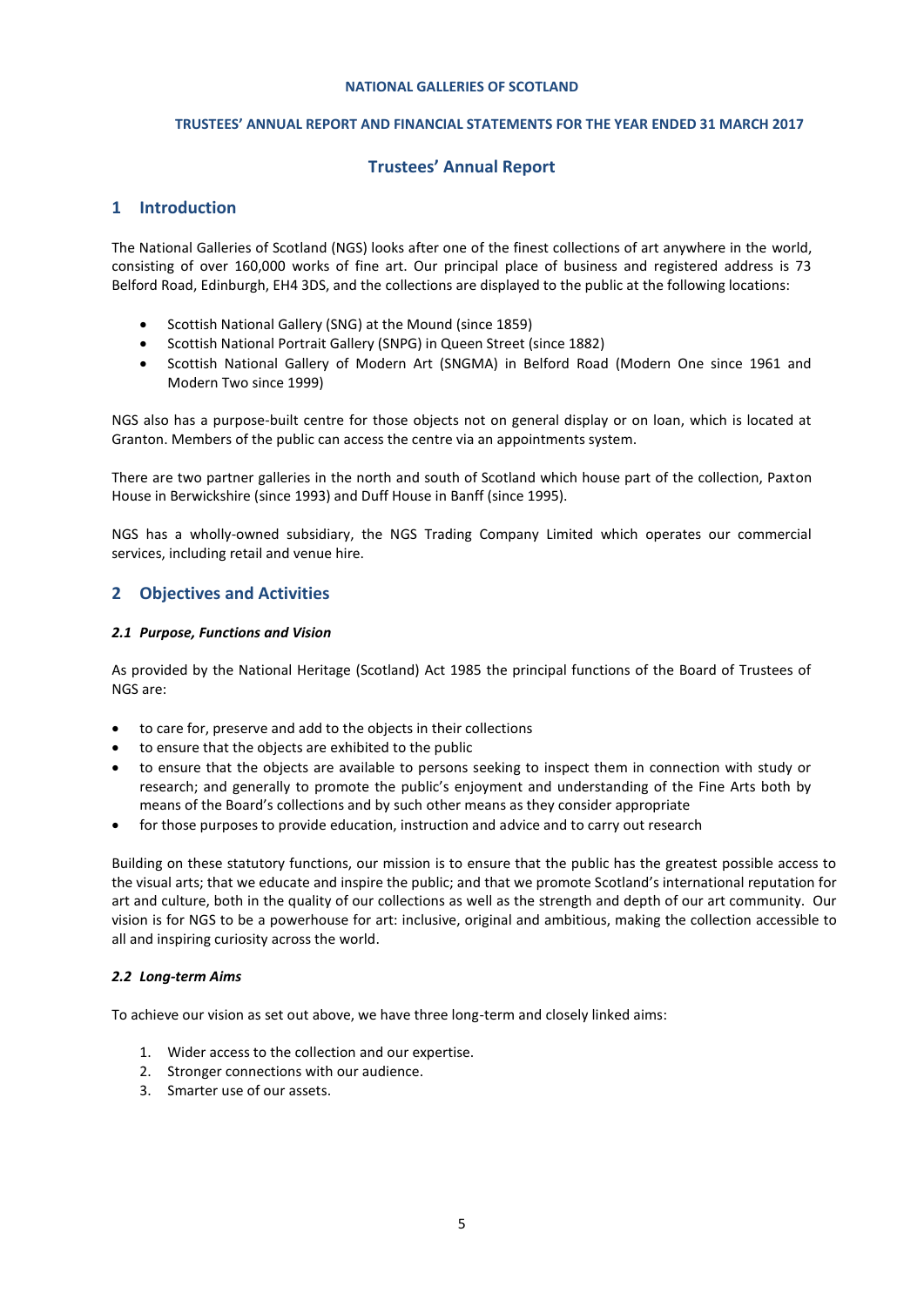**NATIONAL GALLERIES OF SCOTLAND**

**TRUSTEES' ANNUAL REPORT AND FINANCIAL STATEMENTS FOR THE YEAR ENDED 31 MARCH 2017**

# Trustees' Annual Report

## 1 Introduction

The National Galleries of Scotland (NGS) looks after one of the finest collections of art anywhere in the world, consisting of over 160,000 works of fine art. Our principal place of business and registered address is 73 Belford Road, Edinburgh, EH4 3DS, and the collections are displayed to the public at the following locations:

- Scottish National Gallery (SNG) at the Mound (since 1859)
- Scottish National Portrait Gallery (SNPG) in Queen Street (since 1882)
- Scottish National Gallery of Modern Art (SNGMA) in Belford Road (Modern One since 1961 and Modern Two since 1999)

NGS also has a purpose-built centre for those objects not on general display or on loan, which is located at Granton. Members of the public can access the centre via an appointments system.

There are two partner galleries in the north and south of Scotland which house part of the collection, Paxton House in Berwickshire (since 1993) and Duff House in Banff (since 1995).

NGS has a wholly-owned subsidiary, the NGS Trading Company Limited which operates our commercial services, including retail and venue hire.

## 2 Objectives and Activities

### *2.1 Purpose, Functions and Vision*

As provided by the National Heritage (Scotland) Act 1985 the principal functions of the Board of Trustees of NGS are:

- to care for, preserve and add to the objects in their collections
- to ensure that the objects are exhibited to the public
- to ensure that the objects are available to persons seeking to inspect them in connection with study or research; and generally to promote the public's enjoyment and understanding of the Fine Arts both by means of the Board's collections and by such other means as they consider appropriate
- for those purposes to provide education, instruction and advice and to carry out research

Building on these statutory functions, our mission is to ensure that the public has the greatest possible access to the visual arts; that we educate and inspire the public; and that we promote Scotland's international reputation for art and culture, both in the quality of our collections as well as the strength and depth of our art community. Our vision is for NGS to be a powerhouse for art: inclusive, original and ambitious, making the collection accessible to all and inspiring curiosity across the world.

### *2.2 Long-term Aims*

To achieve our vision as set out above, we have three long-term and closely linked aims:

1. Wider access to the collection and our expertise.
2. Stronger connections with our audience.
3. Smarter use of our assets.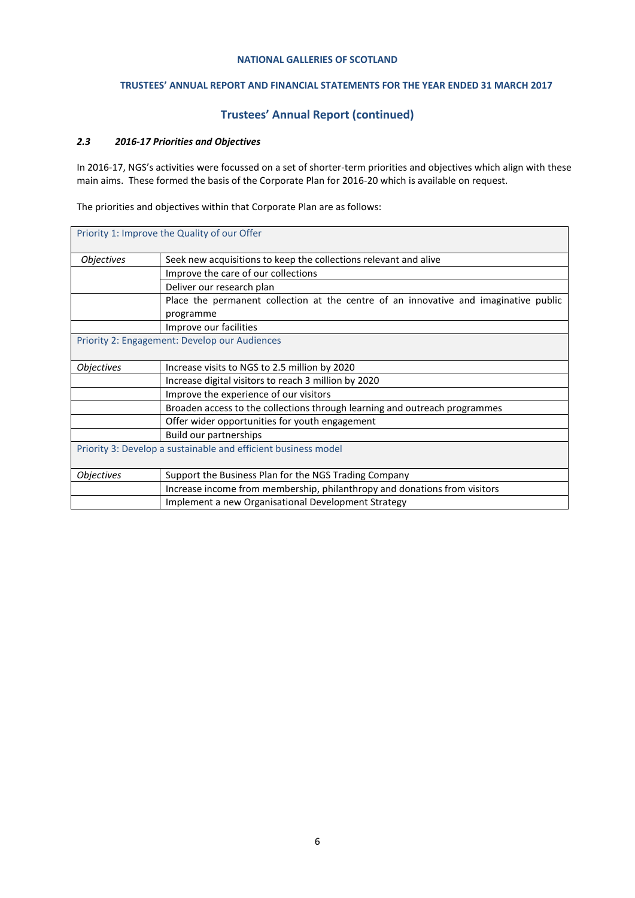### Trustees' Annual Report (continued)

#### *2.3 2016-17 Priorities and Objectives*

In 2016-17, NGS's activities were focussed on a set of shorter-term priorities and objectives which align with these main aims. These formed the basis of the Corporate Plan for 2016-20 which is available on request.

The priorities and objectives within that Corporate Plan are as follows:

| Priority 1: Improve the Quality of our Offer | |
|---|---|
| *Objectives* | Seek new acquisitions to keep the collections relevant and alive |
| | Improve the care of our collections |
| | Deliver our research plan |
| | Place the permanent collection at the centre of an innovative and imaginative public programme |
| | Improve our facilities |
| **Priority 2: Engagement: Develop our Audiences** | |
| *Objectives* | Increase visits to NGS to 2.5 million by 2020 |
| | Increase digital visitors to reach 3 million by 2020 |
| | Improve the experience of our visitors |
| | Broaden access to the collections through learning and outreach programmes |
| | Offer wider opportunities for youth engagement |
| | Build our partnerships |
| **Priority 3: Develop a sustainable and efficient business model** | |
| *Objectives* | Support the Business Plan for the NGS Trading Company |
| | Increase income from membership, philanthropy and donations from visitors |
| | Implement a new Organisational Development Strategy |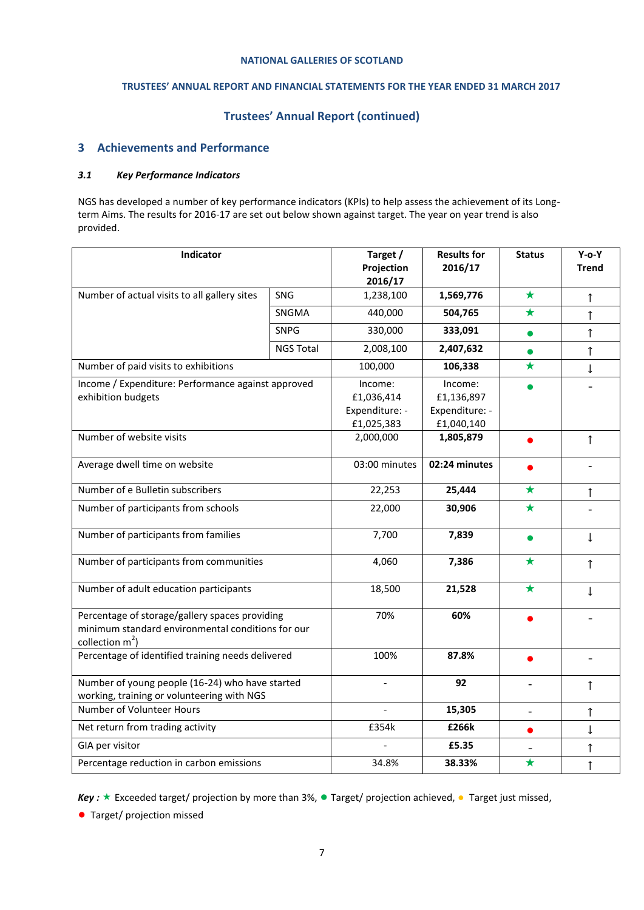NATIONAL GALLERIES OF SCOTLAND

TRUSTEES' ANNUAL REPORT AND FINANCIAL STATEMENTS FOR THE YEAR ENDED 31 MARCH 2017

## Trustees' Annual Report (continued)

## 3 Achievements and Performance

### *3.1 Key Performance Indicators*

NGS has developed a number of key performance indicators (KPIs) to help assess the achievement of its Long-term Aims. The results for 2016-17 are set out below shown against target. The year on year trend is also provided.

| Indicator | | Target / Projection 2016/17 | Results for 2016/17 | Status | Y-o-Y Trend |
|---|---|---|---|---|---|
| Number of actual visits to all gallery sites | SNG | 1,238,100 | **1,569,776** | ★ | ↑ |
| | SNGMA | 440,000 | **504,765** | ★ | ↑ |
| | SNPG | 330,000 | **333,091** | ● | ↑ |
| | NGS Total | 2,008,100 | **2,407,632** | ● | ↑ |
| Number of paid visits to exhibitions | | 100,000 | **106,338** | ★ | ↓ |
| Income / Expenditure: Performance against approved exhibition budgets | | Income: £1,036,414 Expenditure: - £1,025,383 | Income: £1,136,897 Expenditure: - £1,040,140 | ● | - |
| Number of website visits | | 2,000,000 | **1,805,879** | ● | ↑ |
| Average dwell time on website | | 03:00 minutes | **02:24 minutes** | ● | - |
| Number of e Bulletin subscribers | | 22,253 | **25,444** | ★ | ↑ |
| Number of participants from schools | | 22,000 | **30,906** | ★ | - |
| Number of participants from families | | 7,700 | **7,839** | ● | ↓ |
| Number of participants from communities | | 4,060 | **7,386** | ★ | ↑ |
| Number of adult education participants | | 18,500 | **21,528** | ★ | ↓ |
| Percentage of storage/gallery spaces providing minimum standard environmental conditions for our collection $m^2$) | | 70% | **60%** | ● | - |
| Percentage of identified training needs delivered | | 100% | **87.8%** | ● | - |
| Number of young people (16-24) who have started working, training or volunteering with NGS | | - | **92** | - | ↑ |
| Number of Volunteer Hours | | - | **15,305** | - | ↑ |
| Net return from trading activity | | £354k | **£266k** | ● | ↓ |
| GIA per visitor | | - | **£5.35** | - | ↑ |
| Percentage reduction in carbon emissions | | 34.8% | **38.33%** | ★ | ↑ |

***Key :*** ★ Exceeded target/ projection by more than 3%, ● Target/ projection achieved, ● Target just missed, ● Target/ projection missed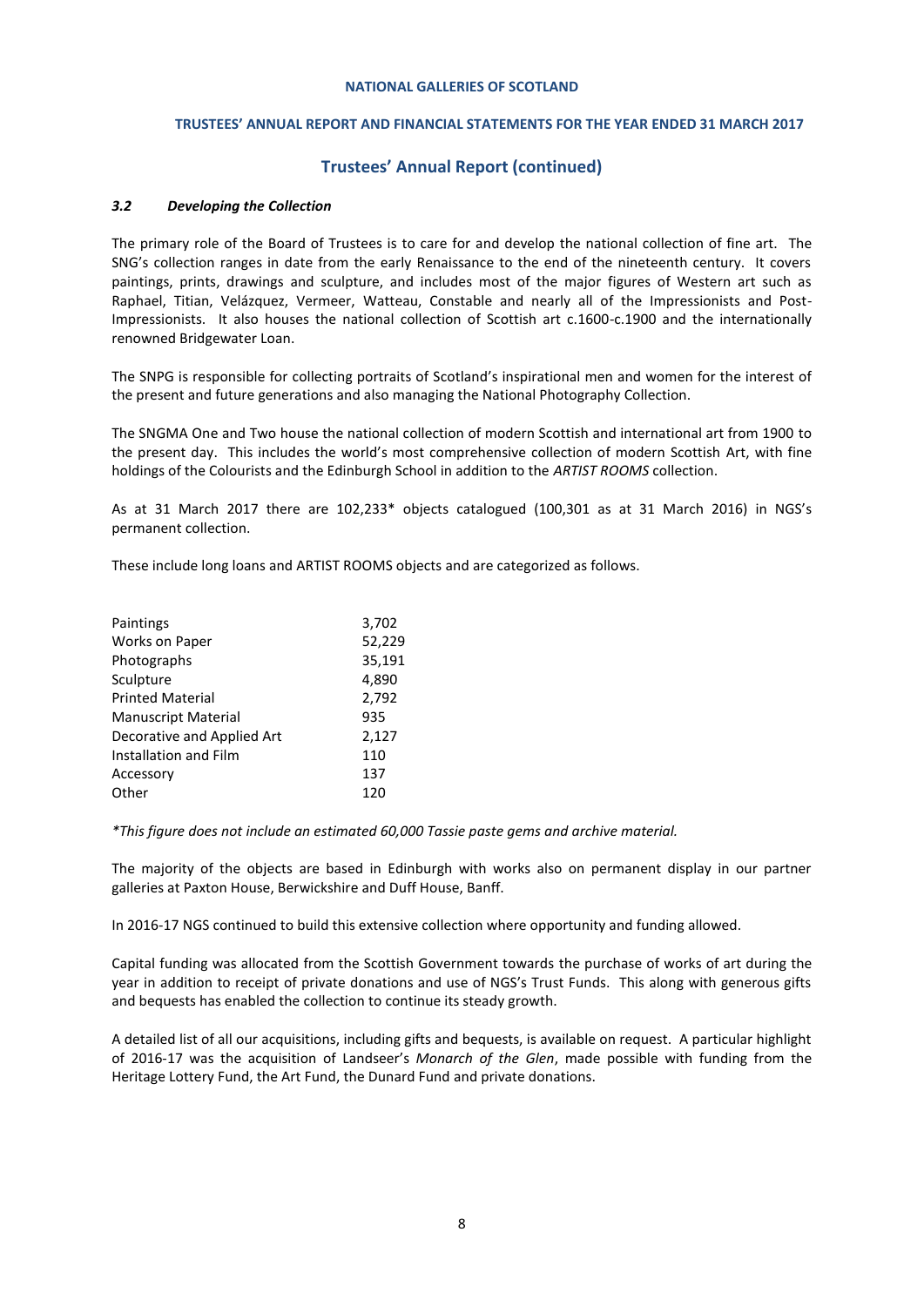## Trustees' Annual Report (continued)

### *3.2 Developing the Collection*

The primary role of the Board of Trustees is to care for and develop the national collection of fine art. The SNG's collection ranges in date from the early Renaissance to the end of the nineteenth century. It covers paintings, prints, drawings and sculpture, and includes most of the major figures of Western art such as Raphael, Titian, Velázquez, Vermeer, Watteau, Constable and nearly all of the Impressionists and Post-Impressionists. It also houses the national collection of Scottish art c.1600-c.1900 and the internationally renowned Bridgewater Loan.

The SNPG is responsible for collecting portraits of Scotland's inspirational men and women for the interest of the present and future generations and also managing the National Photography Collection.

The SNGMA One and Two house the national collection of modern Scottish and international art from 1900 to the present day. This includes the world's most comprehensive collection of modern Scottish Art, with fine holdings of the Colourists and the Edinburgh School in addition to the *ARTIST ROOMS* collection.

As at 31 March 2017 there are 102,233* objects catalogued (100,301 as at 31 March 2016) in NGS's permanent collection.

These include long loans and ARTIST ROOMS objects and are categorized as follows.

| | |
|---|---|
| Paintings | 3,702 |
| Works on Paper | 52,229 |
| Photographs | 35,191 |
| Sculpture | 4,890 |
| Printed Material | 2,792 |
| Manuscript Material | 935 |
| Decorative and Applied Art | 2,127 |
| Installation and Film | 110 |
| Accessory | 137 |
| Other | 120 |

*\*This figure does not include an estimated 60,000 Tassie paste gems and archive material.*

The majority of the objects are based in Edinburgh with works also on permanent display in our partner galleries at Paxton House, Berwickshire and Duff House, Banff.

In 2016-17 NGS continued to build this extensive collection where opportunity and funding allowed.

Capital funding was allocated from the Scottish Government towards the purchase of works of art during the year in addition to receipt of private donations and use of NGS's Trust Funds. This along with generous gifts and bequests has enabled the collection to continue its steady growth.

A detailed list of all our acquisitions, including gifts and bequests, is available on request. A particular highlight of 2016-17 was the acquisition of Landseer's *Monarch of the Glen*, made possible with funding from the Heritage Lottery Fund, the Art Fund, the Dunard Fund and private donations.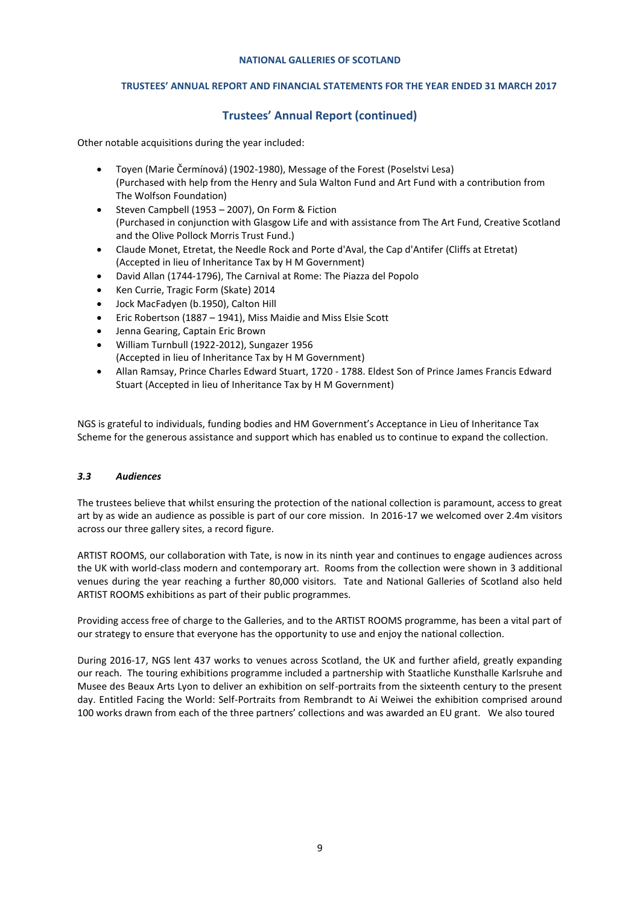Other notable acquisitions during the year included:

- Toyen (Marie Čermínová) (1902-1980), Message of the Forest (Poselstvi Lesa)
  (Purchased with help from the Henry and Sula Walton Fund and Art Fund with a contribution from The Wolfson Foundation)
- Steven Campbell (1953 – 2007), On Form & Fiction
  (Purchased in conjunction with Glasgow Life and with assistance from The Art Fund, Creative Scotland and the Olive Pollock Morris Trust Fund.)
- Claude Monet, Etretat, the Needle Rock and Porte d'Aval, the Cap d'Antifer (Cliffs at Etretat)
  (Accepted in lieu of Inheritance Tax by H M Government)
- David Allan (1744-1796), The Carnival at Rome: The Piazza del Popolo
- Ken Currie, Tragic Form (Skate) 2014
- Jock MacFadyen (b.1950), Calton Hill
- Eric Robertson (1887 – 1941), Miss Maidie and Miss Elsie Scott
- Jenna Gearing, Captain Eric Brown
- William Turnbull (1922-2012), Sungazer 1956
  (Accepted in lieu of Inheritance Tax by H M Government)
- Allan Ramsay, Prince Charles Edward Stuart, 1720 - 1788. Eldest Son of Prince James Francis Edward Stuart (Accepted in lieu of Inheritance Tax by H M Government)

NGS is grateful to individuals, funding bodies and HM Government's Acceptance in Lieu of Inheritance Tax Scheme for the generous assistance and support which has enabled us to continue to expand the collection.

### *3.3 Audiences*

The trustees believe that whilst ensuring the protection of the national collection is paramount, access to great art by as wide an audience as possible is part of our core mission. In 2016-17 we welcomed over 2.4m visitors across our three gallery sites, a record figure.

ARTIST ROOMS, our collaboration with Tate, is now in its ninth year and continues to engage audiences across the UK with world-class modern and contemporary art. Rooms from the collection were shown in 3 additional venues during the year reaching a further 80,000 visitors. Tate and National Galleries of Scotland also held ARTIST ROOMS exhibitions as part of their public programmes.

Providing access free of charge to the Galleries, and to the ARTIST ROOMS programme, has been a vital part of our strategy to ensure that everyone has the opportunity to use and enjoy the national collection.

During 2016-17, NGS lent 437 works to venues across Scotland, the UK and further afield, greatly expanding our reach. The touring exhibitions programme included a partnership with Staatliche Kunsthalle Karlsruhe and Musee des Beaux Arts Lyon to deliver an exhibition on self-portraits from the sixteenth century to the present day. Entitled Facing the World: Self-Portraits from Rembrandt to Ai Weiwei the exhibition comprised around 100 works drawn from each of the three partners' collections and was awarded an EU grant. We also toured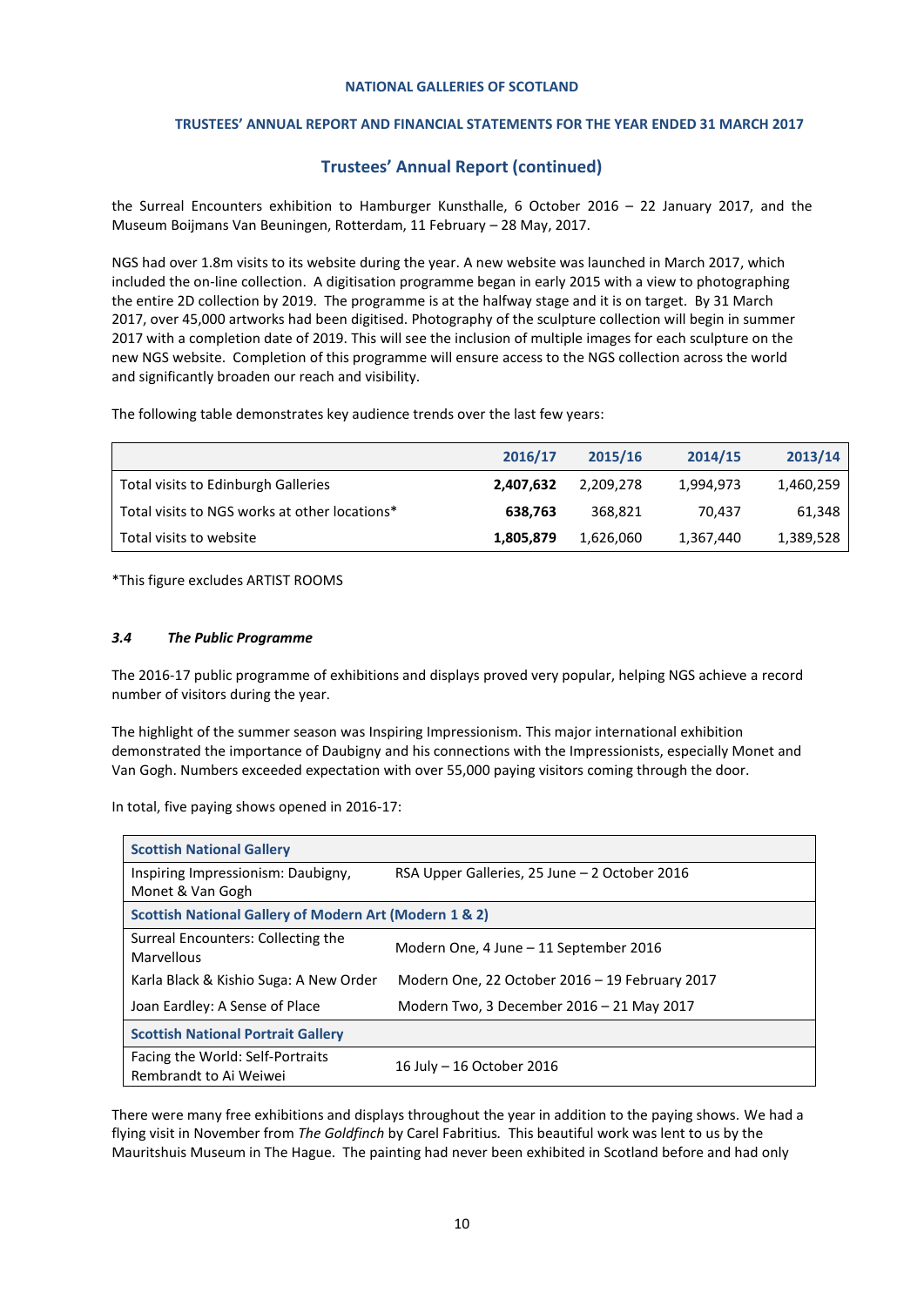the Surreal Encounters exhibition to Hamburger Kunsthalle, 6 October 2016 – 22 January 2017, and the Museum Boijmans Van Beuningen, Rotterdam, 11 February – 28 May, 2017.

NGS had over 1.8m visits to its website during the year. A new website was launched in March 2017, which included the on-line collection. A digitisation programme began in early 2015 with a view to photographing the entire 2D collection by 2019. The programme is at the halfway stage and it is on target. By 31 March 2017, over 45,000 artworks had been digitised. Photography of the sculpture collection will begin in summer 2017 with a completion date of 2019. This will see the inclusion of multiple images for each sculpture on the new NGS website. Completion of this programme will ensure access to the NGS collection across the world and significantly broaden our reach and visibility.

The following table demonstrates key audience trends over the last few years:

| | 2016/17 | 2015/16 | 2014/15 | 2013/14 |
|---|---|---|---|---|
| Total visits to Edinburgh Galleries | **2,407,632** | 2,209,278 | 1,994,973 | 1,460,259 |
| Total visits to NGS works at other locations* | **638,763** | 368,821 | 70,437 | 61,348 |
| Total visits to website | **1,805,879** | 1,626,060 | 1,367,440 | 1,389,528 |

*This figure excludes ARTIST ROOMS

### *3.4 The Public Programme*

The 2016-17 public programme of exhibitions and displays proved very popular, helping NGS achieve a record number of visitors during the year.

The highlight of the summer season was Inspiring Impressionism. This major international exhibition demonstrated the importance of Daubigny and his connections with the Impressionists, especially Monet and Van Gogh. Numbers exceeded expectation with over 55,000 paying visitors coming through the door.

In total, five paying shows opened in 2016-17:

| **Scottish National Gallery** | |
|---|---|
| Inspiring Impressionism: Daubigny, Monet & Van Gogh | RSA Upper Galleries, 25 June – 2 October 2016 |
| **Scottish National Gallery of Modern Art (Modern 1 & 2)** | |
| Surreal Encounters: Collecting the Marvellous | Modern One, 4 June – 11 September 2016 |
| Karla Black & Kishio Suga: A New Order | Modern One, 22 October 2016 – 19 February 2017 |
| Joan Eardley: A Sense of Place | Modern Two, 3 December 2016 – 21 May 2017 |
| **Scottish National Portrait Gallery** | |
| Facing the World: Self-Portraits Rembrandt to Ai Weiwei | 16 July – 16 October 2016 |

There were many free exhibitions and displays throughout the year in addition to the paying shows. We had a flying visit in November from *The Goldfinch* by Carel Fabritius. This beautiful work was lent to us by the Mauritshuis Museum in The Hague. The painting had never been exhibited in Scotland before and had only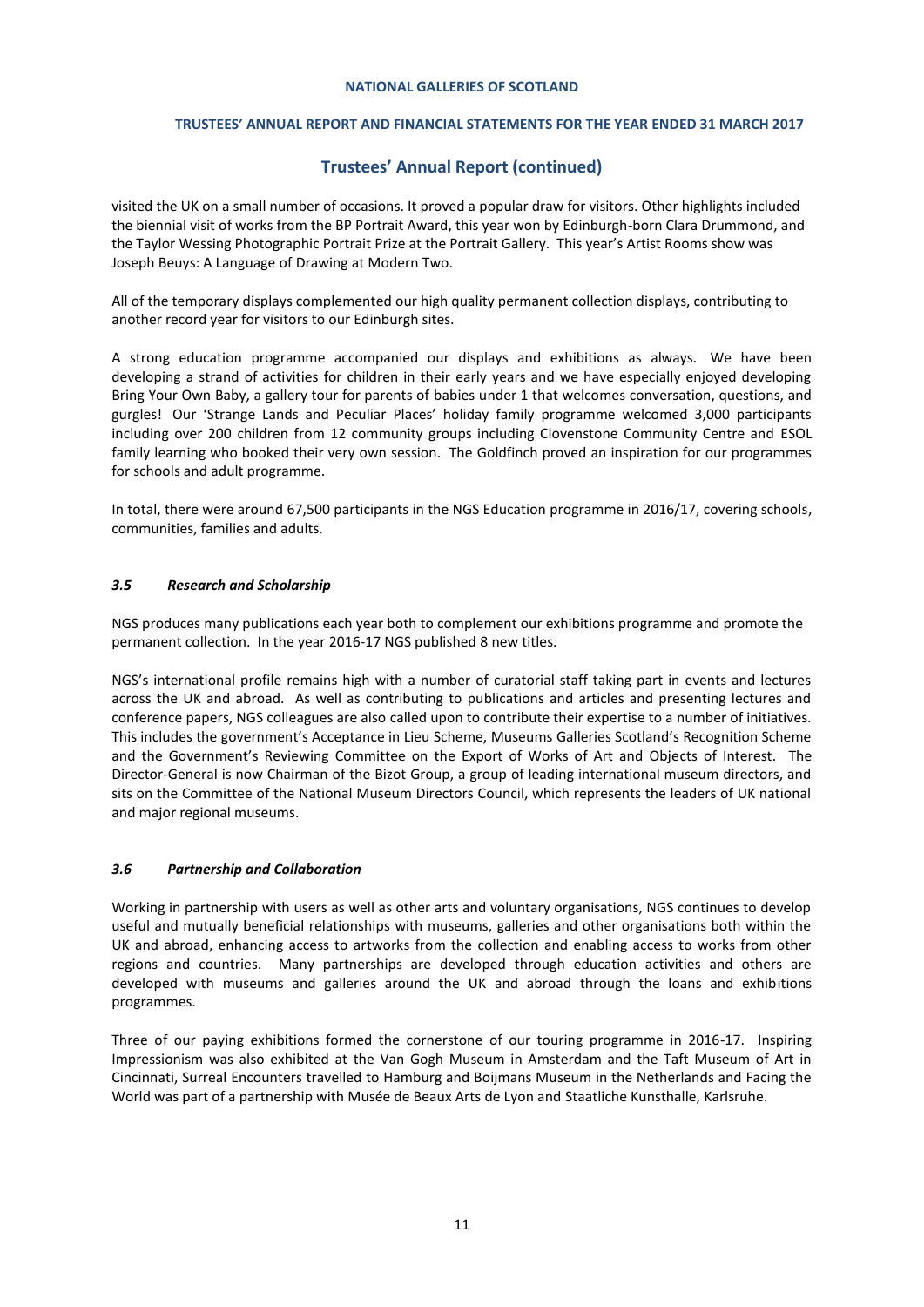visited the UK on a small number of occasions. It proved a popular draw for visitors. Other highlights included the biennial visit of works from the BP Portrait Award, this year won by Edinburgh-born Clara Drummond, and the Taylor Wessing Photographic Portrait Prize at the Portrait Gallery. This year's Artist Rooms show was Joseph Beuys: A Language of Drawing at Modern Two.

All of the temporary displays complemented our high quality permanent collection displays, contributing to another record year for visitors to our Edinburgh sites.

A strong education programme accompanied our displays and exhibitions as always. We have been developing a strand of activities for children in their early years and we have especially enjoyed developing Bring Your Own Baby, a gallery tour for parents of babies under 1 that welcomes conversation, questions, and gurgles! Our 'Strange Lands and Peculiar Places' holiday family programme welcomed 3,000 participants including over 200 children from 12 community groups including Clovenstone Community Centre and ESOL family learning who booked their very own session. The Goldfinch proved an inspiration for our programmes for schools and adult programme.

In total, there were around 67,500 participants in the NGS Education programme in 2016/17, covering schools, communities, families and adults.

### *3.5 Research and Scholarship*

NGS produces many publications each year both to complement our exhibitions programme and promote the permanent collection. In the year 2016-17 NGS published 8 new titles.

NGS's international profile remains high with a number of curatorial staff taking part in events and lectures across the UK and abroad. As well as contributing to publications and articles and presenting lectures and conference papers, NGS colleagues are also called upon to contribute their expertise to a number of initiatives. This includes the government's Acceptance in Lieu Scheme, Museums Galleries Scotland's Recognition Scheme and the Government's Reviewing Committee on the Export of Works of Art and Objects of Interest. The Director-General is now Chairman of the Bizot Group, a group of leading international museum directors, and sits on the Committee of the National Museum Directors Council, which represents the leaders of UK national and major regional museums.

### *3.6 Partnership and Collaboration*

Working in partnership with users as well as other arts and voluntary organisations, NGS continues to develop useful and mutually beneficial relationships with museums, galleries and other organisations both within the UK and abroad, enhancing access to artworks from the collection and enabling access to works from other regions and countries. Many partnerships are developed through education activities and others are developed with museums and galleries around the UK and abroad through the loans and exhibitions programmes.

Three of our paying exhibitions formed the cornerstone of our touring programme in 2016-17. Inspiring Impressionism was also exhibited at the Van Gogh Museum in Amsterdam and the Taft Museum of Art in Cincinnati, Surreal Encounters travelled to Hamburg and Boijmans Museum in the Netherlands and Facing the World was part of a partnership with Musée de Beaux Arts de Lyon and Staatliche Kunsthalle, Karlsruhe.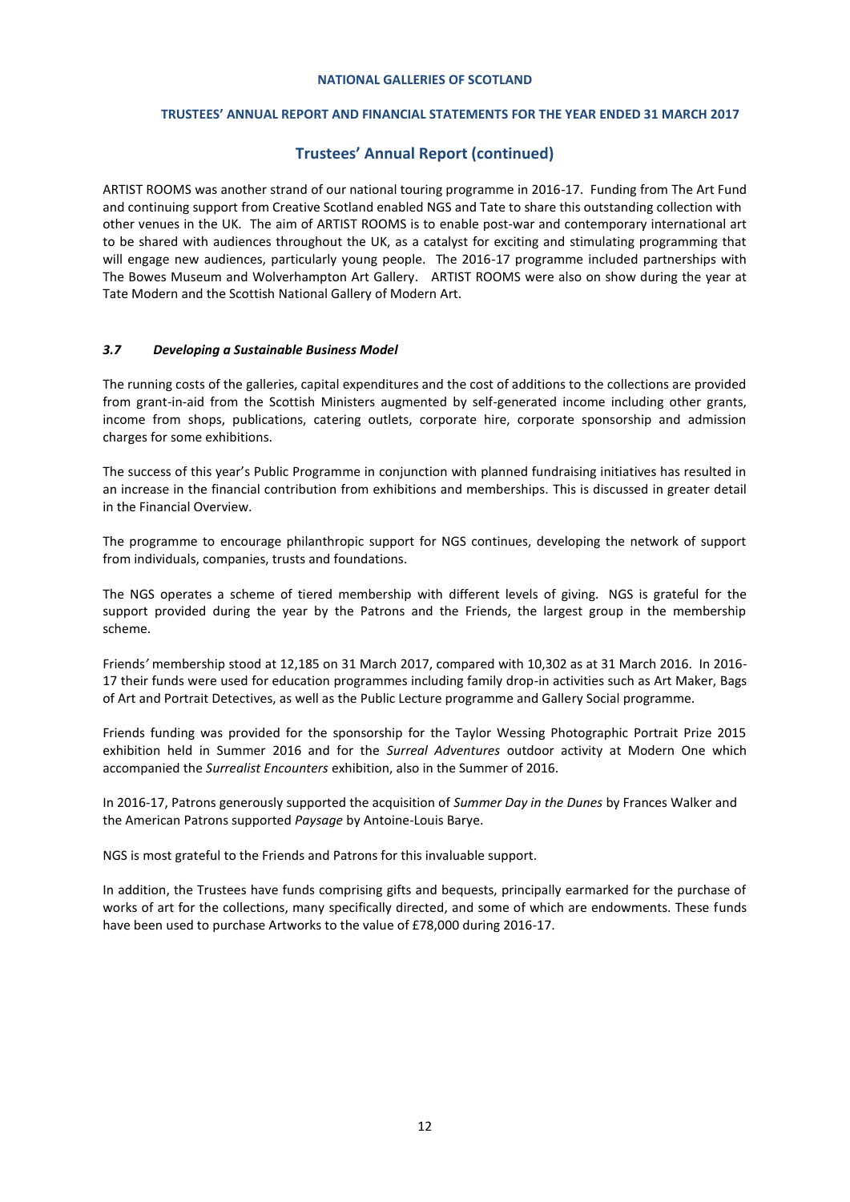ARTIST ROOMS was another strand of our national touring programme in 2016-17. Funding from The Art Fund and continuing support from Creative Scotland enabled NGS and Tate to share this outstanding collection with other venues in the UK. The aim of ARTIST ROOMS is to enable post-war and contemporary international art to be shared with audiences throughout the UK, as a catalyst for exciting and stimulating programming that will engage new audiences, particularly young people. The 2016-17 programme included partnerships with The Bowes Museum and Wolverhampton Art Gallery. ARTIST ROOMS were also on show during the year at Tate Modern and the Scottish National Gallery of Modern Art.

### *3.7 Developing a Sustainable Business Model*

The running costs of the galleries, capital expenditures and the cost of additions to the collections are provided from grant-in-aid from the Scottish Ministers augmented by self-generated income including other grants, income from shops, publications, catering outlets, corporate hire, corporate sponsorship and admission charges for some exhibitions.

The success of this year's Public Programme in conjunction with planned fundraising initiatives has resulted in an increase in the financial contribution from exhibitions and memberships. This is discussed in greater detail in the Financial Overview.

The programme to encourage philanthropic support for NGS continues, developing the network of support from individuals, companies, trusts and foundations.

The NGS operates a scheme of tiered membership with different levels of giving. NGS is grateful for the support provided during the year by the Patrons and the Friends, the largest group in the membership scheme.

Friends' membership stood at 12,185 on 31 March 2017, compared with 10,302 as at 31 March 2016. In 2016-17 their funds were used for education programmes including family drop-in activities such as Art Maker, Bags of Art and Portrait Detectives, as well as the Public Lecture programme and Gallery Social programme.

Friends funding was provided for the sponsorship for the Taylor Wessing Photographic Portrait Prize 2015 exhibition held in Summer 2016 and for the *Surreal Adventures* outdoor activity at Modern One which accompanied the *Surrealist Encounters* exhibition, also in the Summer of 2016.

In 2016-17, Patrons generously supported the acquisition of *Summer Day in the Dunes* by Frances Walker and the American Patrons supported *Paysage* by Antoine-Louis Barye.

NGS is most grateful to the Friends and Patrons for this invaluable support.

In addition, the Trustees have funds comprising gifts and bequests, principally earmarked for the purchase of works of art for the collections, many specifically directed, and some of which are endowments. These funds have been used to purchase Artworks to the value of £78,000 during 2016-17.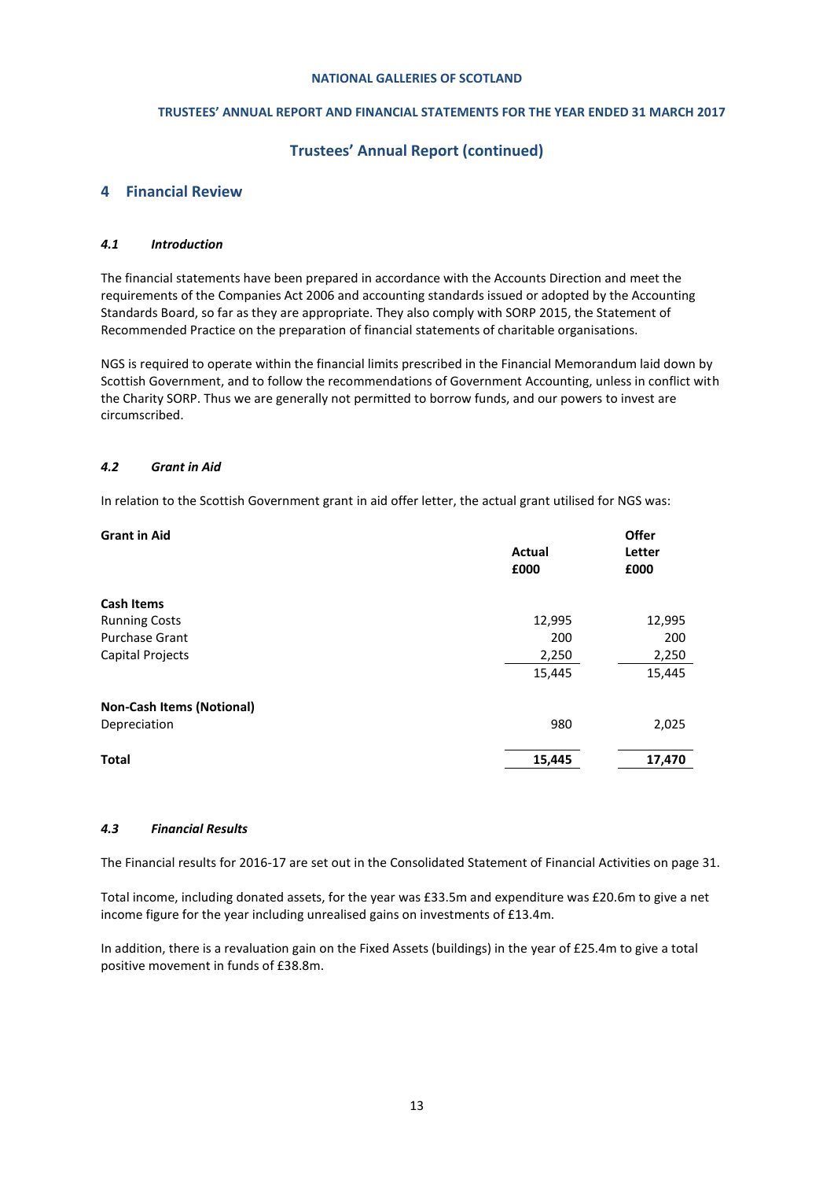# Trustees' Annual Report (continued)

## 4 Financial Review

### *4.1 Introduction*

The financial statements have been prepared in accordance with the Accounts Direction and meet the requirements of the Companies Act 2006 and accounting standards issued or adopted by the Accounting Standards Board, so far as they are appropriate. They also comply with SORP 2015, the Statement of Recommended Practice on the preparation of financial statements of charitable organisations.

NGS is required to operate within the financial limits prescribed in the Financial Memorandum laid down by Scottish Government, and to follow the recommendations of Government Accounting, unless in conflict with the Charity SORP. Thus we are generally not permitted to borrow funds, and our powers to invest are circumscribed.

### *4.2 Grant in Aid*

In relation to the Scottish Government grant in aid offer letter, the actual grant utilised for NGS was:

| **Grant in Aid** | **Actual £000** | **Offer Letter £000** |
|---|---|---|
| **Cash Items** | | |
| Running Costs | 12,995 | 12,995 |
| Purchase Grant | 200 | 200 |
| Capital Projects | 2,250 | 2,250 |
| | 15,445 | 15,445 |
| **Non-Cash Items (Notional)** | | |
| Depreciation | 980 | 2,025 |
| **Total** | **15,445** | **17,470** |

### *4.3 Financial Results*

The Financial results for 2016-17 are set out in the Consolidated Statement of Financial Activities on page 31.

Total income, including donated assets, for the year was £33.5m and expenditure was £20.6m to give a net income figure for the year including unrealised gains on investments of £13.4m.

In addition, there is a revaluation gain on the Fixed Assets (buildings) in the year of £25.4m to give a total positive movement in funds of £38.8m.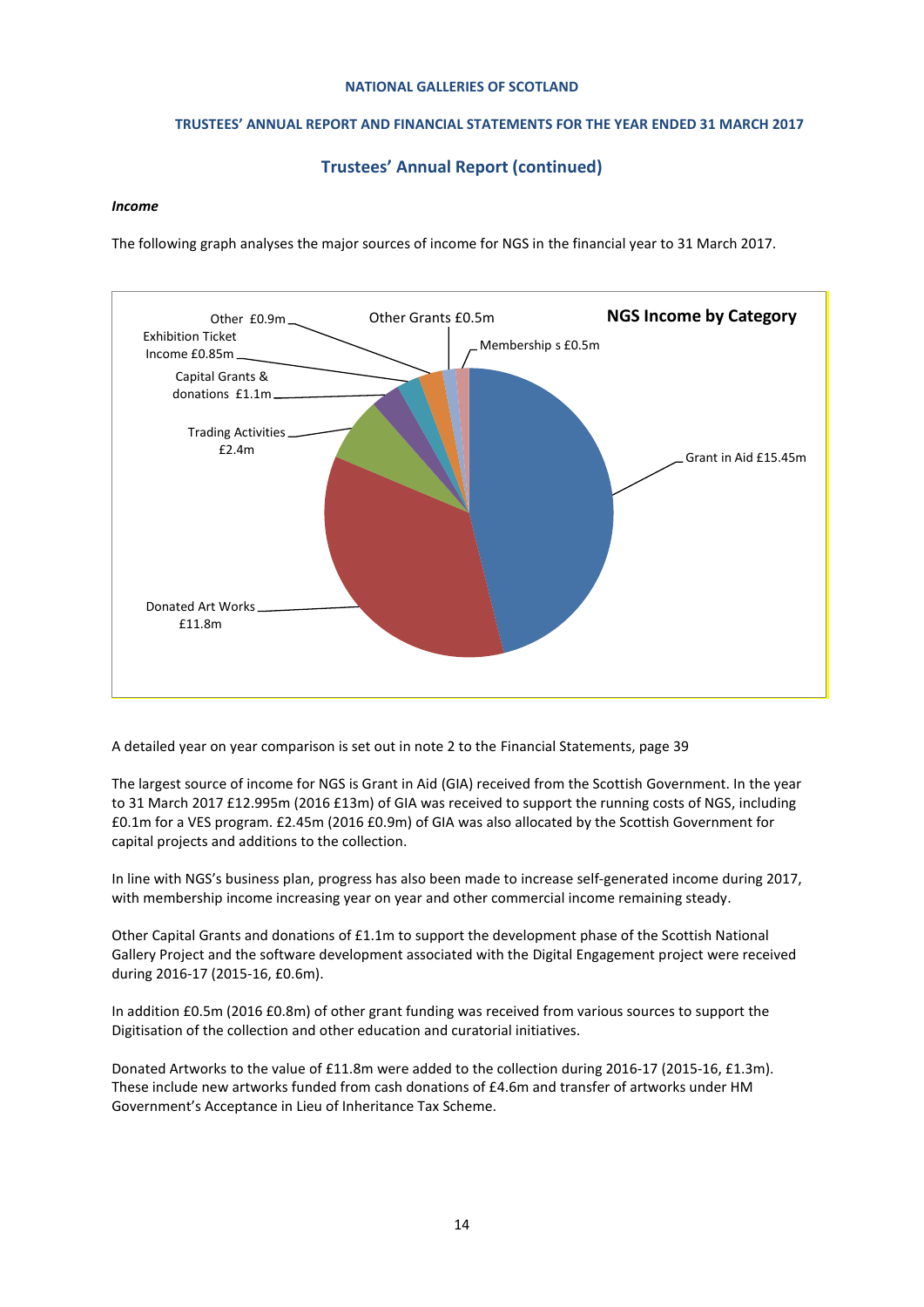#### *Income*

The following graph analyses the major sources of income for NGS in the financial year to 31 March 2017.

**NGS Income by Category**

Grant in Aid £15.45m

Donated Art Works £11.8m

Trading Activities £2.4m

Capital Grants & donations £1.1m

Exhibition Ticket Income £0.85m

Other £0.9m

Other Grants £0.5m

Membership s £0.5m

A detailed year on year comparison is set out in note 2 to the Financial Statements, page 39

The largest source of income for NGS is Grant in Aid (GIA) received from the Scottish Government. In the year to 31 March 2017 £12.995m (2016 £13m) of GIA was received to support the running costs of NGS, including £0.1m for a VES program. £2.45m (2016 £0.9m) of GIA was also allocated by the Scottish Government for capital projects and additions to the collection.

In line with NGS's business plan, progress has also been made to increase self-generated income during 2017, with membership income increasing year on year and other commercial income remaining steady.

Other Capital Grants and donations of £1.1m to support the development phase of the Scottish National Gallery Project and the software development associated with the Digital Engagement project were received during 2016-17 (2015-16, £0.6m).

In addition £0.5m (2016 £0.8m) of other grant funding was received from various sources to support the Digitisation of the collection and other education and curatorial initiatives.

Donated Artworks to the value of £11.8m were added to the collection during 2016-17 (2015-16, £1.3m). These include new artworks funded from cash donations of £4.6m and transfer of artworks under HM Government's Acceptance in Lieu of Inheritance Tax Scheme.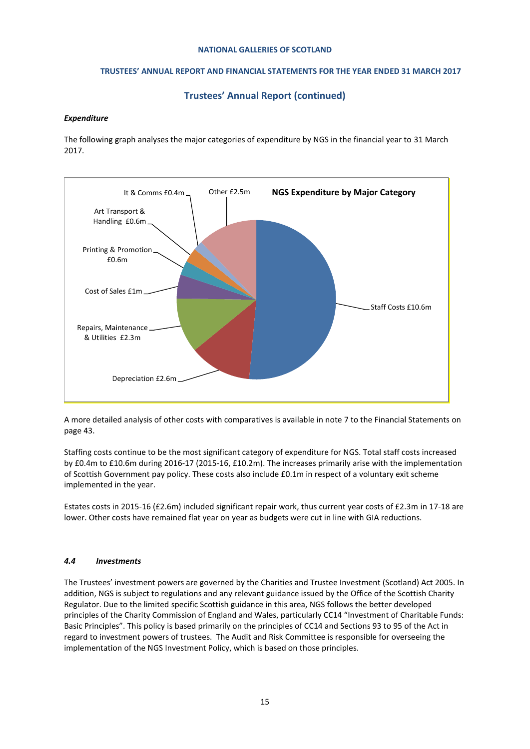# Trustees' Annual Report (continued)

### *Expenditure*

The following graph analyses the major categories of expenditure by NGS in the financial year to 31 March 2017.

**NGS Expenditure by Major Category**

- Staff Costs £10.6m
- Depreciation £2.6m
- Repairs, Maintenance & Utilities £2.3m
- Cost of Sales £1m
- Printing & Promotion £0.6m
- Art Transport & Handling £0.6m
- It & Comms £0.4m
- Other £2.5m

A more detailed analysis of other costs with comparatives is available in note 7 to the Financial Statements on page 43.

Staffing costs continue to be the most significant category of expenditure for NGS. Total staff costs increased by £0.4m to £10.6m during 2016-17 (2015-16, £10.2m). The increases primarily arise with the implementation of Scottish Government pay policy. These costs also include £0.1m in respect of a voluntary exit scheme implemented in the year.

Estates costs in 2015-16 (£2.6m) included significant repair work, thus current year costs of £2.3m in 17-18 are lower. Other costs have remained flat year on year as budgets were cut in line with GIA reductions.

### *4.4 Investments*

The Trustees' investment powers are governed by the Charities and Trustee Investment (Scotland) Act 2005. In addition, NGS is subject to regulations and any relevant guidance issued by the Office of the Scottish Charity Regulator. Due to the limited specific Scottish guidance in this area, NGS follows the better developed principles of the Charity Commission of England and Wales, particularly CC14 "Investment of Charitable Funds: Basic Principles". This policy is based primarily on the principles of CC14 and Sections 93 to 95 of the Act in regard to investment powers of trustees. The Audit and Risk Committee is responsible for overseeing the implementation of the NGS Investment Policy, which is based on those principles.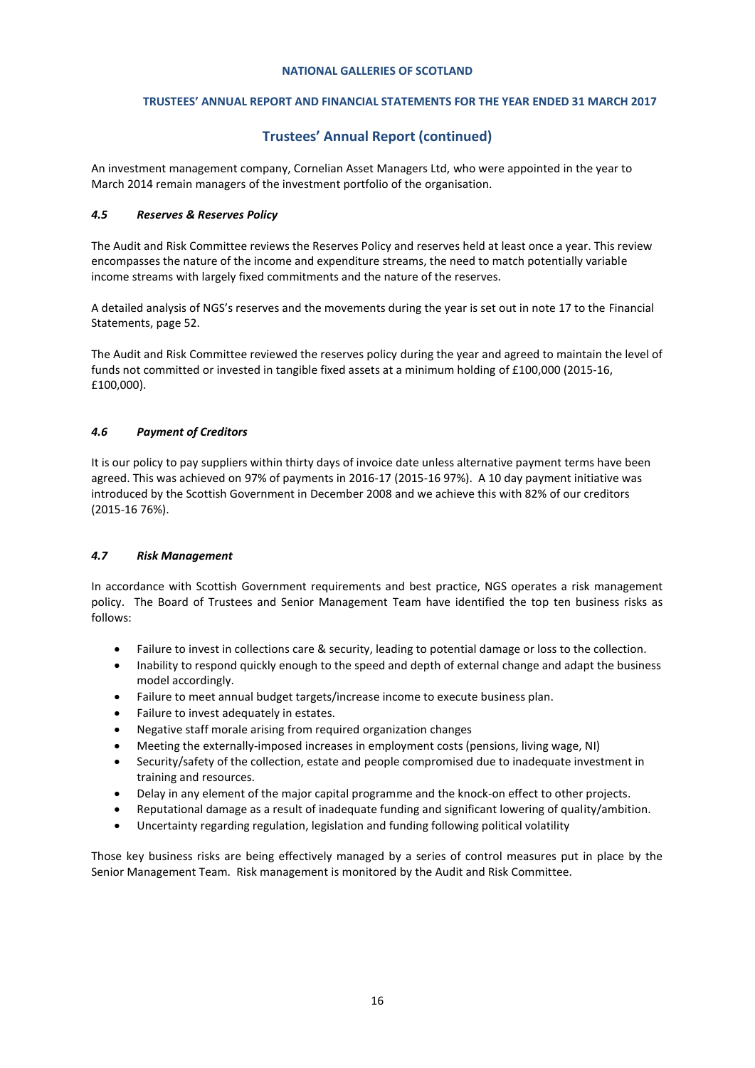## Trustees' Annual Report (continued)

An investment management company, Cornelian Asset Managers Ltd, who were appointed in the year to March 2014 remain managers of the investment portfolio of the organisation.

### *4.5 Reserves & Reserves Policy*

The Audit and Risk Committee reviews the Reserves Policy and reserves held at least once a year. This review encompasses the nature of the income and expenditure streams, the need to match potentially variable income streams with largely fixed commitments and the nature of the reserves.

A detailed analysis of NGS's reserves and the movements during the year is set out in note 17 to the Financial Statements, page 52.

The Audit and Risk Committee reviewed the reserves policy during the year and agreed to maintain the level of funds not committed or invested in tangible fixed assets at a minimum holding of £100,000 (2015-16, £100,000).

### *4.6 Payment of Creditors*

It is our policy to pay suppliers within thirty days of invoice date unless alternative payment terms have been agreed. This was achieved on 97% of payments in 2016-17 (2015-16 97%). A 10 day payment initiative was introduced by the Scottish Government in December 2008 and we achieve this with 82% of our creditors (2015-16 76%).

### *4.7 Risk Management*

In accordance with Scottish Government requirements and best practice, NGS operates a risk management policy. The Board of Trustees and Senior Management Team have identified the top ten business risks as follows:

- Failure to invest in collections care & security, leading to potential damage or loss to the collection.
- Inability to respond quickly enough to the speed and depth of external change and adapt the business model accordingly.
- Failure to meet annual budget targets/increase income to execute business plan.
- Failure to invest adequately in estates.
- Negative staff morale arising from required organization changes
- Meeting the externally-imposed increases in employment costs (pensions, living wage, NI)
- Security/safety of the collection, estate and people compromised due to inadequate investment in training and resources.
- Delay in any element of the major capital programme and the knock-on effect to other projects.
- Reputational damage as a result of inadequate funding and significant lowering of quality/ambition.
- Uncertainty regarding regulation, legislation and funding following political volatility

Those key business risks are being effectively managed by a series of control measures put in place by the Senior Management Team. Risk management is monitored by the Audit and Risk Committee.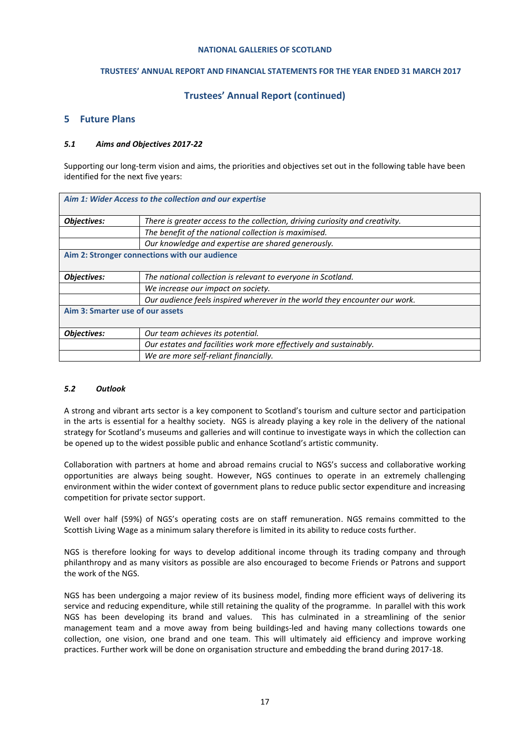## Trustees' Annual Report (continued)

## 5 Future Plans

### *5.1 Aims and Objectives 2017-22*

Supporting our long-term vision and aims, the priorities and objectives set out in the following table have been identified for the next five years:

| *Aim 1: Wider Access to the collection and our expertise* | |
|---|---|
| ***Objectives:*** | *There is greater access to the collection, driving curiosity and creativity.* |
| | *The benefit of the national collection is maximised.* |
| | *Our knowledge and expertise are shared generously.* |
| **Aim 2: Stronger connections with our audience** | |
| ***Objectives:*** | *The national collection is relevant to everyone in Scotland.* |
| | *We increase our impact on society.* |
| | *Our audience feels inspired wherever in the world they encounter our work.* |
| **Aim 3: Smarter use of our assets** | |
| ***Objectives:*** | *Our team achieves its potential.* |
| | *Our estates and facilities work more effectively and sustainably.* |
| | *We are more self-reliant financially.* |

### *5.2 Outlook*

A strong and vibrant arts sector is a key component to Scotland's tourism and culture sector and participation in the arts is essential for a healthy society. NGS is already playing a key role in the delivery of the national strategy for Scotland's museums and galleries and will continue to investigate ways in which the collection can be opened up to the widest possible public and enhance Scotland's artistic community.

Collaboration with partners at home and abroad remains crucial to NGS's success and collaborative working opportunities are always being sought. However, NGS continues to operate in an extremely challenging environment within the wider context of government plans to reduce public sector expenditure and increasing competition for private sector support.

Well over half (59%) of NGS's operating costs are on staff remuneration. NGS remains committed to the Scottish Living Wage as a minimum salary therefore is limited in its ability to reduce costs further.

NGS is therefore looking for ways to develop additional income through its trading company and through philanthropy and as many visitors as possible are also encouraged to become Friends or Patrons and support the work of the NGS.

NGS has been undergoing a major review of its business model, finding more efficient ways of delivering its service and reducing expenditure, while still retaining the quality of the programme. In parallel with this work NGS has been developing its brand and values. This has culminated in a streamlining of the senior management team and a move away from being buildings-led and having many collections towards one collection, one vision, one brand and one team. This will ultimately aid efficiency and improve working practices. Further work will be done on organisation structure and embedding the brand during 2017-18.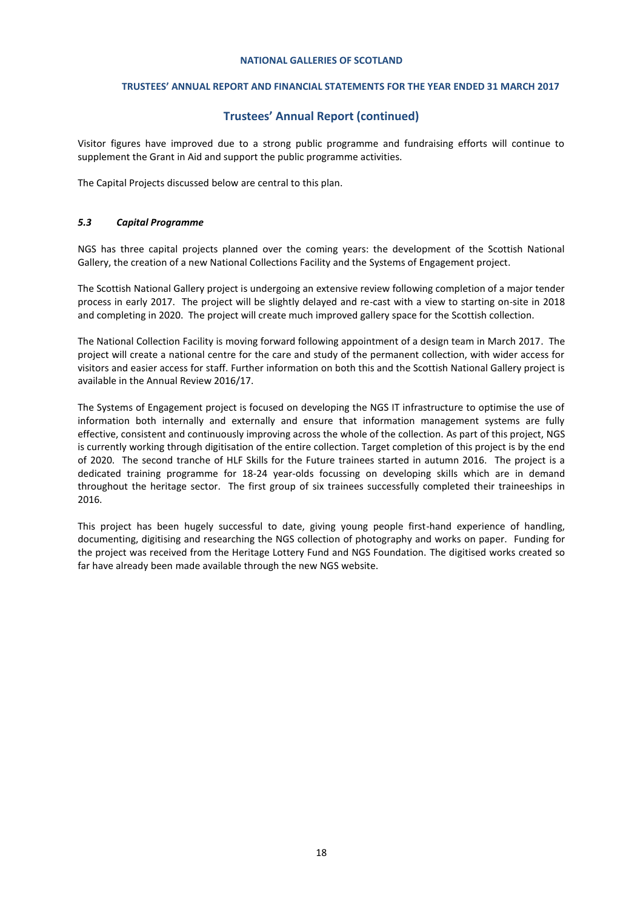## Trustees' Annual Report (continued)

Visitor figures have improved due to a strong public programme and fundraising efforts will continue to supplement the Grant in Aid and support the public programme activities.

The Capital Projects discussed below are central to this plan.

### *5.3 Capital Programme*

NGS has three capital projects planned over the coming years: the development of the Scottish National Gallery, the creation of a new National Collections Facility and the Systems of Engagement project.

The Scottish National Gallery project is undergoing an extensive review following completion of a major tender process in early 2017. The project will be slightly delayed and re-cast with a view to starting on-site in 2018 and completing in 2020. The project will create much improved gallery space for the Scottish collection.

The National Collection Facility is moving forward following appointment of a design team in March 2017. The project will create a national centre for the care and study of the permanent collection, with wider access for visitors and easier access for staff. Further information on both this and the Scottish National Gallery project is available in the Annual Review 2016/17.

The Systems of Engagement project is focused on developing the NGS IT infrastructure to optimise the use of information both internally and externally and ensure that information management systems are fully effective, consistent and continuously improving across the whole of the collection. As part of this project, NGS is currently working through digitisation of the entire collection. Target completion of this project is by the end of 2020. The second tranche of HLF Skills for the Future trainees started in autumn 2016. The project is a dedicated training programme for 18-24 year-olds focussing on developing skills which are in demand throughout the heritage sector. The first group of six trainees successfully completed their traineeships in 2016.

This project has been hugely successful to date, giving young people first-hand experience of handling, documenting, digitising and researching the NGS collection of photography and works on paper. Funding for the project was received from the Heritage Lottery Fund and NGS Foundation. The digitised works created so far have already been made available through the new NGS website.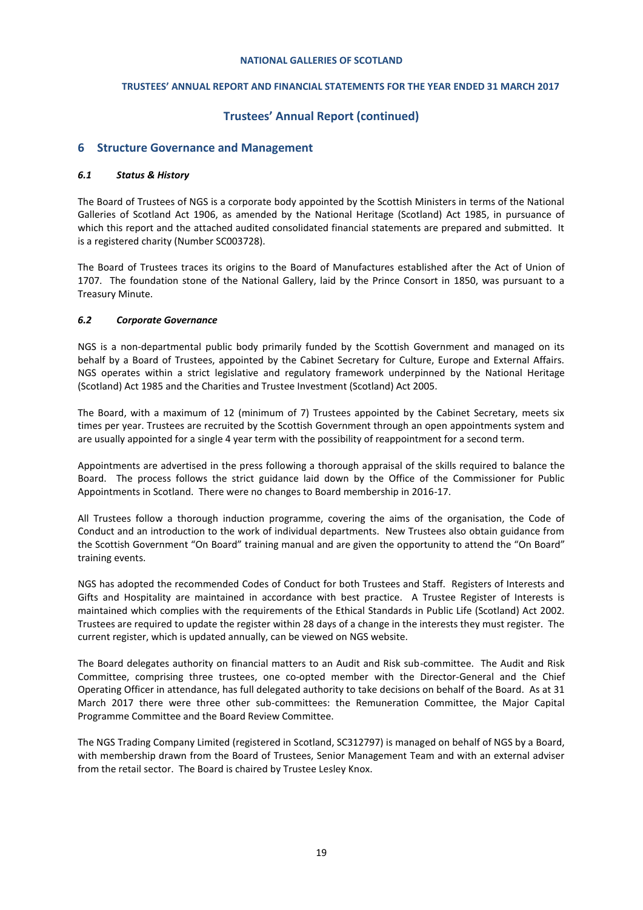## Trustees' Annual Report (continued)

## 6 Structure Governance and Management

### *6.1 Status & History*

The Board of Trustees of NGS is a corporate body appointed by the Scottish Ministers in terms of the National Galleries of Scotland Act 1906, as amended by the National Heritage (Scotland) Act 1985, in pursuance of which this report and the attached audited consolidated financial statements are prepared and submitted. It is a registered charity (Number SC003728).

The Board of Trustees traces its origins to the Board of Manufactures established after the Act of Union of 1707. The foundation stone of the National Gallery, laid by the Prince Consort in 1850, was pursuant to a Treasury Minute.

### *6.2 Corporate Governance*

NGS is a non-departmental public body primarily funded by the Scottish Government and managed on its behalf by a Board of Trustees, appointed by the Cabinet Secretary for Culture, Europe and External Affairs. NGS operates within a strict legislative and regulatory framework underpinned by the National Heritage (Scotland) Act 1985 and the Charities and Trustee Investment (Scotland) Act 2005.

The Board, with a maximum of 12 (minimum of 7) Trustees appointed by the Cabinet Secretary, meets six times per year. Trustees are recruited by the Scottish Government through an open appointments system and are usually appointed for a single 4 year term with the possibility of reappointment for a second term.

Appointments are advertised in the press following a thorough appraisal of the skills required to balance the Board. The process follows the strict guidance laid down by the Office of the Commissioner for Public Appointments in Scotland. There were no changes to Board membership in 2016-17.

All Trustees follow a thorough induction programme, covering the aims of the organisation, the Code of Conduct and an introduction to the work of individual departments. New Trustees also obtain guidance from the Scottish Government "On Board" training manual and are given the opportunity to attend the "On Board" training events.

NGS has adopted the recommended Codes of Conduct for both Trustees and Staff. Registers of Interests and Gifts and Hospitality are maintained in accordance with best practice. A Trustee Register of Interests is maintained which complies with the requirements of the Ethical Standards in Public Life (Scotland) Act 2002. Trustees are required to update the register within 28 days of a change in the interests they must register. The current register, which is updated annually, can be viewed on NGS website.

The Board delegates authority on financial matters to an Audit and Risk sub-committee. The Audit and Risk Committee, comprising three trustees, one co-opted member with the Director-General and the Chief Operating Officer in attendance, has full delegated authority to take decisions on behalf of the Board. As at 31 March 2017 there were three other sub-committees: the Remuneration Committee, the Major Capital Programme Committee and the Board Review Committee.

The NGS Trading Company Limited (registered in Scotland, SC312797) is managed on behalf of NGS by a Board, with membership drawn from the Board of Trustees, Senior Management Team and with an external adviser from the retail sector. The Board is chaired by Trustee Lesley Knox.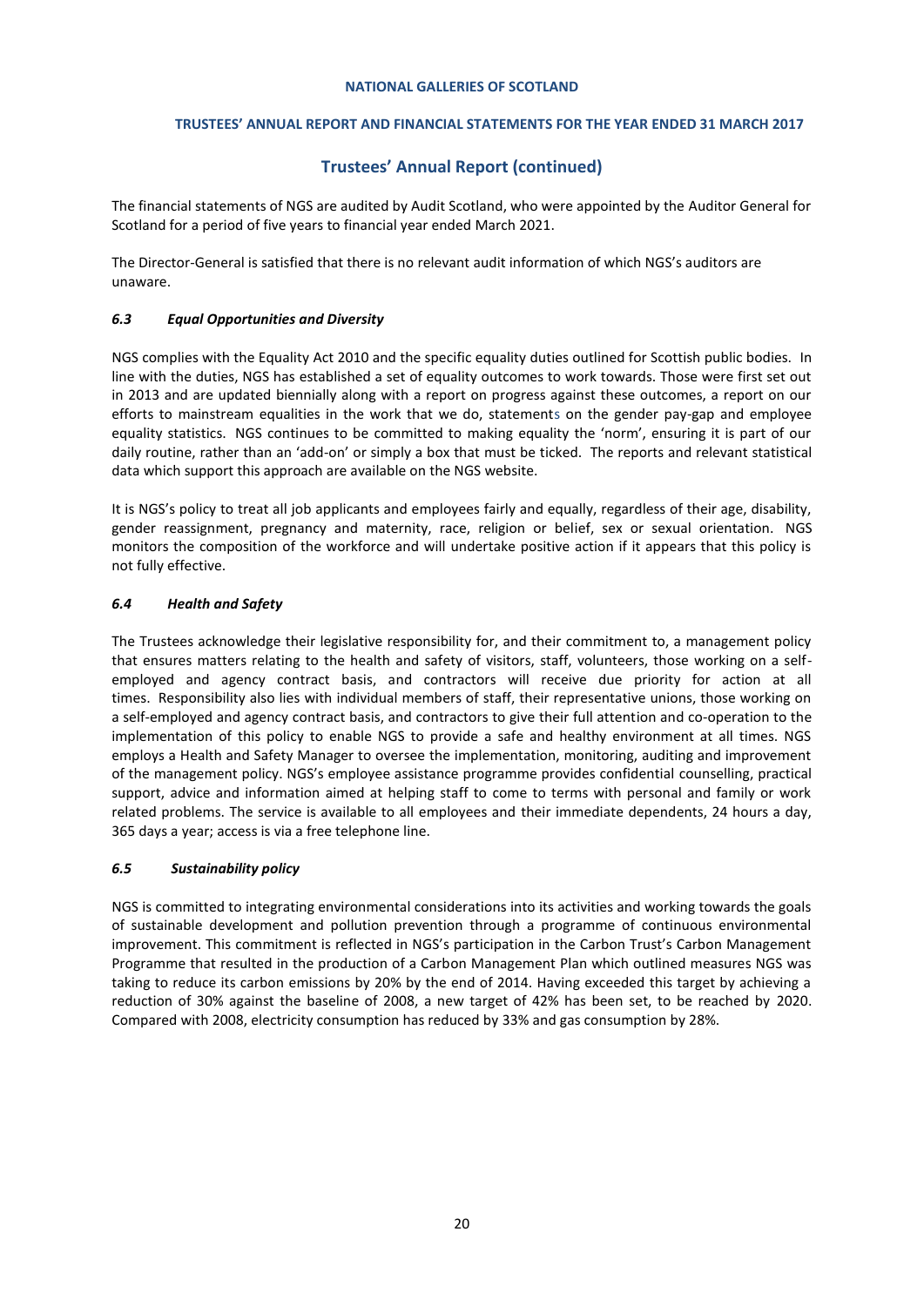## Trustees' Annual Report (continued)

The financial statements of NGS are audited by Audit Scotland, who were appointed by the Auditor General for Scotland for a period of five years to financial year ended March 2021.

The Director-General is satisfied that there is no relevant audit information of which NGS's auditors are unaware.

### *6.3 Equal Opportunities and Diversity*

NGS complies with the Equality Act 2010 and the specific equality duties outlined for Scottish public bodies. In line with the duties, NGS has established a set of equality outcomes to work towards. Those were first set out in 2013 and are updated biennially along with a report on progress against these outcomes, a report on our efforts to mainstream equalities in the work that we do, statements on the gender pay-gap and employee equality statistics. NGS continues to be committed to making equality the 'norm', ensuring it is part of our daily routine, rather than an 'add-on' or simply a box that must be ticked. The reports and relevant statistical data which support this approach are available on the NGS website.

It is NGS's policy to treat all job applicants and employees fairly and equally, regardless of their age, disability, gender reassignment, pregnancy and maternity, race, religion or belief, sex or sexual orientation. NGS monitors the composition of the workforce and will undertake positive action if it appears that this policy is not fully effective.

### *6.4 Health and Safety*

The Trustees acknowledge their legislative responsibility for, and their commitment to, a management policy that ensures matters relating to the health and safety of visitors, staff, volunteers, those working on a self-employed and agency contract basis, and contractors will receive due priority for action at all times. Responsibility also lies with individual members of staff, their representative unions, those working on a self-employed and agency contract basis, and contractors to give their full attention and co-operation to the implementation of this policy to enable NGS to provide a safe and healthy environment at all times. NGS employs a Health and Safety Manager to oversee the implementation, monitoring, auditing and improvement of the management policy. NGS's employee assistance programme provides confidential counselling, practical support, advice and information aimed at helping staff to come to terms with personal and family or work related problems. The service is available to all employees and their immediate dependents, 24 hours a day, 365 days a year; access is via a free telephone line.

### *6.5 Sustainability policy*

NGS is committed to integrating environmental considerations into its activities and working towards the goals of sustainable development and pollution prevention through a programme of continuous environmental improvement. This commitment is reflected in NGS's participation in the Carbon Trust's Carbon Management Programme that resulted in the production of a Carbon Management Plan which outlined measures NGS was taking to reduce its carbon emissions by 20% by the end of 2014. Having exceeded this target by achieving a reduction of 30% against the baseline of 2008, a new target of 42% has been set, to be reached by 2020. Compared with 2008, electricity consumption has reduced by 33% and gas consumption by 28%.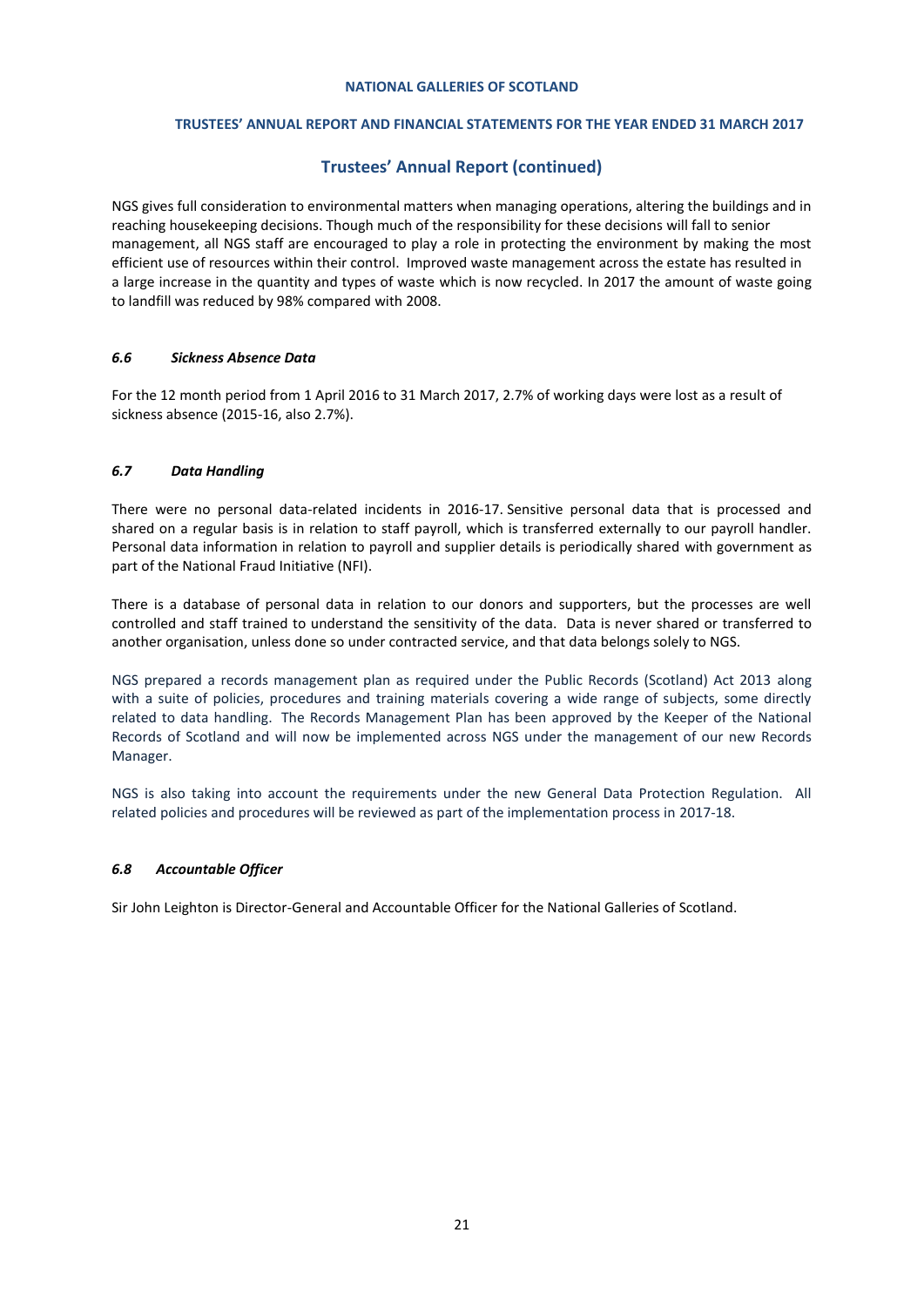## Trustees' Annual Report (continued)

NGS gives full consideration to environmental matters when managing operations, altering the buildings and in reaching housekeeping decisions. Though much of the responsibility for these decisions will fall to senior management, all NGS staff are encouraged to play a role in protecting the environment by making the most efficient use of resources within their control. Improved waste management across the estate has resulted in a large increase in the quantity and types of waste which is now recycled. In 2017 the amount of waste going to landfill was reduced by 98% compared with 2008.

### *6.6 Sickness Absence Data*

For the 12 month period from 1 April 2016 to 31 March 2017, 2.7% of working days were lost as a result of sickness absence (2015-16, also 2.7%).

### *6.7 Data Handling*

There were no personal data-related incidents in 2016-17. Sensitive personal data that is processed and shared on a regular basis is in relation to staff payroll, which is transferred externally to our payroll handler. Personal data information in relation to payroll and supplier details is periodically shared with government as part of the National Fraud Initiative (NFI).

There is a database of personal data in relation to our donors and supporters, but the processes are well controlled and staff trained to understand the sensitivity of the data. Data is never shared or transferred to another organisation, unless done so under contracted service, and that data belongs solely to NGS.

NGS prepared a records management plan as required under the Public Records (Scotland) Act 2013 along with a suite of policies, procedures and training materials covering a wide range of subjects, some directly related to data handling. The Records Management Plan has been approved by the Keeper of the National Records of Scotland and will now be implemented across NGS under the management of our new Records Manager.

NGS is also taking into account the requirements under the new General Data Protection Regulation. All related policies and procedures will be reviewed as part of the implementation process in 2017-18.

### *6.8 Accountable Officer*

Sir John Leighton is Director-General and Accountable Officer for the National Galleries of Scotland.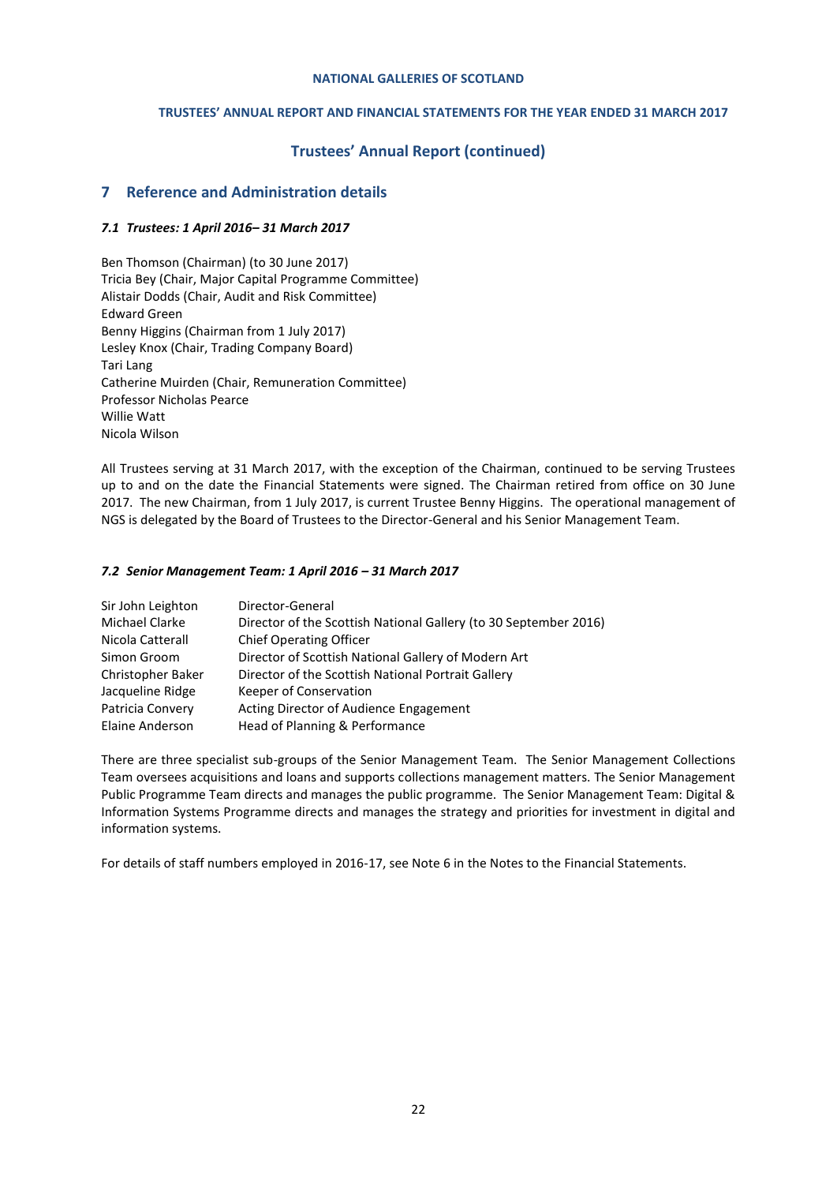## Trustees' Annual Report (continued)

## 7 Reference and Administration details

### *7.1 Trustees: 1 April 2016– 31 March 2017*

Ben Thomson (Chairman) (to 30 June 2017)
Tricia Bey (Chair, Major Capital Programme Committee)
Alistair Dodds (Chair, Audit and Risk Committee)
Edward Green
Benny Higgins (Chairman from 1 July 2017)
Lesley Knox (Chair, Trading Company Board)
Tari Lang
Catherine Muirden (Chair, Remuneration Committee)
Professor Nicholas Pearce
Willie Watt
Nicola Wilson

All Trustees serving at 31 March 2017, with the exception of the Chairman, continued to be serving Trustees up to and on the date the Financial Statements were signed. The Chairman retired from office on 30 June 2017. The new Chairman, from 1 July 2017, is current Trustee Benny Higgins. The operational management of NGS is delegated by the Board of Trustees to the Director-General and his Senior Management Team.

### *7.2 Senior Management Team: 1 April 2016 – 31 March 2017*

| | |
|---|---|
| Sir John Leighton | Director-General |
| Michael Clarke | Director of the Scottish National Gallery (to 30 September 2016) |
| Nicola Catterall | Chief Operating Officer |
| Simon Groom | Director of Scottish National Gallery of Modern Art |
| Christopher Baker | Director of the Scottish National Portrait Gallery |
| Jacqueline Ridge | Keeper of Conservation |
| Patricia Convery | Acting Director of Audience Engagement |
| Elaine Anderson | Head of Planning & Performance |

There are three specialist sub-groups of the Senior Management Team. The Senior Management Collections Team oversees acquisitions and loans and supports collections management matters. The Senior Management Public Programme Team directs and manages the public programme. The Senior Management Team: Digital & Information Systems Programme directs and manages the strategy and priorities for investment in digital and information systems.

For details of staff numbers employed in 2016-17, see Note 6 in the Notes to the Financial Statements.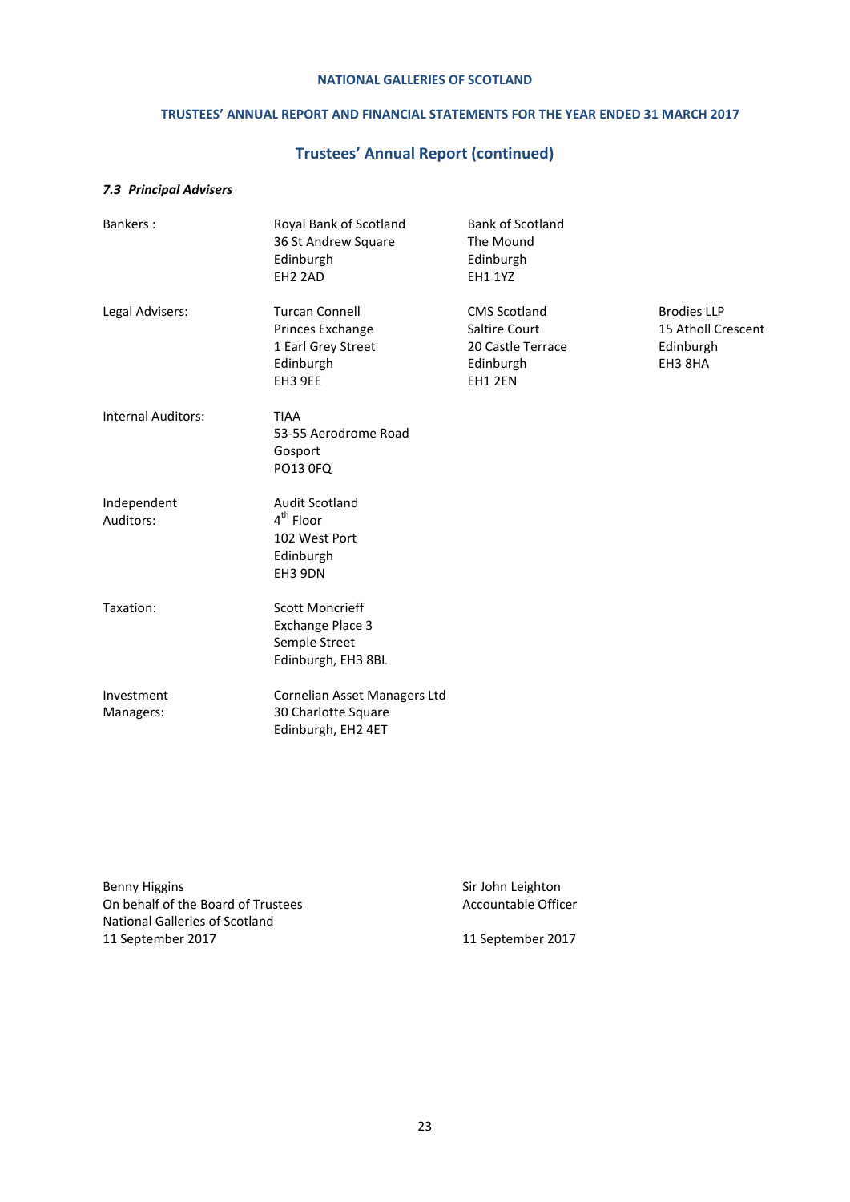## Trustees' Annual Report (continued)

### *7.3 Principal Advisers*

| | | | |
|---|---|---|---|
| Bankers : | Royal Bank of Scotland<br>36 St Andrew Square<br>Edinburgh<br>EH2 2AD | Bank of Scotland<br>The Mound<br>Edinburgh<br>EH1 1YZ | |
| Legal Advisers: | Turcan Connell<br>Princes Exchange<br>1 Earl Grey Street<br>Edinburgh<br>EH3 9EE | CMS Scotland<br>Saltire Court<br>20 Castle Terrace<br>Edinburgh<br>EH1 2EN | Brodies LLP<br>15 Atholl Crescent<br>Edinburgh<br>EH3 8HA |
| Internal Auditors: | TIAA<br>53-55 Aerodrome Road<br>Gosport<br>PO13 0FQ | | |
| Independent Auditors: | Audit Scotland<br>4th Floor<br>102 West Port<br>Edinburgh<br>EH3 9DN | | |
| Taxation: | Scott Moncrieff<br>Exchange Place 3<br>Semple Street<br>Edinburgh, EH3 8BL | | |
| Investment Managers: | Cornelian Asset Managers Ltd<br>30 Charlotte Square<br>Edinburgh, EH2 4ET | | |

Benny Higgins
On behalf of the Board of Trustees
National Galleries of Scotland
11 September 2017

Sir John Leighton
Accountable Officer

11 September 2017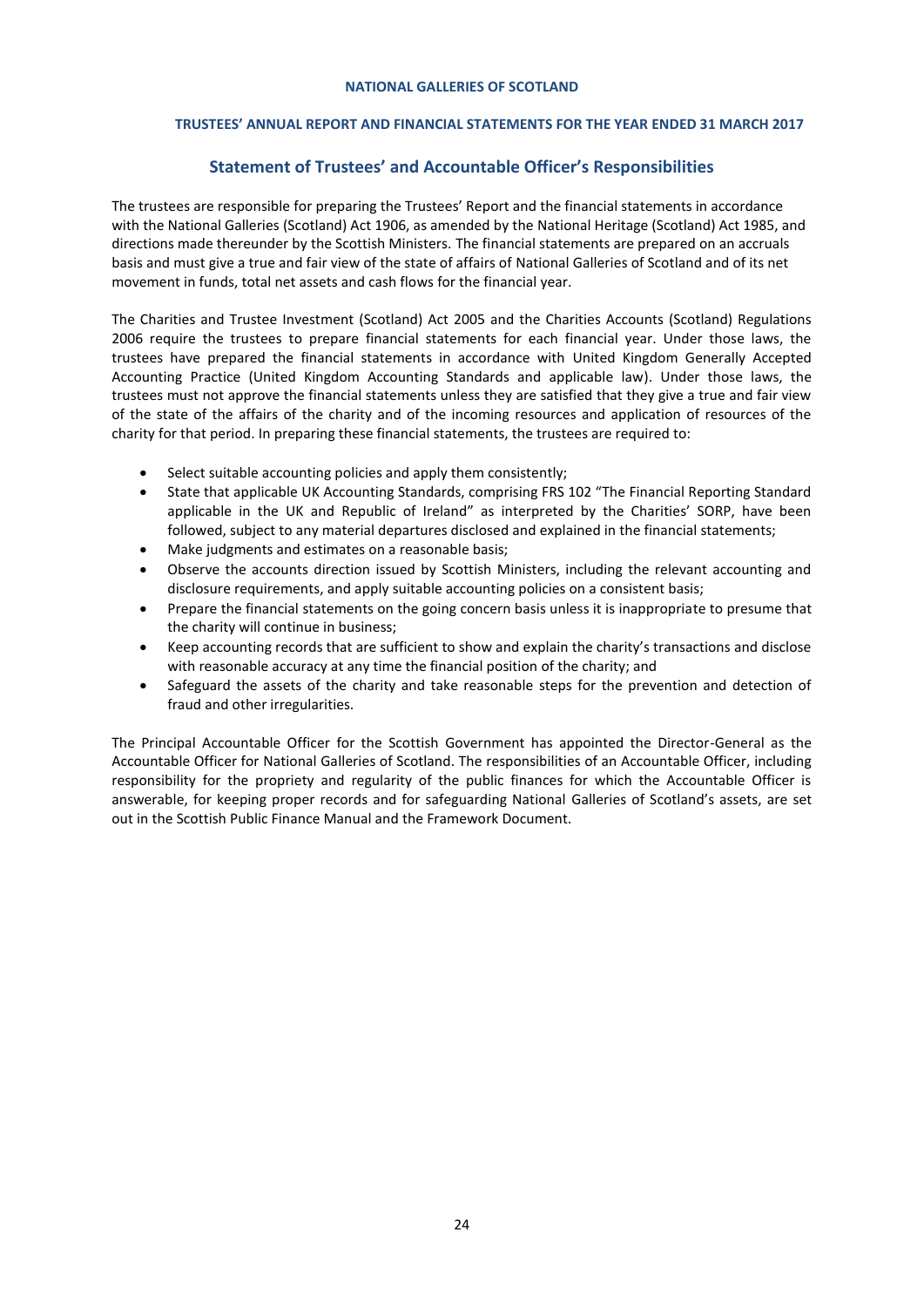## Statement of Trustees' and Accountable Officer's Responsibilities

The trustees are responsible for preparing the Trustees' Report and the financial statements in accordance with the National Galleries (Scotland) Act 1906, as amended by the National Heritage (Scotland) Act 1985, and directions made thereunder by the Scottish Ministers. The financial statements are prepared on an accruals basis and must give a true and fair view of the state of affairs of National Galleries of Scotland and of its net movement in funds, total net assets and cash flows for the financial year.

The Charities and Trustee Investment (Scotland) Act 2005 and the Charities Accounts (Scotland) Regulations 2006 require the trustees to prepare financial statements for each financial year. Under those laws, the trustees have prepared the financial statements in accordance with United Kingdom Generally Accepted Accounting Practice (United Kingdom Accounting Standards and applicable law). Under those laws, the trustees must not approve the financial statements unless they are satisfied that they give a true and fair view of the state of the affairs of the charity and of the incoming resources and application of resources of the charity for that period. In preparing these financial statements, the trustees are required to:

- Select suitable accounting policies and apply them consistently;
- State that applicable UK Accounting Standards, comprising FRS 102 "The Financial Reporting Standard applicable in the UK and Republic of Ireland" as interpreted by the Charities' SORP, have been followed, subject to any material departures disclosed and explained in the financial statements;
- Make judgments and estimates on a reasonable basis;
- Observe the accounts direction issued by Scottish Ministers, including the relevant accounting and disclosure requirements, and apply suitable accounting policies on a consistent basis;
- Prepare the financial statements on the going concern basis unless it is inappropriate to presume that the charity will continue in business;
- Keep accounting records that are sufficient to show and explain the charity's transactions and disclose with reasonable accuracy at any time the financial position of the charity; and
- Safeguard the assets of the charity and take reasonable steps for the prevention and detection of fraud and other irregularities.

The Principal Accountable Officer for the Scottish Government has appointed the Director-General as the Accountable Officer for National Galleries of Scotland. The responsibilities of an Accountable Officer, including responsibility for the propriety and regularity of the public finances for which the Accountable Officer is answerable, for keeping proper records and for safeguarding National Galleries of Scotland's assets, are set out in the Scottish Public Finance Manual and the Framework Document.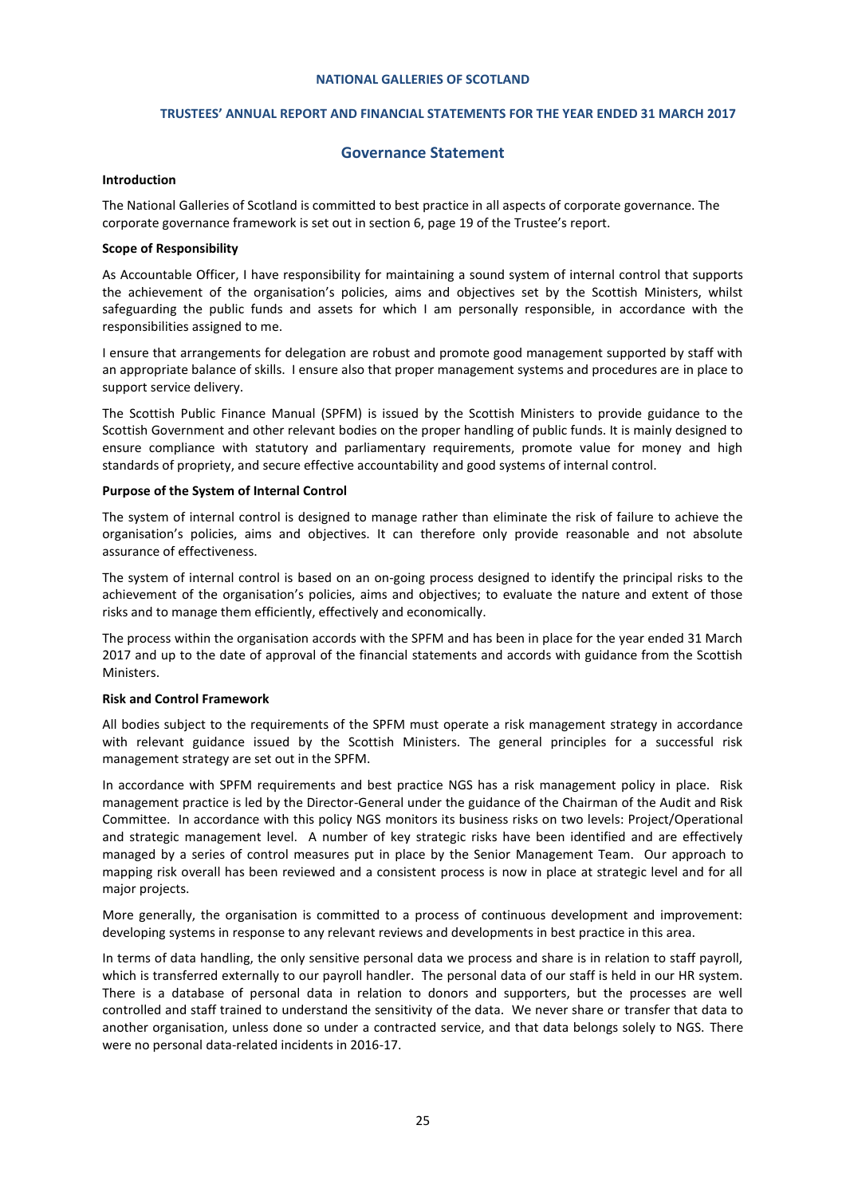## Governance Statement

**Introduction**

The National Galleries of Scotland is committed to best practice in all aspects of corporate governance. The corporate governance framework is set out in section 6, page 19 of the Trustee's report.

**Scope of Responsibility**

As Accountable Officer, I have responsibility for maintaining a sound system of internal control that supports the achievement of the organisation's policies, aims and objectives set by the Scottish Ministers, whilst safeguarding the public funds and assets for which I am personally responsible, in accordance with the responsibilities assigned to me.

I ensure that arrangements for delegation are robust and promote good management supported by staff with an appropriate balance of skills. I ensure also that proper management systems and procedures are in place to support service delivery.

The Scottish Public Finance Manual (SPFM) is issued by the Scottish Ministers to provide guidance to the Scottish Government and other relevant bodies on the proper handling of public funds. It is mainly designed to ensure compliance with statutory and parliamentary requirements, promote value for money and high standards of propriety, and secure effective accountability and good systems of internal control.

**Purpose of the System of Internal Control**

The system of internal control is designed to manage rather than eliminate the risk of failure to achieve the organisation's policies, aims and objectives. It can therefore only provide reasonable and not absolute assurance of effectiveness.

The system of internal control is based on an on-going process designed to identify the principal risks to the achievement of the organisation's policies, aims and objectives; to evaluate the nature and extent of those risks and to manage them efficiently, effectively and economically.

The process within the organisation accords with the SPFM and has been in place for the year ended 31 March 2017 and up to the date of approval of the financial statements and accords with guidance from the Scottish Ministers.

**Risk and Control Framework**

All bodies subject to the requirements of the SPFM must operate a risk management strategy in accordance with relevant guidance issued by the Scottish Ministers. The general principles for a successful risk management strategy are set out in the SPFM.

In accordance with SPFM requirements and best practice NGS has a risk management policy in place. Risk management practice is led by the Director-General under the guidance of the Chairman of the Audit and Risk Committee. In accordance with this policy NGS monitors its business risks on two levels: Project/Operational and strategic management level. A number of key strategic risks have been identified and are effectively managed by a series of control measures put in place by the Senior Management Team. Our approach to mapping risk overall has been reviewed and a consistent process is now in place at strategic level and for all major projects.

More generally, the organisation is committed to a process of continuous development and improvement: developing systems in response to any relevant reviews and developments in best practice in this area.

In terms of data handling, the only sensitive personal data we process and share is in relation to staff payroll, which is transferred externally to our payroll handler. The personal data of our staff is held in our HR system. There is a database of personal data in relation to donors and supporters, but the processes are well controlled and staff trained to understand the sensitivity of the data. We never share or transfer that data to another organisation, unless done so under a contracted service, and that data belongs solely to NGS. There were no personal data-related incidents in 2016-17.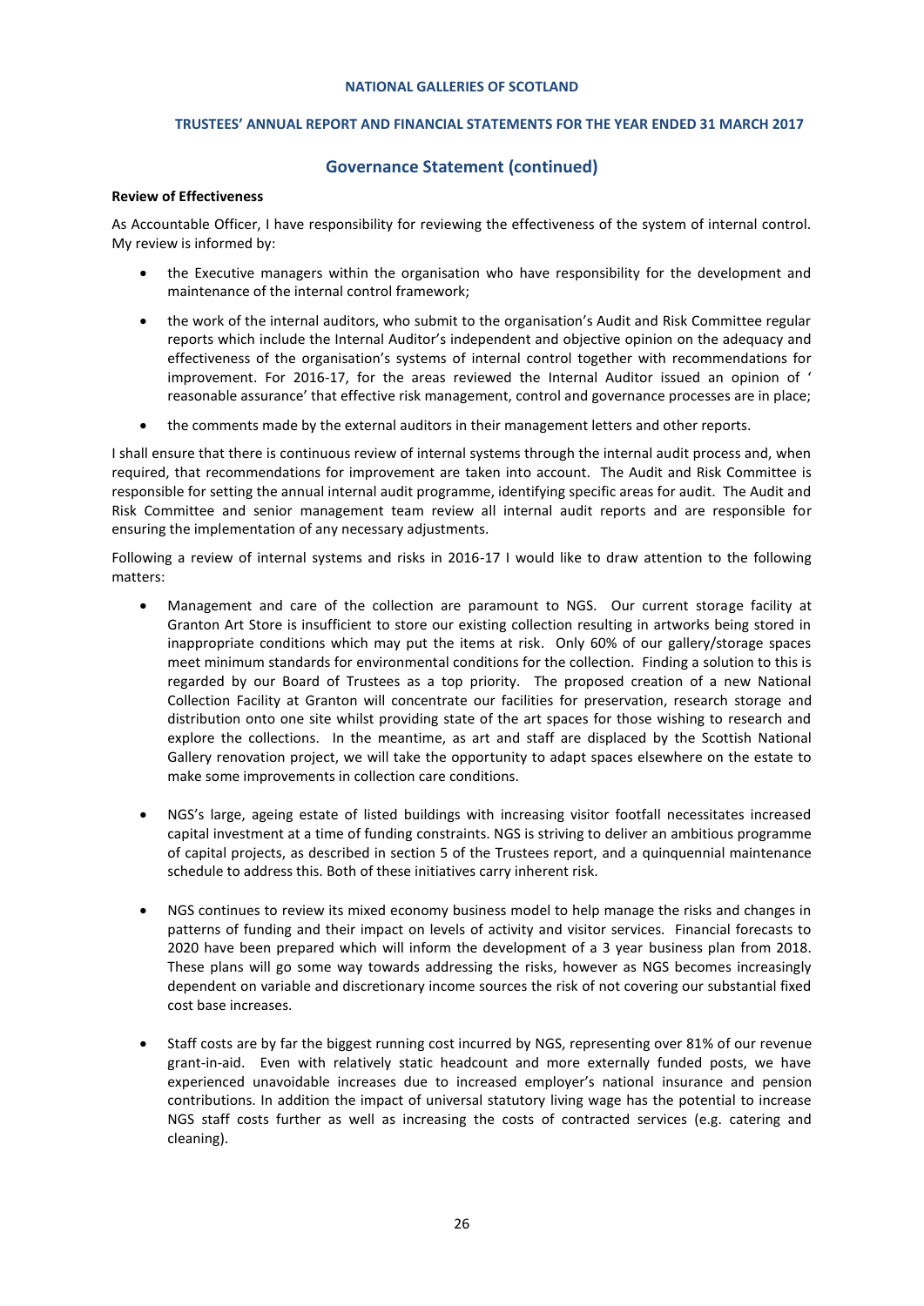## Governance Statement (continued)

**Review of Effectiveness**

As Accountable Officer, I have responsibility for reviewing the effectiveness of the system of internal control. My review is informed by:

- the Executive managers within the organisation who have responsibility for the development and maintenance of the internal control framework;
- the work of the internal auditors, who submit to the organisation's Audit and Risk Committee regular reports which include the Internal Auditor's independent and objective opinion on the adequacy and effectiveness of the organisation's systems of internal control together with recommendations for improvement. For 2016-17, for the areas reviewed the Internal Auditor issued an opinion of ' reasonable assurance' that effective risk management, control and governance processes are in place;
- the comments made by the external auditors in their management letters and other reports.

I shall ensure that there is continuous review of internal systems through the internal audit process and, when required, that recommendations for improvement are taken into account. The Audit and Risk Committee is responsible for setting the annual internal audit programme, identifying specific areas for audit. The Audit and Risk Committee and senior management team review all internal audit reports and are responsible for ensuring the implementation of any necessary adjustments.

Following a review of internal systems and risks in 2016-17 I would like to draw attention to the following matters:

- Management and care of the collection are paramount to NGS. Our current storage facility at Granton Art Store is insufficient to store our existing collection resulting in artworks being stored in inappropriate conditions which may put the items at risk. Only 60% of our gallery/storage spaces meet minimum standards for environmental conditions for the collection. Finding a solution to this is regarded by our Board of Trustees as a top priority. The proposed creation of a new National Collection Facility at Granton will concentrate our facilities for preservation, research storage and distribution onto one site whilst providing state of the art spaces for those wishing to research and explore the collections. In the meantime, as art and staff are displaced by the Scottish National Gallery renovation project, we will take the opportunity to adapt spaces elsewhere on the estate to make some improvements in collection care conditions.

- NGS's large, ageing estate of listed buildings with increasing visitor footfall necessitates increased capital investment at a time of funding constraints. NGS is striving to deliver an ambitious programme of capital projects, as described in section 5 of the Trustees report, and a quinquennial maintenance schedule to address this. Both of these initiatives carry inherent risk.

- NGS continues to review its mixed economy business model to help manage the risks and changes in patterns of funding and their impact on levels of activity and visitor services. Financial forecasts to 2020 have been prepared which will inform the development of a 3 year business plan from 2018. These plans will go some way towards addressing the risks, however as NGS becomes increasingly dependent on variable and discretionary income sources the risk of not covering our substantial fixed cost base increases.

- Staff costs are by far the biggest running cost incurred by NGS, representing over 81% of our revenue grant-in-aid. Even with relatively static headcount and more externally funded posts, we have experienced unavoidable increases due to increased employer's national insurance and pension contributions. In addition the impact of universal statutory living wage has the potential to increase NGS staff costs further as well as increasing the costs of contracted services (e.g. catering and cleaning).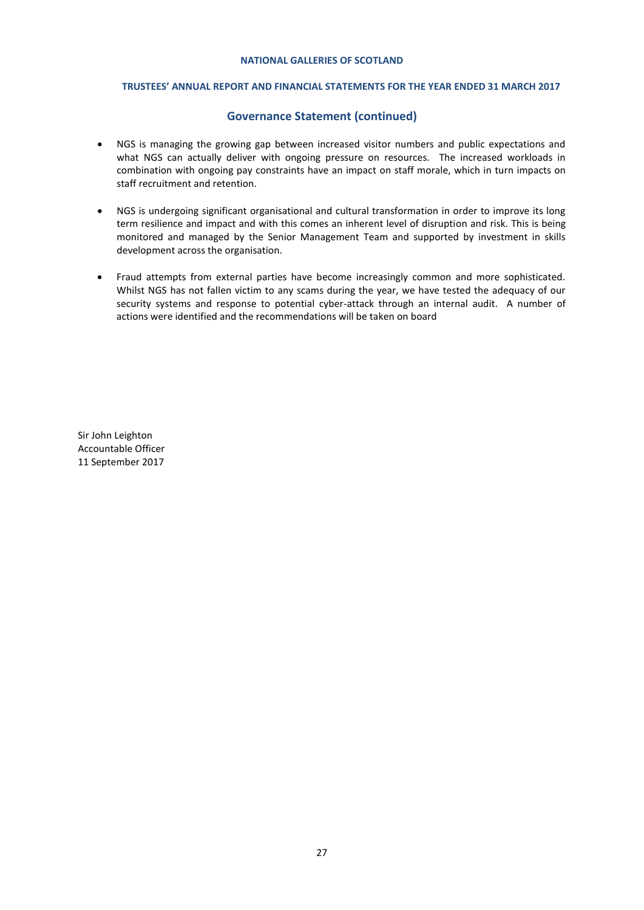## Governance Statement (continued)

- NGS is managing the growing gap between increased visitor numbers and public expectations and what NGS can actually deliver with ongoing pressure on resources. The increased workloads in combination with ongoing pay constraints have an impact on staff morale, which in turn impacts on staff recruitment and retention.

- NGS is undergoing significant organisational and cultural transformation in order to improve its long term resilience and impact and with this comes an inherent level of disruption and risk. This is being monitored and managed by the Senior Management Team and supported by investment in skills development across the organisation.

- Fraud attempts from external parties have become increasingly common and more sophisticated. Whilst NGS has not fallen victim to any scams during the year, we have tested the adequacy of our security systems and response to potential cyber-attack through an internal audit. A number of actions were identified and the recommendations will be taken on board

Sir John Leighton
Accountable Officer
11 September 2017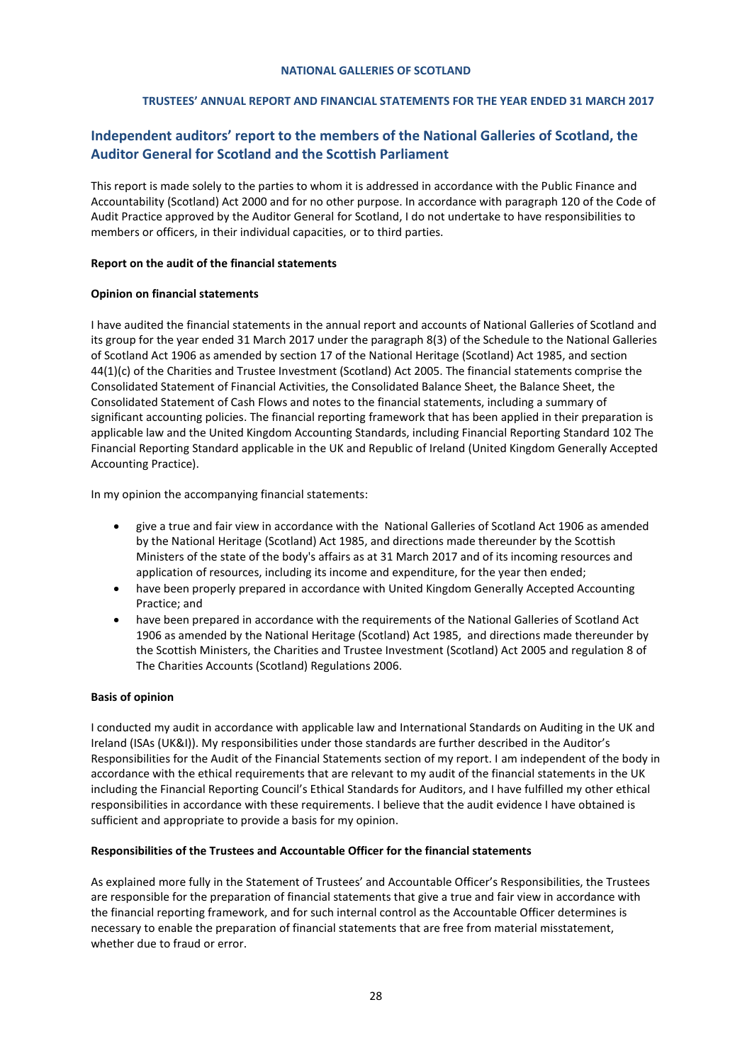## Independent auditors' report to the members of the National Galleries of Scotland, the Auditor General for Scotland and the Scottish Parliament

This report is made solely to the parties to whom it is addressed in accordance with the Public Finance and Accountability (Scotland) Act 2000 and for no other purpose. In accordance with paragraph 120 of the Code of Audit Practice approved by the Auditor General for Scotland, I do not undertake to have responsibilities to members or officers, in their individual capacities, or to third parties.

**Report on the audit of the financial statements**

**Opinion on financial statements**

I have audited the financial statements in the annual report and accounts of National Galleries of Scotland and its group for the year ended 31 March 2017 under the paragraph 8(3) of the Schedule to the National Galleries of Scotland Act 1906 as amended by section 17 of the National Heritage (Scotland) Act 1985, and section 44(1)(c) of the Charities and Trustee Investment (Scotland) Act 2005. The financial statements comprise the Consolidated Statement of Financial Activities, the Consolidated Balance Sheet, the Balance Sheet, the Consolidated Statement of Cash Flows and notes to the financial statements, including a summary of significant accounting policies. The financial reporting framework that has been applied in their preparation is applicable law and the United Kingdom Accounting Standards, including Financial Reporting Standard 102 The Financial Reporting Standard applicable in the UK and Republic of Ireland (United Kingdom Generally Accepted Accounting Practice).

In my opinion the accompanying financial statements:

- give a true and fair view in accordance with the National Galleries of Scotland Act 1906 as amended by the National Heritage (Scotland) Act 1985, and directions made thereunder by the Scottish Ministers of the state of the body's affairs as at 31 March 2017 and of its incoming resources and application of resources, including its income and expenditure, for the year then ended;
- have been properly prepared in accordance with United Kingdom Generally Accepted Accounting Practice; and
- have been prepared in accordance with the requirements of the National Galleries of Scotland Act 1906 as amended by the National Heritage (Scotland) Act 1985, and directions made thereunder by the Scottish Ministers, the Charities and Trustee Investment (Scotland) Act 2005 and regulation 8 of The Charities Accounts (Scotland) Regulations 2006.

**Basis of opinion**

I conducted my audit in accordance with applicable law and International Standards on Auditing in the UK and Ireland (ISAs (UK&I)). My responsibilities under those standards are further described in the Auditor's Responsibilities for the Audit of the Financial Statements section of my report. I am independent of the body in accordance with the ethical requirements that are relevant to my audit of the financial statements in the UK including the Financial Reporting Council's Ethical Standards for Auditors, and I have fulfilled my other ethical responsibilities in accordance with these requirements. I believe that the audit evidence I have obtained is sufficient and appropriate to provide a basis for my opinion.

**Responsibilities of the Trustees and Accountable Officer for the financial statements**

As explained more fully in the Statement of Trustees' and Accountable Officer's Responsibilities, the Trustees are responsible for the preparation of financial statements that give a true and fair view in accordance with the financial reporting framework, and for such internal control as the Accountable Officer determines is necessary to enable the preparation of financial statements that are free from material misstatement, whether due to fraud or error.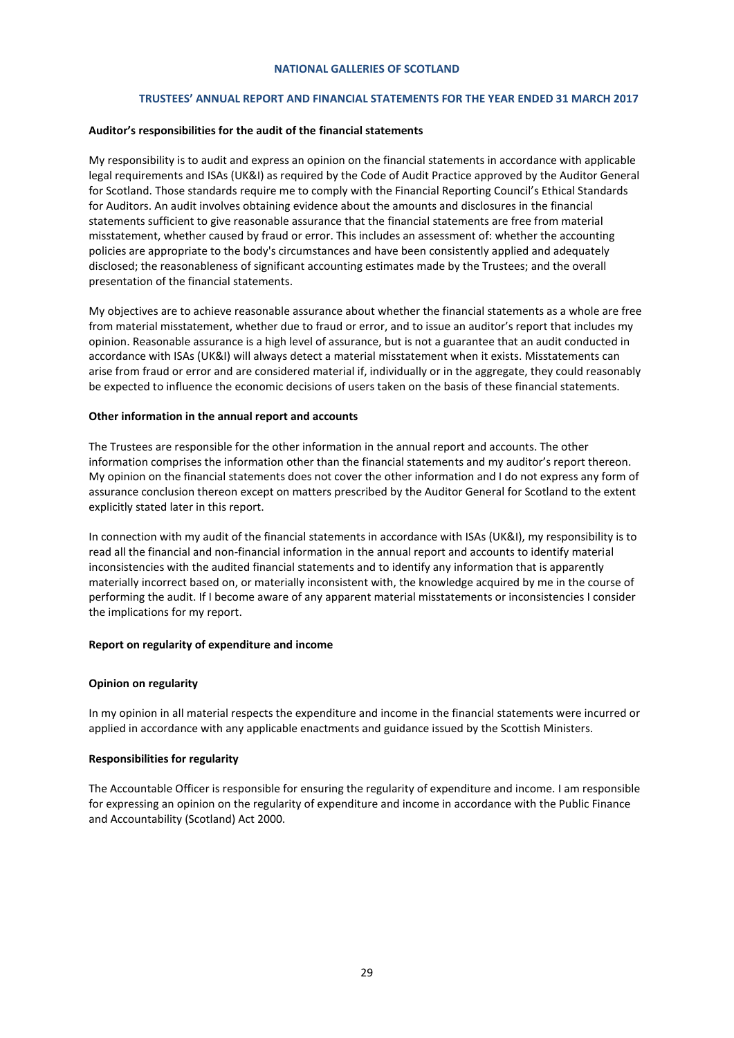**Auditor's responsibilities for the audit of the financial statements**

My responsibility is to audit and express an opinion on the financial statements in accordance with applicable legal requirements and ISAs (UK&I) as required by the Code of Audit Practice approved by the Auditor General for Scotland. Those standards require me to comply with the Financial Reporting Council's Ethical Standards for Auditors. An audit involves obtaining evidence about the amounts and disclosures in the financial statements sufficient to give reasonable assurance that the financial statements are free from material misstatement, whether caused by fraud or error. This includes an assessment of: whether the accounting policies are appropriate to the body's circumstances and have been consistently applied and adequately disclosed; the reasonableness of significant accounting estimates made by the Trustees; and the overall presentation of the financial statements.

My objectives are to achieve reasonable assurance about whether the financial statements as a whole are free from material misstatement, whether due to fraud or error, and to issue an auditor's report that includes my opinion. Reasonable assurance is a high level of assurance, but is not a guarantee that an audit conducted in accordance with ISAs (UK&I) will always detect a material misstatement when it exists. Misstatements can arise from fraud or error and are considered material if, individually or in the aggregate, they could reasonably be expected to influence the economic decisions of users taken on the basis of these financial statements.

**Other information in the annual report and accounts**

The Trustees are responsible for the other information in the annual report and accounts. The other information comprises the information other than the financial statements and my auditor's report thereon. My opinion on the financial statements does not cover the other information and I do not express any form of assurance conclusion thereon except on matters prescribed by the Auditor General for Scotland to the extent explicitly stated later in this report.

In connection with my audit of the financial statements in accordance with ISAs (UK&I), my responsibility is to read all the financial and non-financial information in the annual report and accounts to identify material inconsistencies with the audited financial statements and to identify any information that is apparently materially incorrect based on, or materially inconsistent with, the knowledge acquired by me in the course of performing the audit. If I become aware of any apparent material misstatements or inconsistencies I consider the implications for my report.

**Report on regularity of expenditure and income**

**Opinion on regularity**

In my opinion in all material respects the expenditure and income in the financial statements were incurred or applied in accordance with any applicable enactments and guidance issued by the Scottish Ministers.

**Responsibilities for regularity**

The Accountable Officer is responsible for ensuring the regularity of expenditure and income. I am responsible for expressing an opinion on the regularity of expenditure and income in accordance with the Public Finance and Accountability (Scotland) Act 2000.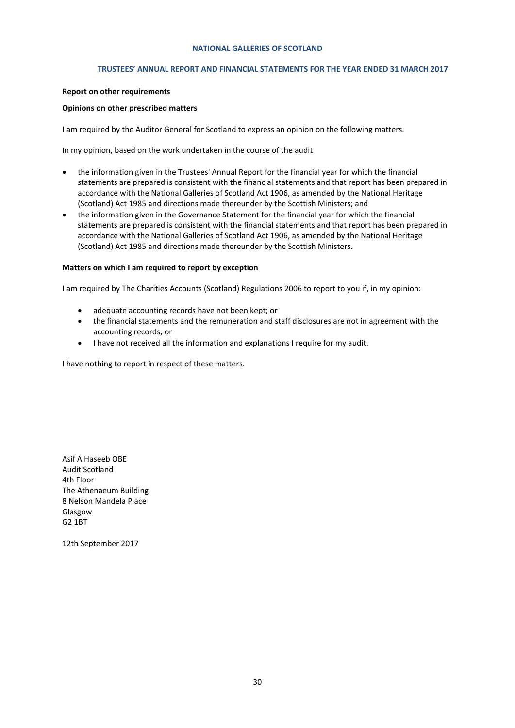**Report on other requirements**

**Opinions on other prescribed matters**

I am required by the Auditor General for Scotland to express an opinion on the following matters.

In my opinion, based on the work undertaken in the course of the audit

- the information given in the Trustees' Annual Report for the financial year for which the financial statements are prepared is consistent with the financial statements and that report has been prepared in accordance with the National Galleries of Scotland Act 1906, as amended by the National Heritage (Scotland) Act 1985 and directions made thereunder by the Scottish Ministers; and
- the information given in the Governance Statement for the financial year for which the financial statements are prepared is consistent with the financial statements and that report has been prepared in accordance with the National Galleries of Scotland Act 1906, as amended by the National Heritage (Scotland) Act 1985 and directions made thereunder by the Scottish Ministers.

**Matters on which I am required to report by exception**

I am required by The Charities Accounts (Scotland) Regulations 2006 to report to you if, in my opinion:

- adequate accounting records have not been kept; or
- the financial statements and the remuneration and staff disclosures are not in agreement with the accounting records; or
- I have not received all the information and explanations I require for my audit.

I have nothing to report in respect of these matters.

Asif A Haseeb OBE
Audit Scotland
4th Floor
The Athenaeum Building
8 Nelson Mandela Place
Glasgow
G2 1BT

12th September 2017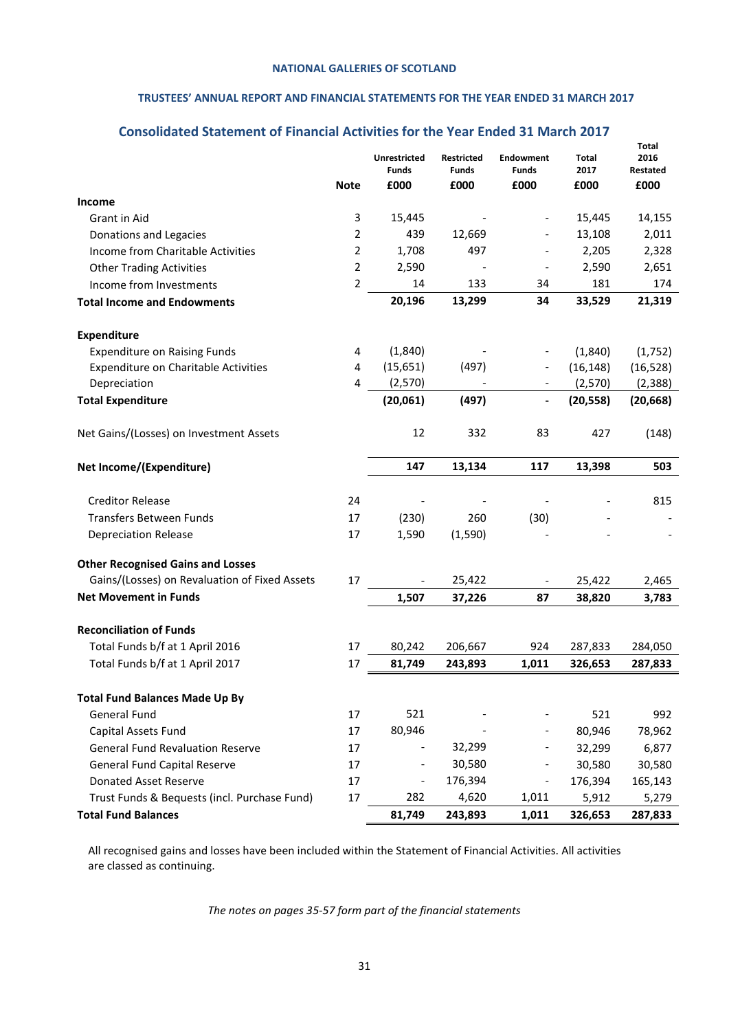NATIONAL GALLERIES OF SCOTLAND

TRUSTEES' ANNUAL REPORT AND FINANCIAL STATEMENTS FOR THE YEAR ENDED 31 MARCH 2017

## Consolidated Statement of Financial Activities for the Year Ended 31 March 2017

| | Note | Unrestricted Funds £000 | Restricted Funds £000 | Endowment Funds £000 | Total 2017 £000 | Total 2016 Restated £000 |
|---|---|---|---|---|---|---|
| **Income** | | | | | | |
| Grant in Aid | 3 | 15,445 | - | - | 15,445 | 14,155 |
| Donations and Legacies | 2 | 439 | 12,669 | - | 13,108 | 2,011 |
| Income from Charitable Activities | 2 | 1,708 | 497 | - | 2,205 | 2,328 |
| Other Trading Activities | 2 | 2,590 | - | - | 2,590 | 2,651 |
| Income from Investments | 2 | 14 | 133 | 34 | 181 | 174 |
| **Total Income and Endowments** | | **20,196** | **13,299** | **34** | **33,529** | **21,319** |
| **Expenditure** | | | | | | |
| Expenditure on Raising Funds | 4 | (1,840) | - | - | (1,840) | (1,752) |
| Expenditure on Charitable Activities | 4 | (15,651) | (497) | - | (16,148) | (16,528) |
| Depreciation | 4 | (2,570) | - | - | (2,570) | (2,388) |
| **Total Expenditure** | | **(20,061)** | **(497)** | **-** | **(20,558)** | **(20,668)** |
| Net Gains/(Losses) on Investment Assets | | 12 | 332 | 83 | 427 | (148) |
| **Net Income/(Expenditure)** | | **147** | **13,134** | **117** | **13,398** | **503** |
| Creditor Release | 24 | - | - | - | - | 815 |
| Transfers Between Funds | 17 | (230) | 260 | (30) | - | - |
| Depreciation Release | 17 | 1,590 | (1,590) | - | - | - |
| **Other Recognised Gains and Losses** | | | | | | |
| Gains/(Losses) on Revaluation of Fixed Assets | 17 | - | 25,422 | - | 25,422 | 2,465 |
| **Net Movement in Funds** | | **1,507** | **37,226** | **87** | **38,820** | **3,783** |
| **Reconciliation of Funds** | | | | | | |
| Total Funds b/f at 1 April 2016 | 17 | 80,242 | 206,667 | 924 | 287,833 | 284,050 |
| Total Funds b/f at 1 April 2017 | 17 | **81,749** | **243,893** | **1,011** | **326,653** | **287,833** |
| **Total Fund Balances Made Up By** | | | | | | |
| General Fund | 17 | 521 | - | - | 521 | 992 |
| Capital Assets Fund | 17 | 80,946 | - | - | 80,946 | 78,962 |
| General Fund Revaluation Reserve | 17 | - | 32,299 | - | 32,299 | 6,877 |
| General Fund Capital Reserve | 17 | - | 30,580 | - | 30,580 | 30,580 |
| Donated Asset Reserve | 17 | - | 176,394 | - | 176,394 | 165,143 |
| Trust Funds & Bequests (incl. Purchase Fund) | 17 | 282 | 4,620 | 1,011 | 5,912 | 5,279 |
| **Total Fund Balances** | | **81,749** | **243,893** | **1,011** | **326,653** | **287,833** |

All recognised gains and losses have been included within the Statement of Financial Activities. All activities are classed as continuing.

*The notes on pages 35-57 form part of the financial statements*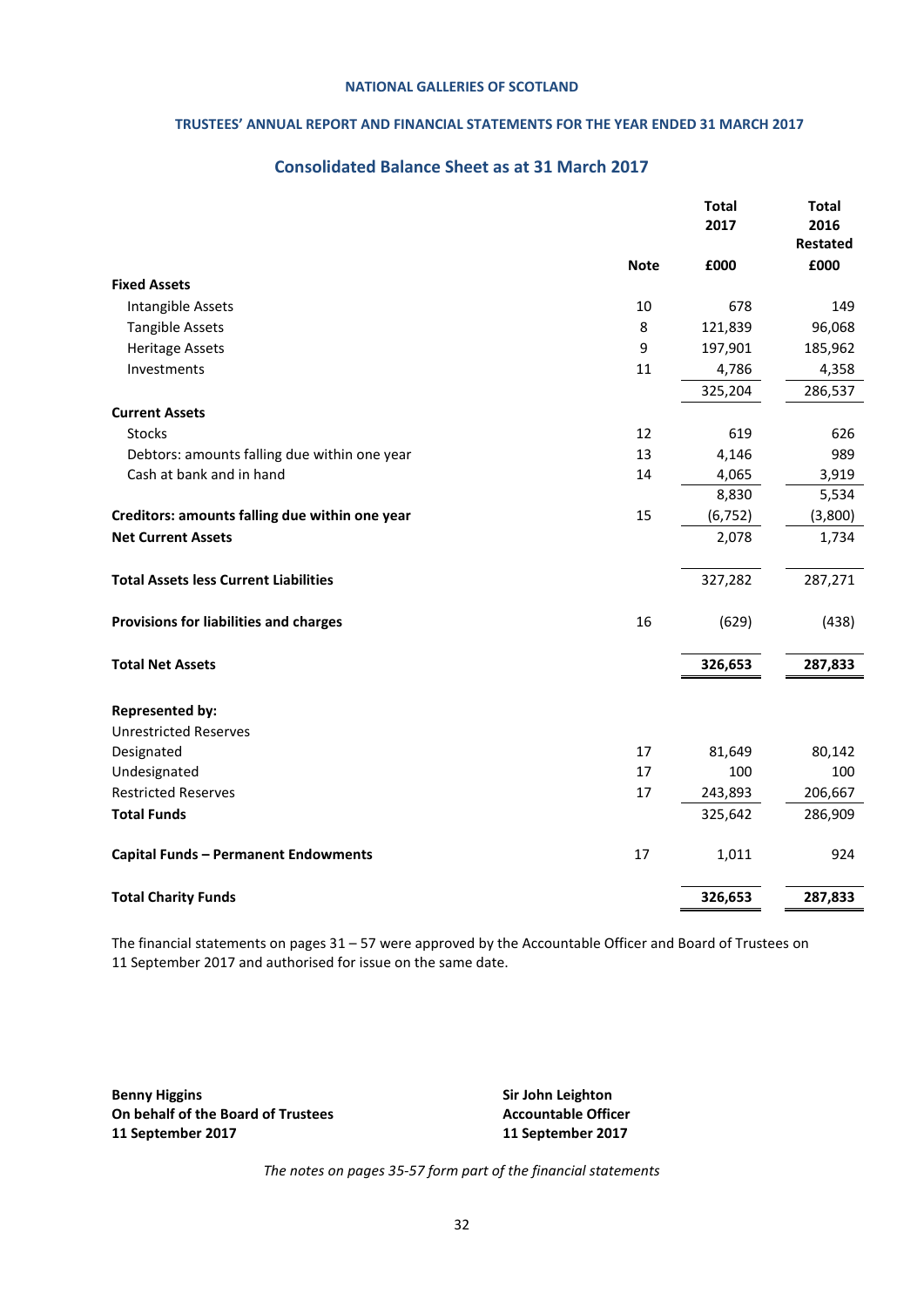NATIONAL GALLERIES OF SCOTLAND

TRUSTEES' ANNUAL REPORT AND FINANCIAL STATEMENTS FOR THE YEAR ENDED 31 MARCH 2017

## Consolidated Balance Sheet as at 31 March 2017

| | Note | Total 2017 £000 | Total 2016 Restated £000 |
|---|---|---|---|
| **Fixed Assets** | | | |
| Intangible Assets | 10 | 678 | 149 |
| Tangible Assets | 8 | 121,839 | 96,068 |
| Heritage Assets | 9 | 197,901 | 185,962 |
| Investments | 11 | 4,786 | 4,358 |
| | | 325,204 | 286,537 |
| **Current Assets** | | | |
| Stocks | 12 | 619 | 626 |
| Debtors: amounts falling due within one year | 13 | 4,146 | 989 |
| Cash at bank and in hand | 14 | 4,065 | 3,919 |
| | | 8,830 | 5,534 |
| **Creditors: amounts falling due within one year** | 15 | (6,752) | (3,800) |
| **Net Current Assets** | | 2,078 | 1,734 |
| **Total Assets less Current Liabilities** | | 327,282 | 287,271 |
| **Provisions for liabilities and charges** | 16 | (629) | (438) |
| **Total Net Assets** | | **326,653** | **287,833** |
| **Represented by:** | | | |
| Unrestricted Reserves | | | |
| Designated | 17 | 81,649 | 80,142 |
| Undesignated | 17 | 100 | 100 |
| Restricted Reserves | 17 | 243,893 | 206,667 |
| **Total Funds** | | 325,642 | 286,909 |
| **Capital Funds – Permanent Endowments** | 17 | 1,011 | 924 |
| **Total Charity Funds** | | **326,653** | **287,833** |

The financial statements on pages 31 – 57 were approved by the Accountable Officer and Board of Trustees on 11 September 2017 and authorised for issue on the same date.

**Benny Higgins**
**On behalf of the Board of Trustees**
**11 September 2017**

**Sir John Leighton**
**Accountable Officer**
**11 September 2017**

*The notes on pages 35-57 form part of the financial statements*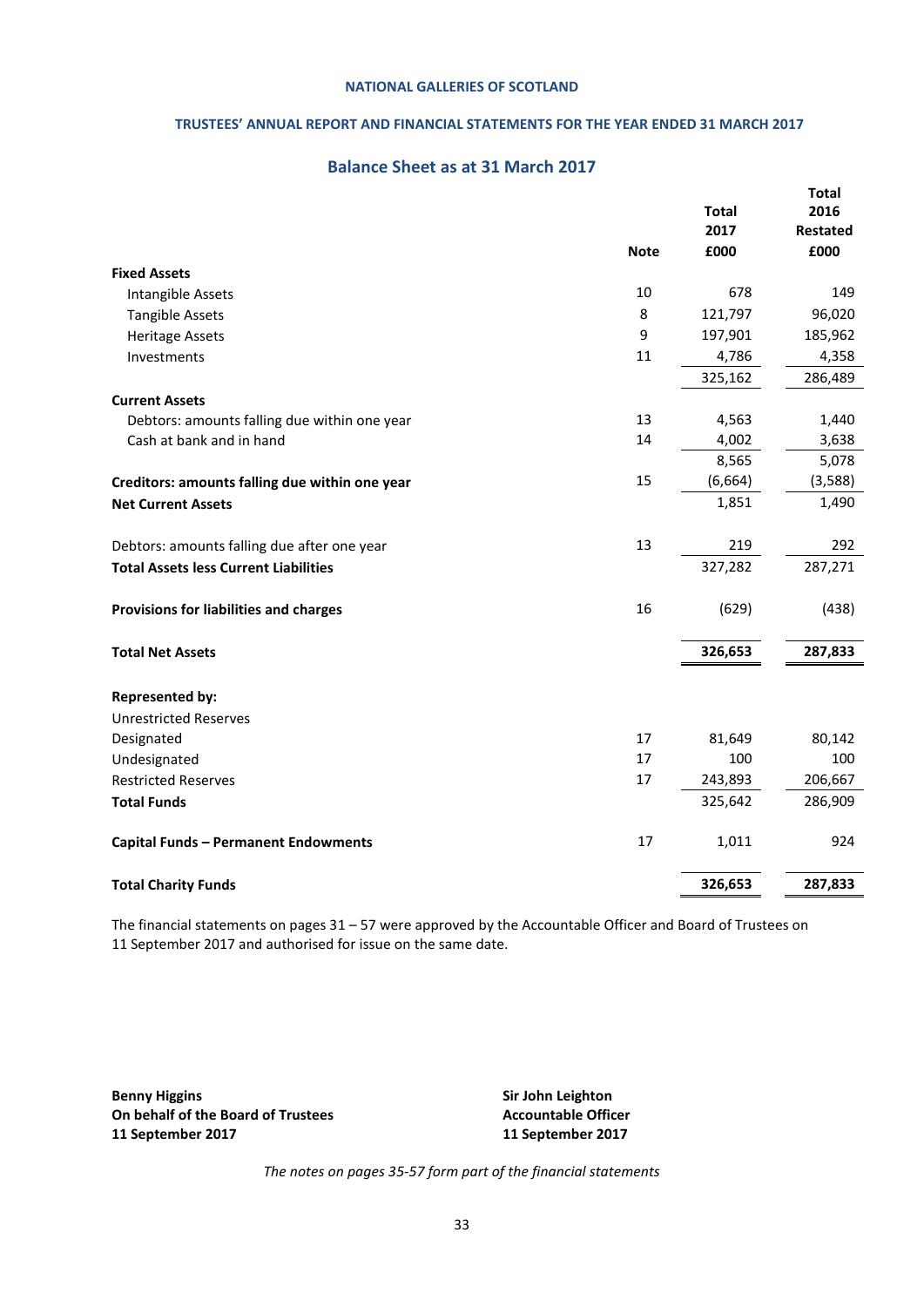NATIONAL GALLERIES OF SCOTLAND

TRUSTEES' ANNUAL REPORT AND FINANCIAL STATEMENTS FOR THE YEAR ENDED 31 MARCH 2017

## Balance Sheet as at 31 March 2017

| | Note | Total 2017 £000 | Total 2016 Restated £000 |
|---|---|---|---|
| **Fixed Assets** | | | |
| Intangible Assets | 10 | 678 | 149 |
| Tangible Assets | 8 | 121,797 | 96,020 |
| Heritage Assets | 9 | 197,901 | 185,962 |
| Investments | 11 | 4,786 | 4,358 |
| | | 325,162 | 286,489 |
| **Current Assets** | | | |
| Debtors: amounts falling due within one year | 13 | 4,563 | 1,440 |
| Cash at bank and in hand | 14 | 4,002 | 3,638 |
| | | 8,565 | 5,078 |
| **Creditors: amounts falling due within one year** | 15 | (6,664) | (3,588) |
| **Net Current Assets** | | 1,851 | 1,490 |
| Debtors: amounts falling due after one year | 13 | 219 | 292 |
| **Total Assets less Current Liabilities** | | 327,282 | 287,271 |
| **Provisions for liabilities and charges** | 16 | (629) | (438) |
| **Total Net Assets** | | **326,653** | **287,833** |
| **Represented by:** | | | |
| Unrestricted Reserves | | | |
| Designated | 17 | 81,649 | 80,142 |
| Undesignated | 17 | 100 | 100 |
| Restricted Reserves | 17 | 243,893 | 206,667 |
| **Total Funds** | | 325,642 | 286,909 |
| **Capital Funds – Permanent Endowments** | 17 | 1,011 | 924 |
| **Total Charity Funds** | | **326,653** | **287,833** |

The financial statements on pages 31 – 57 were approved by the Accountable Officer and Board of Trustees on 11 September 2017 and authorised for issue on the same date.

**Benny Higgins**
**On behalf of the Board of Trustees**
**11 September 2017**

**Sir John Leighton**
**Accountable Officer**
**11 September 2017**

*The notes on pages 35-57 form part of the financial statements*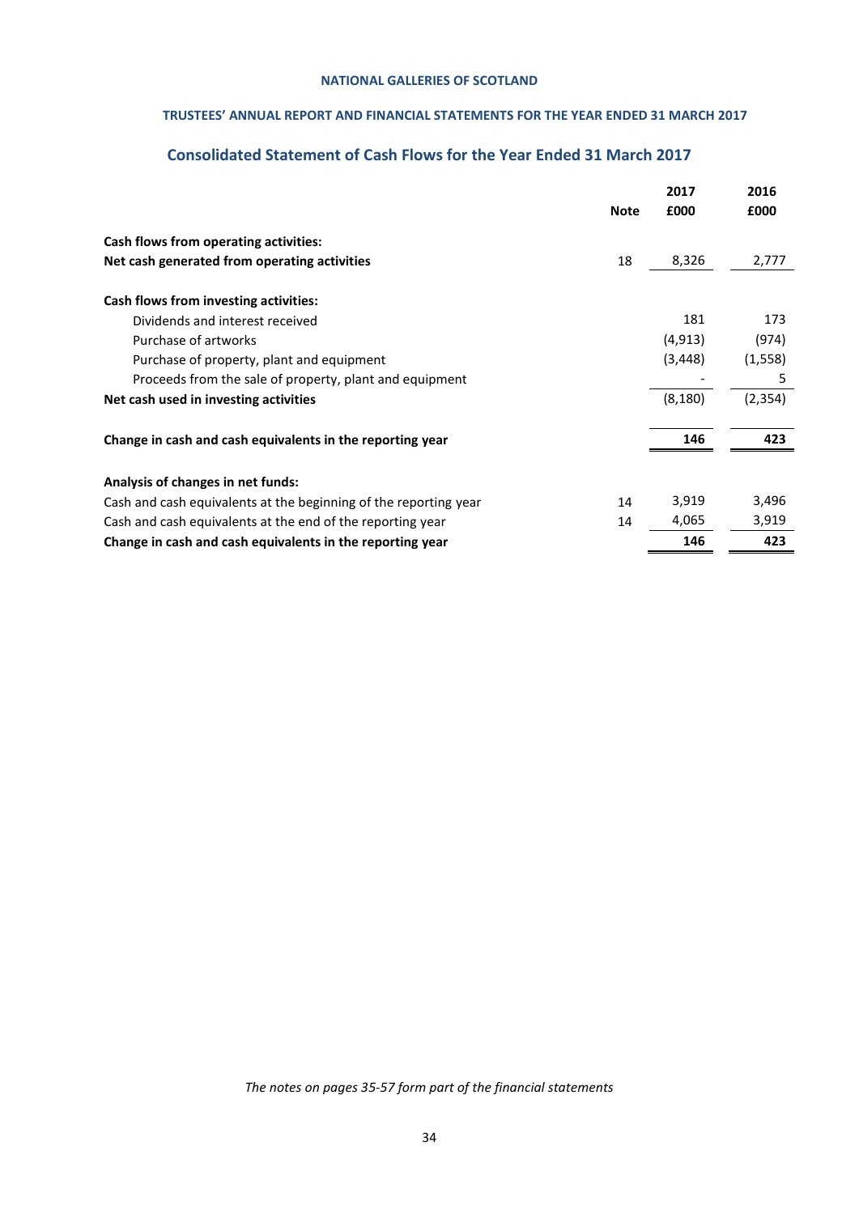NATIONAL GALLERIES OF SCOTLAND

TRUSTEES' ANNUAL REPORT AND FINANCIAL STATEMENTS FOR THE YEAR ENDED 31 MARCH 2017

## Consolidated Statement of Cash Flows for the Year Ended 31 March 2017

| | Note | 2017<br>£000 | 2016<br>£000 |
|---|---|---|---|
| **Cash flows from operating activities:** | | | |
| **Net cash generated from operating activities** | 18 | 8,326 | 2,777 |
| | | | |
| **Cash flows from investing activities:** | | | |
| Dividends and interest received | | 181 | 173 |
| Purchase of artworks | | (4,913) | (974) |
| Purchase of property, plant and equipment | | (3,448) | (1,558) |
| Proceeds from the sale of property, plant and equipment | | - | 5 |
| **Net cash used in investing activities** | | (8,180) | (2,354) |
| | | | |
| **Change in cash and cash equivalents in the reporting year** | | **146** | **423** |
| | | | |
| **Analysis of changes in net funds:** | | | |
| Cash and cash equivalents at the beginning of the reporting year | 14 | 3,919 | 3,496 |
| Cash and cash equivalents at the end of the reporting year | 14 | 4,065 | 3,919 |
| **Change in cash and cash equivalents in the reporting year** | | **146** | **423** |

*The notes on pages 35-57 form part of the financial statements*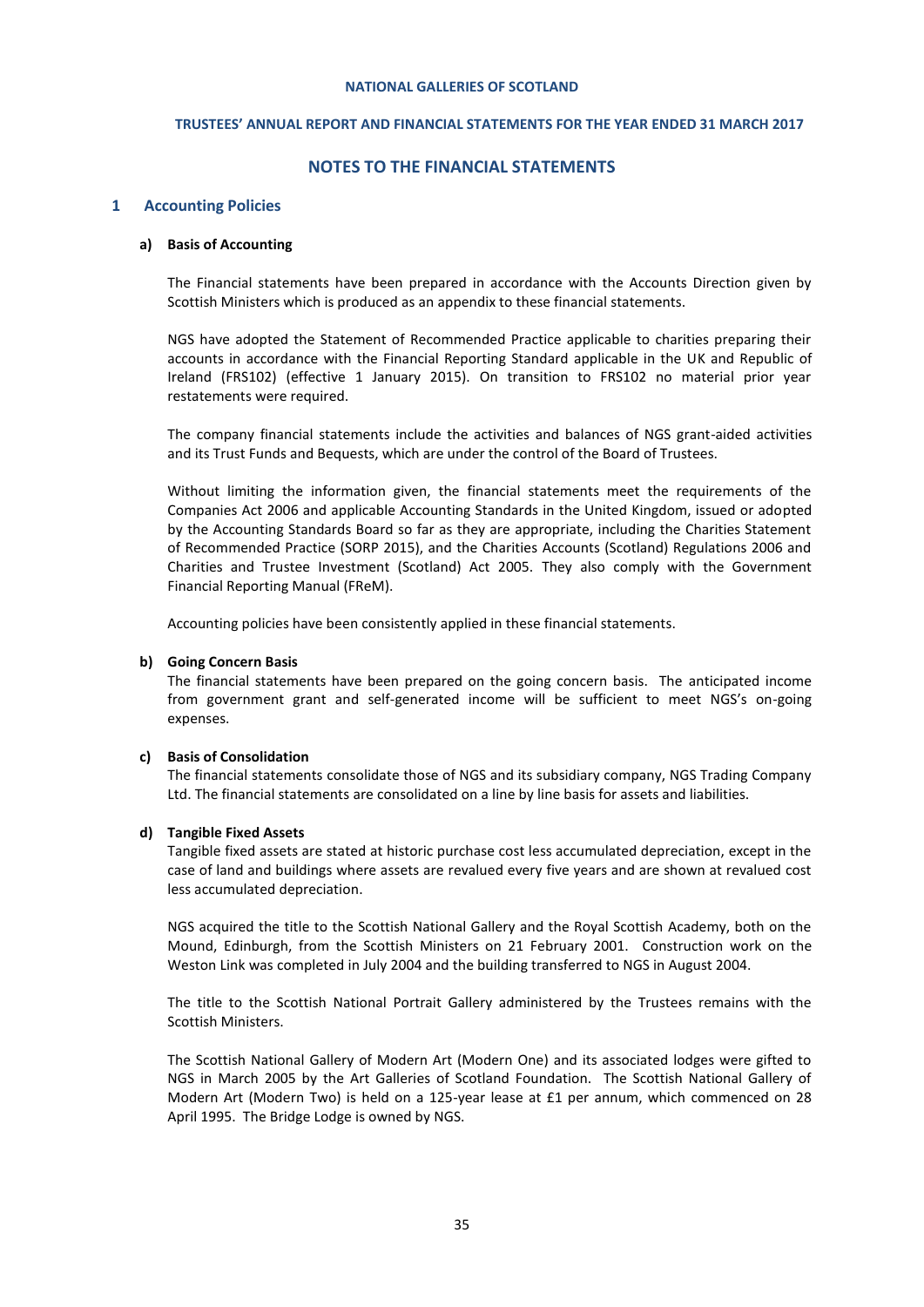# NOTES TO THE FINANCIAL STATEMENTS

## 1 Accounting Policies

### a) Basis of Accounting

The Financial statements have been prepared in accordance with the Accounts Direction given by Scottish Ministers which is produced as an appendix to these financial statements.

NGS have adopted the Statement of Recommended Practice applicable to charities preparing their accounts in accordance with the Financial Reporting Standard applicable in the UK and Republic of Ireland (FRS102) (effective 1 January 2015). On transition to FRS102 no material prior year restatements were required.

The company financial statements include the activities and balances of NGS grant-aided activities and its Trust Funds and Bequests, which are under the control of the Board of Trustees.

Without limiting the information given, the financial statements meet the requirements of the Companies Act 2006 and applicable Accounting Standards in the United Kingdom, issued or adopted by the Accounting Standards Board so far as they are appropriate, including the Charities Statement of Recommended Practice (SORP 2015), and the Charities Accounts (Scotland) Regulations 2006 and Charities and Trustee Investment (Scotland) Act 2005. They also comply with the Government Financial Reporting Manual (FReM).

Accounting policies have been consistently applied in these financial statements.

### b) Going Concern Basis

The financial statements have been prepared on the going concern basis. The anticipated income from government grant and self-generated income will be sufficient to meet NGS's on-going expenses.

### c) Basis of Consolidation

The financial statements consolidate those of NGS and its subsidiary company, NGS Trading Company Ltd. The financial statements are consolidated on a line by line basis for assets and liabilities.

### d) Tangible Fixed Assets

Tangible fixed assets are stated at historic purchase cost less accumulated depreciation, except in the case of land and buildings where assets are revalued every five years and are shown at revalued cost less accumulated depreciation.

NGS acquired the title to the Scottish National Gallery and the Royal Scottish Academy, both on the Mound, Edinburgh, from the Scottish Ministers on 21 February 2001. Construction work on the Weston Link was completed in July 2004 and the building transferred to NGS in August 2004.

The title to the Scottish National Portrait Gallery administered by the Trustees remains with the Scottish Ministers.

The Scottish National Gallery of Modern Art (Modern One) and its associated lodges were gifted to NGS in March 2005 by the Art Galleries of Scotland Foundation. The Scottish National Gallery of Modern Art (Modern Two) is held on a 125-year lease at £1 per annum, which commenced on 28 April 1995. The Bridge Lodge is owned by NGS.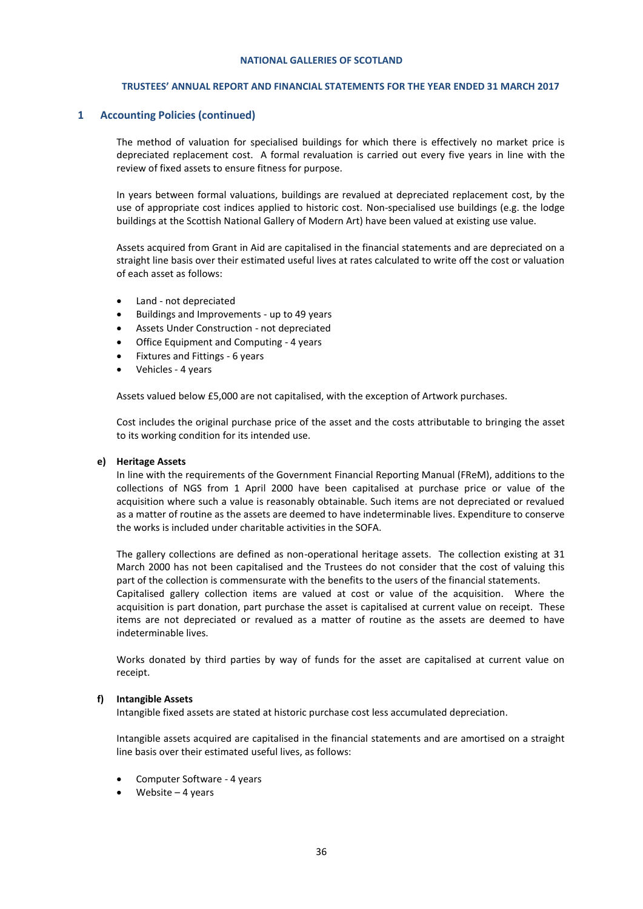## 1 Accounting Policies (continued)

The method of valuation for specialised buildings for which there is effectively no market price is depreciated replacement cost. A formal revaluation is carried out every five years in line with the review of fixed assets to ensure fitness for purpose.

In years between formal valuations, buildings are revalued at depreciated replacement cost, by the use of appropriate cost indices applied to historic cost. Non-specialised use buildings (e.g. the lodge buildings at the Scottish National Gallery of Modern Art) have been valued at existing use value.

Assets acquired from Grant in Aid are capitalised in the financial statements and are depreciated on a straight line basis over their estimated useful lives at rates calculated to write off the cost or valuation of each asset as follows:

- Land - not depreciated
- Buildings and Improvements - up to 49 years
- Assets Under Construction - not depreciated
- Office Equipment and Computing - 4 years
- Fixtures and Fittings - 6 years
- Vehicles - 4 years

Assets valued below £5,000 are not capitalised, with the exception of Artwork purchases.

Cost includes the original purchase price of the asset and the costs attributable to bringing the asset to its working condition for its intended use.

### e) Heritage Assets

In line with the requirements of the Government Financial Reporting Manual (FReM), additions to the collections of NGS from 1 April 2000 have been capitalised at purchase price or value of the acquisition where such a value is reasonably obtainable. Such items are not depreciated or revalued as a matter of routine as the assets are deemed to have indeterminable lives. Expenditure to conserve the works is included under charitable activities in the SOFA.

The gallery collections are defined as non-operational heritage assets. The collection existing at 31 March 2000 has not been capitalised and the Trustees do not consider that the cost of valuing this part of the collection is commensurate with the benefits to the users of the financial statements. Capitalised gallery collection items are valued at cost or value of the acquisition. Where the acquisition is part donation, part purchase the asset is capitalised at current value on receipt. These items are not depreciated or revalued as a matter of routine as the assets are deemed to have indeterminable lives.

Works donated by third parties by way of funds for the asset are capitalised at current value on receipt.

### f) Intangible Assets

Intangible fixed assets are stated at historic purchase cost less accumulated depreciation.

Intangible assets acquired are capitalised in the financial statements and are amortised on a straight line basis over their estimated useful lives, as follows:

- Computer Software - 4 years
- Website – 4 years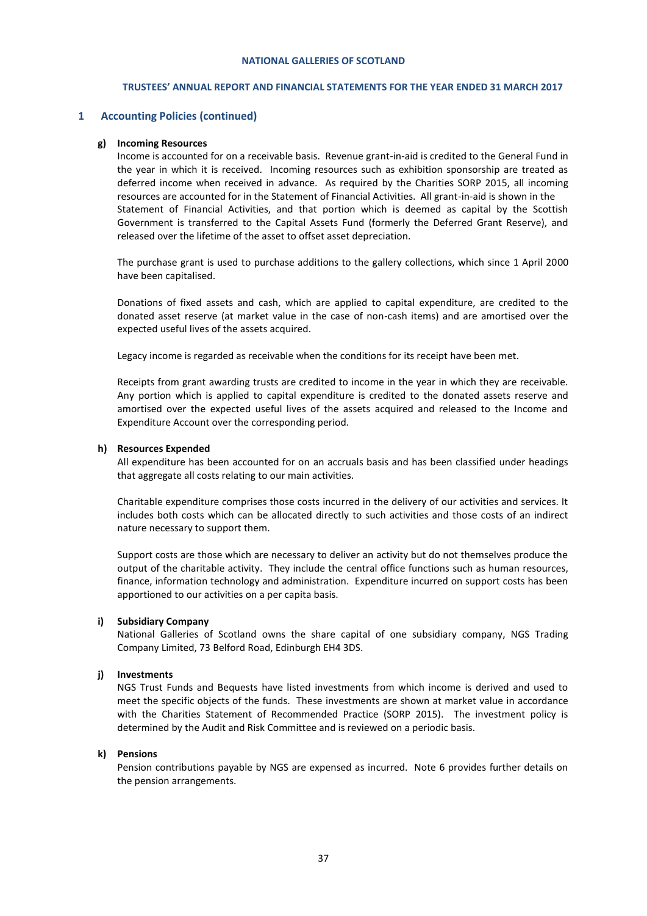## 1 Accounting Policies (continued)

**g) Incoming Resources**

Income is accounted for on a receivable basis. Revenue grant-in-aid is credited to the General Fund in the year in which it is received. Incoming resources such as exhibition sponsorship are treated as deferred income when received in advance. As required by the Charities SORP 2015, all incoming resources are accounted for in the Statement of Financial Activities. All grant-in-aid is shown in the Statement of Financial Activities, and that portion which is deemed as capital by the Scottish Government is transferred to the Capital Assets Fund (formerly the Deferred Grant Reserve), and released over the lifetime of the asset to offset asset depreciation.

The purchase grant is used to purchase additions to the gallery collections, which since 1 April 2000 have been capitalised.

Donations of fixed assets and cash, which are applied to capital expenditure, are credited to the donated asset reserve (at market value in the case of non-cash items) and are amortised over the expected useful lives of the assets acquired.

Legacy income is regarded as receivable when the conditions for its receipt have been met.

Receipts from grant awarding trusts are credited to income in the year in which they are receivable. Any portion which is applied to capital expenditure is credited to the donated assets reserve and amortised over the expected useful lives of the assets acquired and released to the Income and Expenditure Account over the corresponding period.

**h) Resources Expended**

All expenditure has been accounted for on an accruals basis and has been classified under headings that aggregate all costs relating to our main activities.

Charitable expenditure comprises those costs incurred in the delivery of our activities and services. It includes both costs which can be allocated directly to such activities and those costs of an indirect nature necessary to support them.

Support costs are those which are necessary to deliver an activity but do not themselves produce the output of the charitable activity. They include the central office functions such as human resources, finance, information technology and administration. Expenditure incurred on support costs has been apportioned to our activities on a per capita basis.

**i) Subsidiary Company**

National Galleries of Scotland owns the share capital of one subsidiary company, NGS Trading Company Limited, 73 Belford Road, Edinburgh EH4 3DS.

**j) Investments**

NGS Trust Funds and Bequests have listed investments from which income is derived and used to meet the specific objects of the funds. These investments are shown at market value in accordance with the Charities Statement of Recommended Practice (SORP 2015). The investment policy is determined by the Audit and Risk Committee and is reviewed on a periodic basis.

**k) Pensions**

Pension contributions payable by NGS are expensed as incurred. Note 6 provides further details on the pension arrangements.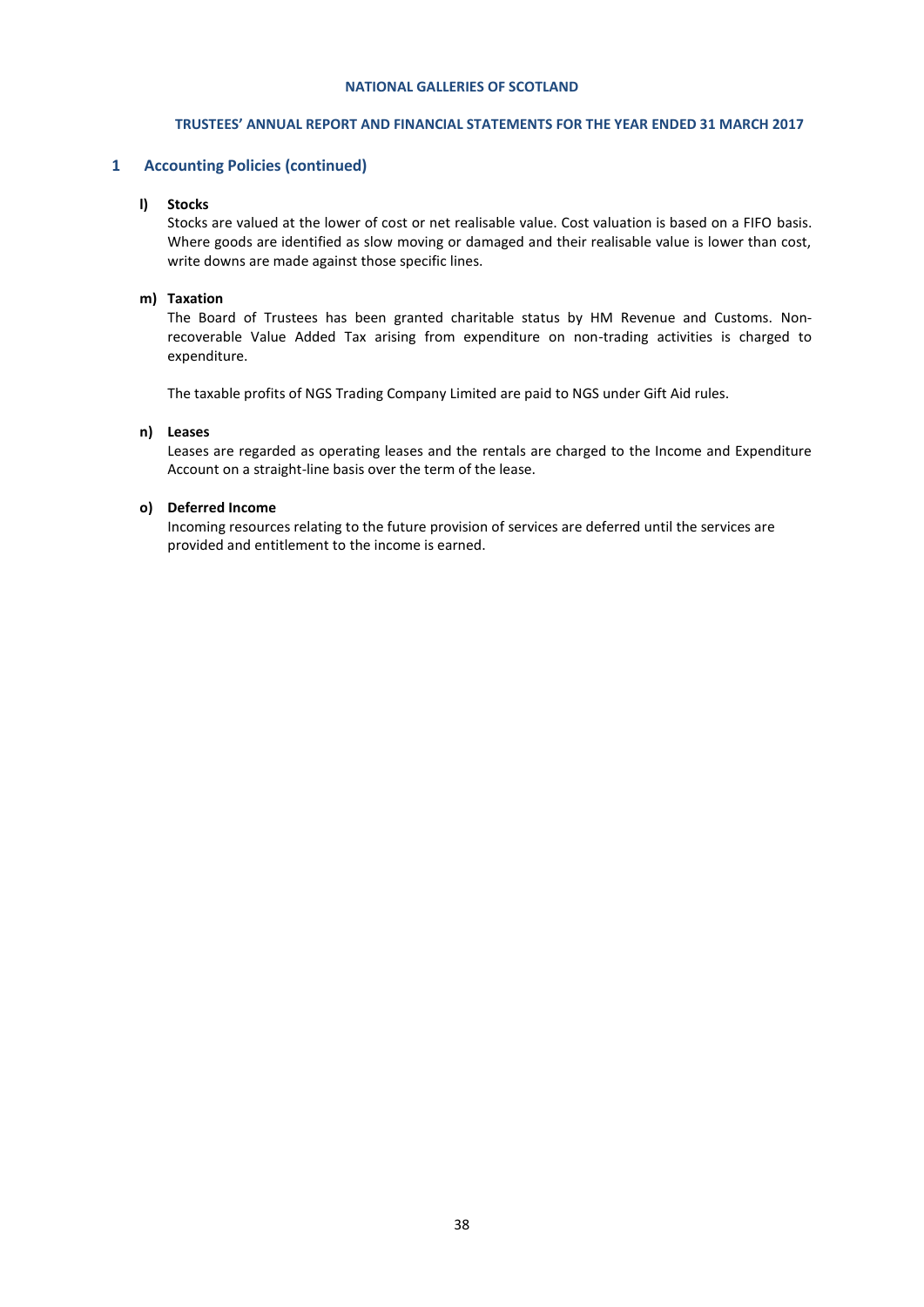## 1 Accounting Policies (continued)

**l) Stocks**

Stocks are valued at the lower of cost or net realisable value. Cost valuation is based on a FIFO basis. Where goods are identified as slow moving or damaged and their realisable value is lower than cost, write downs are made against those specific lines.

**m) Taxation**

The Board of Trustees has been granted charitable status by HM Revenue and Customs. Non-recoverable Value Added Tax arising from expenditure on non-trading activities is charged to expenditure.

The taxable profits of NGS Trading Company Limited are paid to NGS under Gift Aid rules.

**n) Leases**

Leases are regarded as operating leases and the rentals are charged to the Income and Expenditure Account on a straight-line basis over the term of the lease.

**o) Deferred Income**

Incoming resources relating to the future provision of services are deferred until the services are provided and entitlement to the income is earned.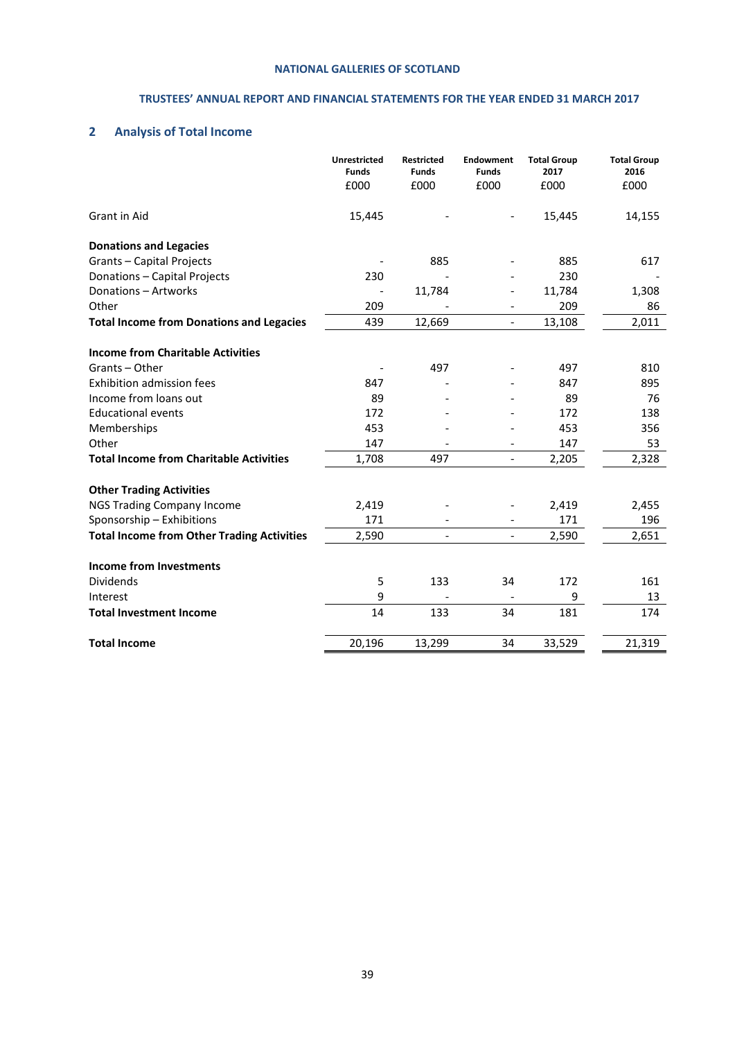## 2 Analysis of Total Income

| | Unrestricted Funds £000 | Restricted Funds £000 | Endowment Funds £000 | Total Group 2017 £000 | Total Group 2016 £000 |
|---|---|---|---|---|---|
| Grant in Aid | 15,445 | - | - | 15,445 | 14,155 |
| **Donations and Legacies** | | | | | |
| Grants – Capital Projects | - | 885 | - | 885 | 617 |
| Donations – Capital Projects | 230 | - | - | 230 | - |
| Donations – Artworks | - | 11,784 | - | 11,784 | 1,308 |
| Other | 209 | - | - | 209 | 86 |
| **Total Income from Donations and Legacies** | 439 | 12,669 | - | 13,108 | 2,011 |
| **Income from Charitable Activities** | | | | | |
| Grants – Other | - | 497 | - | 497 | 810 |
| Exhibition admission fees | 847 | - | - | 847 | 895 |
| Income from loans out | 89 | - | - | 89 | 76 |
| Educational events | 172 | - | - | 172 | 138 |
| Memberships | 453 | - | - | 453 | 356 |
| Other | 147 | - | - | 147 | 53 |
| **Total Income from Charitable Activities** | 1,708 | 497 | - | 2,205 | 2,328 |
| **Other Trading Activities** | | | | | |
| NGS Trading Company Income | 2,419 | - | - | 2,419 | 2,455 |
| Sponsorship – Exhibitions | 171 | - | - | 171 | 196 |
| **Total Income from Other Trading Activities** | 2,590 | - | - | 2,590 | 2,651 |
| **Income from Investments** | | | | | |
| Dividends | 5 | 133 | 34 | 172 | 161 |
| Interest | 9 | - | - | 9 | 13 |
| **Total Investment Income** | 14 | 133 | 34 | 181 | 174 |
| **Total Income** | 20,196 | 13,299 | 34 | 33,529 | 21,319 |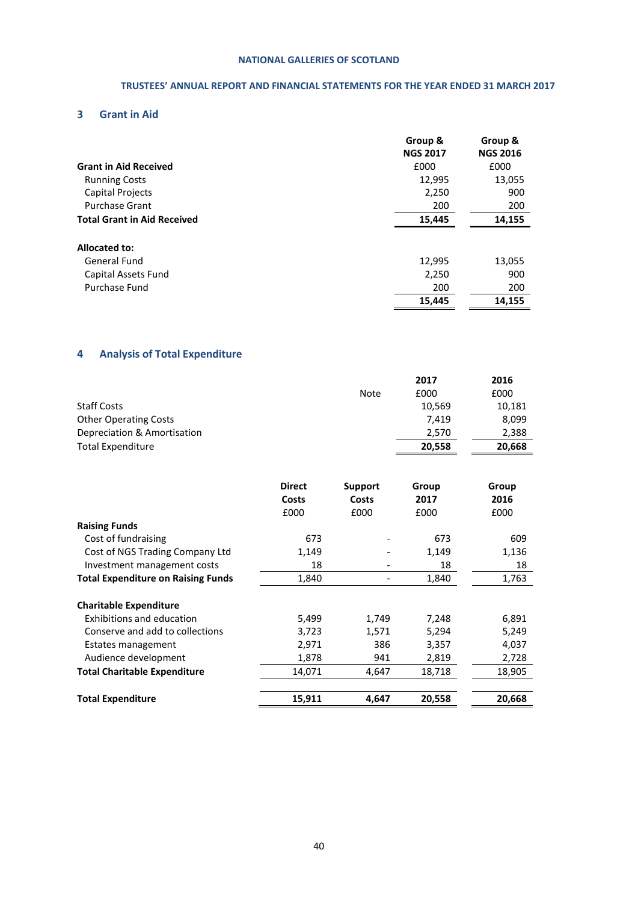## 3 Grant in Aid

| | Group & NGS 2017 | Group & NGS 2016 |
|---|---|---|
| **Grant in Aid Received** | £000 | £000 |
| Running Costs | 12,995 | 13,055 |
| Capital Projects | 2,250 | 900 |
| Purchase Grant | 200 | 200 |
| **Total Grant in Aid Received** | **15,445** | **14,155** |
| | | |
| **Allocated to:** | | |
| General Fund | 12,995 | 13,055 |
| Capital Assets Fund | 2,250 | 900 |
| Purchase Fund | 200 | 200 |
| | **15,445** | **14,155** |

## 4 Analysis of Total Expenditure

| | Note | 2017 | 2016 |
|---|---|---|---|
| | | £000 | £000 |
| Staff Costs | | 10,569 | 10,181 |
| Other Operating Costs | | 7,419 | 8,099 |
| Depreciation & Amortisation | | 2,570 | 2,388 |
| Total Expenditure | | **20,558** | **20,668** |

| | Direct Costs | Support Costs | Group 2017 | Group 2016 |
|---|---|---|---|---|
| | £000 | £000 | £000 | £000 |
| **Raising Funds** | | | | |
| Cost of fundraising | 673 | - | 673 | 609 |
| Cost of NGS Trading Company Ltd | 1,149 | - | 1,149 | 1,136 |
| Investment management costs | 18 | - | 18 | 18 |
| **Total Expenditure on Raising Funds** | 1,840 | - | 1,840 | 1,763 |
| | | | | |
| **Charitable Expenditure** | | | | |
| Exhibitions and education | 5,499 | 1,749 | 7,248 | 6,891 |
| Conserve and add to collections | 3,723 | 1,571 | 5,294 | 5,249 |
| Estates management | 2,971 | 386 | 3,357 | 4,037 |
| Audience development | 1,878 | 941 | 2,819 | 2,728 |
| **Total Charitable Expenditure** | 14,071 | 4,647 | 18,718 | 18,905 |
| | | | | |
| **Total Expenditure** | **15,911** | **4,647** | **20,558** | **20,668** |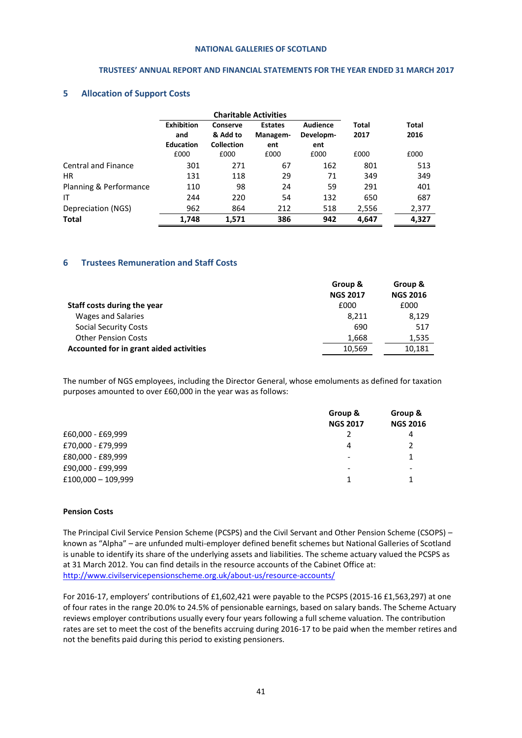## 5 Allocation of Support Costs

| | Charitable Activities | | | | | |
|---|---|---|---|---|---|---|
| | Exhibition and Education | Conserve & Add to Collection | Estates Managem-ent | Audience Developm-ent | Total 2017 | Total 2016 |
| | £000 | £000 | £000 | £000 | £000 | £000 |
| Central and Finance | 301 | 271 | 67 | 162 | 801 | 513 |
| HR | 131 | 118 | 29 | 71 | 349 | 349 |
| Planning & Performance | 110 | 98 | 24 | 59 | 291 | 401 |
| IT | 244 | 220 | 54 | 132 | 650 | 687 |
| Depreciation (NGS) | 962 | 864 | 212 | 518 | 2,556 | 2,377 |
| **Total** | **1,748** | **1,571** | **386** | **942** | **4,647** | **4,327** |

## 6 Trustees Remuneration and Staff Costs

| | Group & NGS 2017 | Group & NGS 2016 |
|---|---|---|
| **Staff costs during the year** | £000 | £000 |
| Wages and Salaries | 8,211 | 8,129 |
| Social Security Costs | 690 | 517 |
| Other Pension Costs | 1,668 | 1,535 |
| **Accounted for in grant aided activities** | 10,569 | 10,181 |

The number of NGS employees, including the Director General, whose emoluments as defined for taxation purposes amounted to over £60,000 in the year was as follows:

| | Group & NGS 2017 | Group & NGS 2016 |
|---|---|---|
| £60,000 - £69,999 | 2 | 4 |
| £70,000 - £79,999 | 4 | 2 |
| £80,000 - £89,999 | - | 1 |
| £90,000 - £99,999 | - | - |
| £100,000 – 109,999 | 1 | 1 |

**Pension Costs**

The Principal Civil Service Pension Scheme (PCSPS) and the Civil Servant and Other Pension Scheme (CSOPS) – known as "Alpha" – are unfunded multi-employer defined benefit schemes but National Galleries of Scotland is unable to identify its share of the underlying assets and liabilities. The scheme actuary valued the PCSPS as at 31 March 2012. You can find details in the resource accounts of the Cabinet Office at: http://www.civilservicepensionscheme.org.uk/about-us/resource-accounts/

For 2016-17, employers' contributions of £1,602,421 were payable to the PCSPS (2015-16 £1,563,297) at one of four rates in the range 20.0% to 24.5% of pensionable earnings, based on salary bands. The Scheme Actuary reviews employer contributions usually every four years following a full scheme valuation. The contribution rates are set to meet the cost of the benefits accruing during 2016-17 to be paid when the member retires and not the benefits paid during this period to existing pensioners.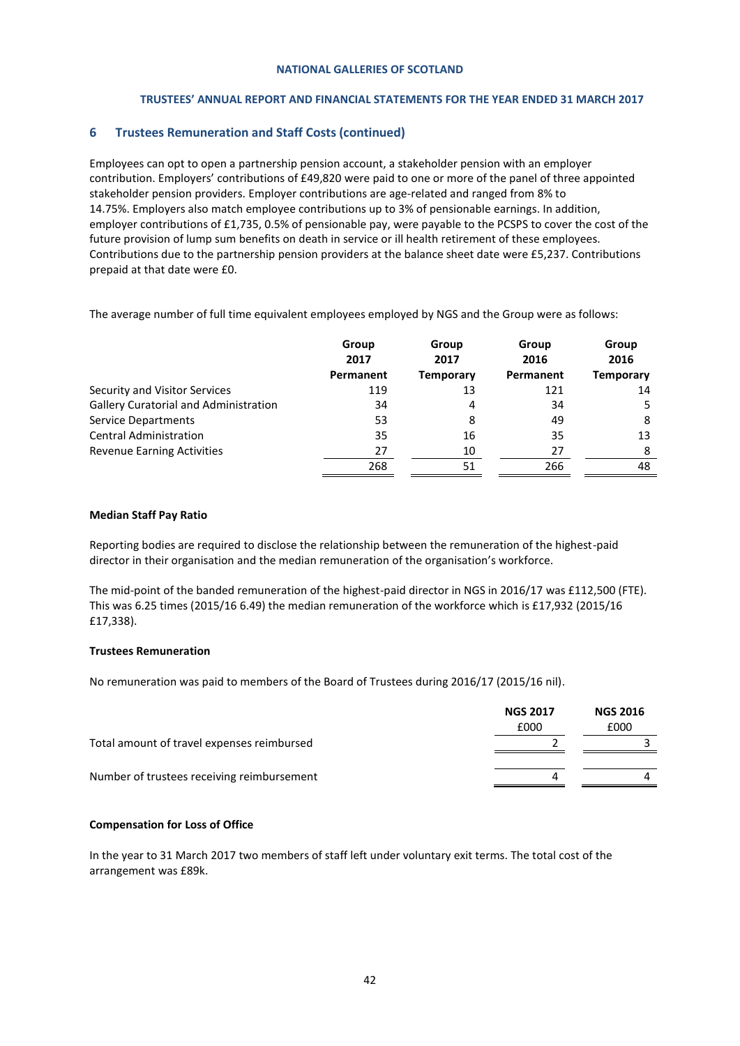## 6 Trustees Remuneration and Staff Costs (continued)

Employees can opt to open a partnership pension account, a stakeholder pension with an employer contribution. Employers' contributions of £49,820 were paid to one or more of the panel of three appointed stakeholder pension providers. Employer contributions are age-related and ranged from 8% to 14.75%. Employers also match employee contributions up to 3% of pensionable earnings. In addition, employer contributions of £1,735, 0.5% of pensionable pay, were payable to the PCSPS to cover the cost of the future provision of lump sum benefits on death in service or ill health retirement of these employees. Contributions due to the partnership pension providers at the balance sheet date were £5,237. Contributions prepaid at that date were £0.

The average number of full time equivalent employees employed by NGS and the Group were as follows:

| | Group 2017 Permanent | Group 2017 Temporary | Group 2016 Permanent | Group 2016 Temporary |
|---|---|---|---|---|
| Security and Visitor Services | 119 | 13 | 121 | 14 |
| Gallery Curatorial and Administration | 34 | 4 | 34 | 5 |
| Service Departments | 53 | 8 | 49 | 8 |
| Central Administration | 35 | 16 | 35 | 13 |
| Revenue Earning Activities | 27 | 10 | 27 | 8 |
| | 268 | 51 | 266 | 48 |

**Median Staff Pay Ratio**

Reporting bodies are required to disclose the relationship between the remuneration of the highest-paid director in their organisation and the median remuneration of the organisation's workforce.

The mid-point of the banded remuneration of the highest-paid director in NGS in 2016/17 was £112,500 (FTE). This was 6.25 times (2015/16 6.49) the median remuneration of the workforce which is £17,932 (2015/16 £17,338).

**Trustees Remuneration**

No remuneration was paid to members of the Board of Trustees during 2016/17 (2015/16 nil).

| | NGS 2017 £000 | NGS 2016 £000 |
|---|---|---|
| Total amount of travel expenses reimbursed | 2 | 3 |
| Number of trustees receiving reimbursement | 4 | 4 |

**Compensation for Loss of Office**

In the year to 31 March 2017 two members of staff left under voluntary exit terms. The total cost of the arrangement was £89k.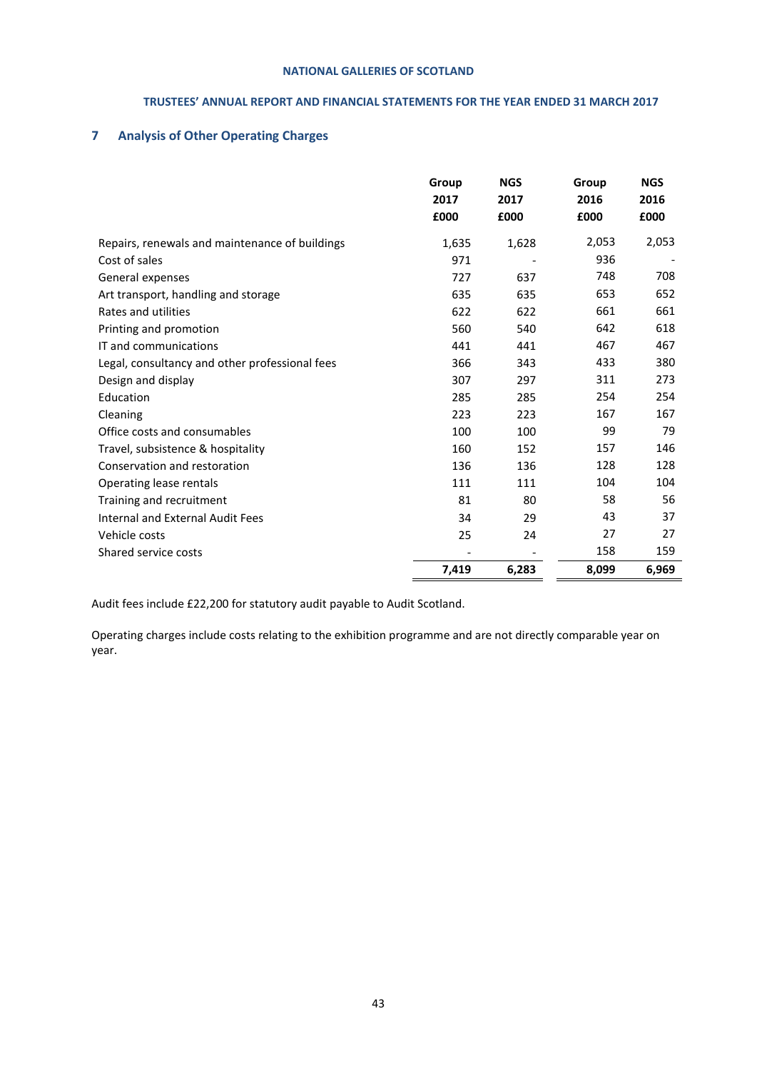## 7 Analysis of Other Operating Charges

| | Group 2017 £000 | NGS 2017 £000 | Group 2016 £000 | NGS 2016 £000 |
|---|---|---|---|---|
| Repairs, renewals and maintenance of buildings | 1,635 | 1,628 | 2,053 | 2,053 |
| Cost of sales | 971 | - | 936 | - |
| General expenses | 727 | 637 | 748 | 708 |
| Art transport, handling and storage | 635 | 635 | 653 | 652 |
| Rates and utilities | 622 | 622 | 661 | 661 |
| Printing and promotion | 560 | 540 | 642 | 618 |
| IT and communications | 441 | 441 | 467 | 467 |
| Legal, consultancy and other professional fees | 366 | 343 | 433 | 380 |
| Design and display | 307 | 297 | 311 | 273 |
| Education | 285 | 285 | 254 | 254 |
| Cleaning | 223 | 223 | 167 | 167 |
| Office costs and consumables | 100 | 100 | 99 | 79 |
| Travel, subsistence & hospitality | 160 | 152 | 157 | 146 |
| Conservation and restoration | 136 | 136 | 128 | 128 |
| Operating lease rentals | 111 | 111 | 104 | 104 |
| Training and recruitment | 81 | 80 | 58 | 56 |
| Internal and External Audit Fees | 34 | 29 | 43 | 37 |
| Vehicle costs | 25 | 24 | 27 | 27 |
| Shared service costs | - | - | 158 | 159 |
| | **7,419** | **6,283** | **8,099** | **6,969** |

Audit fees include £22,200 for statutory audit payable to Audit Scotland.

Operating charges include costs relating to the exhibition programme and are not directly comparable year on year.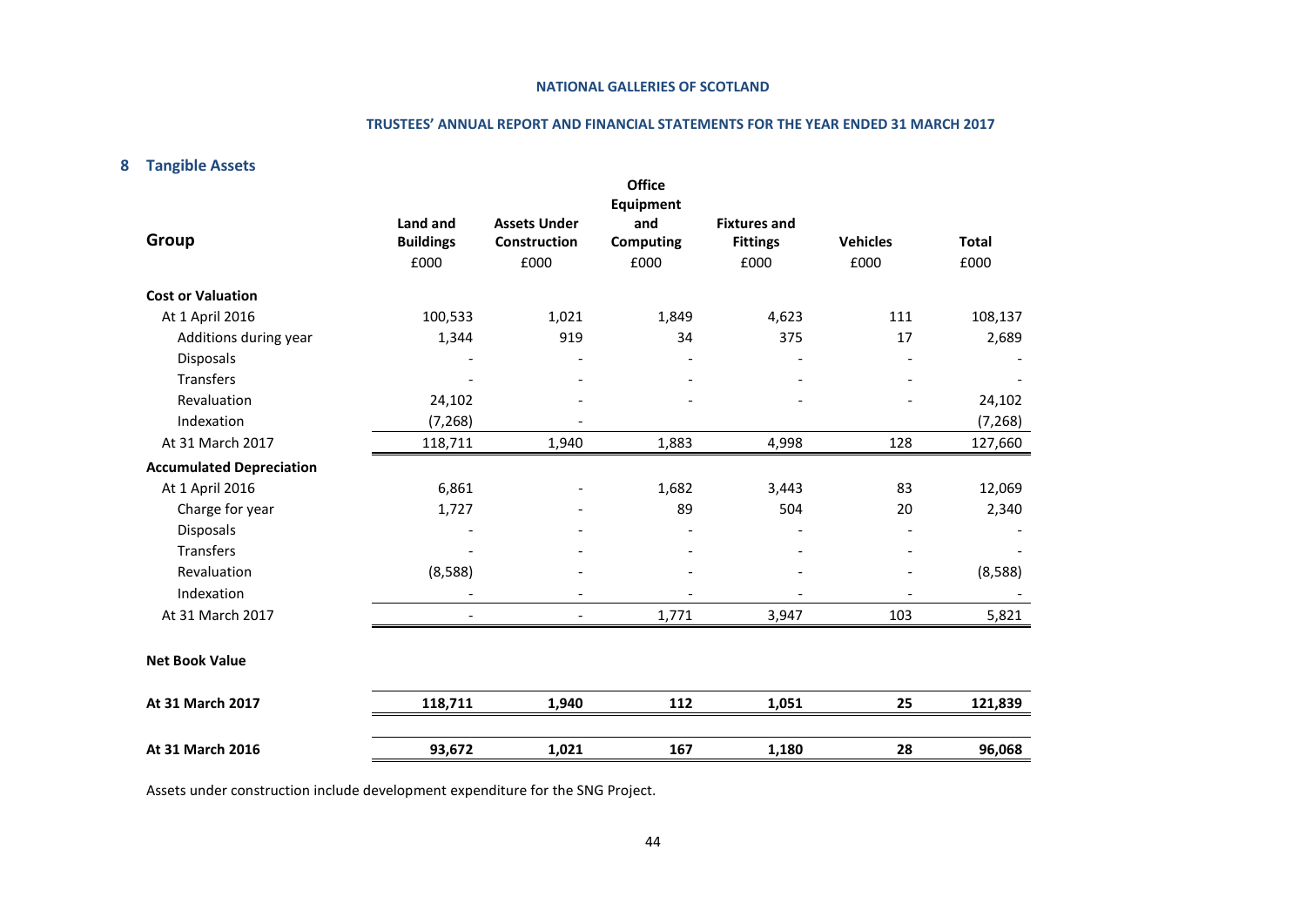## 8 Tangible Assets

| Group | Land and Buildings | Assets Under Construction | Office Equipment and Computing | Fixtures and Fittings | Vehicles | Total |
|---|---|---|---|---|---|---|
| | £000 | £000 | £000 | £000 | £000 | £000 |
| **Cost or Valuation** | | | | | | |
| At 1 April 2016 | 100,533 | 1,021 | 1,849 | 4,623 | 111 | 108,137 |
| Additions during year | 1,344 | 919 | 34 | 375 | 17 | 2,689 |
| Disposals | - | - | - | - | - | - |
| Transfers | - | - | - | - | - | - |
| Revaluation | 24,102 | - | - | - | - | 24,102 |
| Indexation | (7,268) | - | | | | (7,268) |
| At 31 March 2017 | 118,711 | 1,940 | 1,883 | 4,998 | 128 | 127,660 |
| **Accumulated Depreciation** | | | | | | |
| At 1 April 2016 | 6,861 | - | 1,682 | 3,443 | 83 | 12,069 |
| Charge for year | 1,727 | - | 89 | 504 | 20 | 2,340 |
| Disposals | - | - | - | - | - | - |
| Transfers | - | - | - | - | - | - |
| Revaluation | (8,588) | - | - | - | - | (8,588) |
| Indexation | - | - | - | - | - | - |
| At 31 March 2017 | - | - | 1,771 | 3,947 | 103 | 5,821 |
| **Net Book Value** | | | | | | |
| **At 31 March 2017** | **118,711** | **1,940** | **112** | **1,051** | **25** | **121,839** |
| **At 31 March 2016** | **93,672** | **1,021** | **167** | **1,180** | **28** | **96,068** |

Assets under construction include development expenditure for the SNG Project.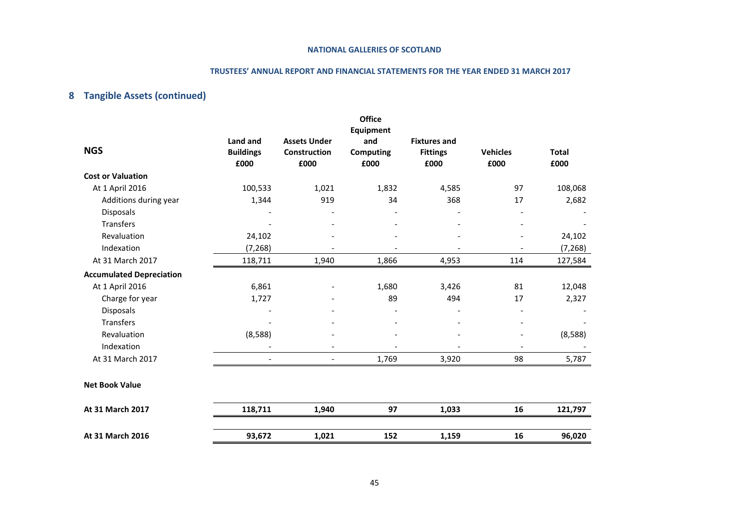## 8 Tangible Assets (continued)

| NGS | Land and Buildings £000 | Assets Under Construction £000 | Office Equipment and Computing £000 | Fixtures and Fittings £000 | Vehicles £000 | Total £000 |
|---|---|---|---|---|---|---|
| **Cost or Valuation** | | | | | | |
| At 1 April 2016 | 100,533 | 1,021 | 1,832 | 4,585 | 97 | 108,068 |
| Additions during year | 1,344 | 919 | 34 | 368 | 17 | 2,682 |
| Disposals | - | - | - | - | - | - |
| Transfers | - | - | - | - | - | - |
| Revaluation | 24,102 | - | - | - | - | 24,102 |
| Indexation | (7,268) | - | - | - | - | (7,268) |
| At 31 March 2017 | 118,711 | 1,940 | 1,866 | 4,953 | 114 | 127,584 |
| **Accumulated Depreciation** | | | | | | |
| At 1 April 2016 | 6,861 | - | 1,680 | 3,426 | 81 | 12,048 |
| Charge for year | 1,727 | - | 89 | 494 | 17 | 2,327 |
| Disposals | - | - | - | - | - | - |
| Transfers | - | - | - | - | - | - |
| Revaluation | (8,588) | - | - | - | - | (8,588) |
| Indexation | - | - | - | - | - | - |
| At 31 March 2017 | - | - | 1,769 | 3,920 | 98 | 5,787 |
| **Net Book Value** | | | | | | |
| **At 31 March 2017** | **118,711** | **1,940** | **97** | **1,033** | **16** | **121,797** |
| **At 31 March 2016** | **93,672** | **1,021** | **152** | **1,159** | **16** | **96,020** |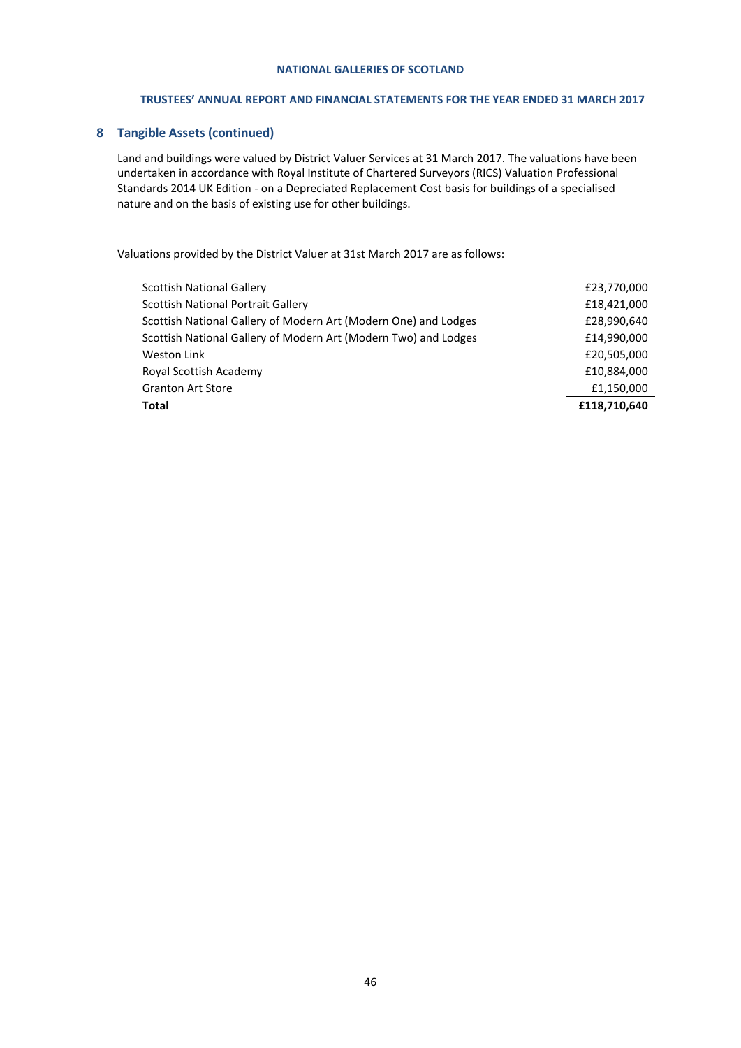## 8 Tangible Assets (continued)

Land and buildings were valued by District Valuer Services at 31 March 2017. The valuations have been undertaken in accordance with Royal Institute of Chartered Surveyors (RICS) Valuation Professional Standards 2014 UK Edition - on a Depreciated Replacement Cost basis for buildings of a specialised nature and on the basis of existing use for other buildings.

Valuations provided by the District Valuer at 31st March 2017 are as follows:

| | |
|---|---|
| Scottish National Gallery | £23,770,000 |
| Scottish National Portrait Gallery | £18,421,000 |
| Scottish National Gallery of Modern Art (Modern One) and Lodges | £28,990,640 |
| Scottish National Gallery of Modern Art (Modern Two) and Lodges | £14,990,000 |
| Weston Link | £20,505,000 |
| Royal Scottish Academy | £10,884,000 |
| Granton Art Store | £1,150,000 |
| **Total** | **£118,710,640** |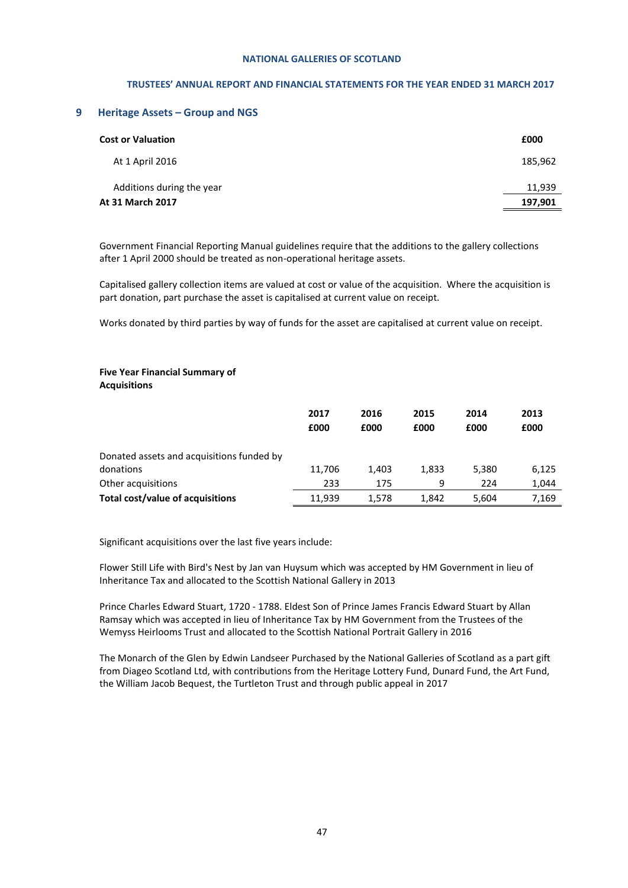## 9 Heritage Assets – Group and NGS

| **Cost or Valuation** | **£000** |
|---|---|
| At 1 April 2016 | 185,962 |
| Additions during the year | 11,939 |
| **At 31 March 2017** | **197,901** |

Government Financial Reporting Manual guidelines require that the additions to the gallery collections after 1 April 2000 should be treated as non-operational heritage assets.

Capitalised gallery collection items are valued at cost or value of the acquisition. Where the acquisition is part donation, part purchase the asset is capitalised at current value on receipt.

Works donated by third parties by way of funds for the asset are capitalised at current value on receipt.

**Five Year Financial Summary of Acquisitions**

| | **2017** | **2016** | **2015** | **2014** | **2013** |
|---|---|---|---|---|---|
| | **£000** | **£000** | **£000** | **£000** | **£000** |
| Donated assets and acquisitions funded by donations | 11,706 | 1,403 | 1,833 | 5,380 | 6,125 |
| Other acquisitions | 233 | 175 | 9 | 224 | 1,044 |
| **Total cost/value of acquisitions** | 11,939 | 1,578 | 1,842 | 5,604 | 7,169 |

Significant acquisitions over the last five years include:

Flower Still Life with Bird's Nest by Jan van Huysum which was accepted by HM Government in lieu of Inheritance Tax and allocated to the Scottish National Gallery in 2013

Prince Charles Edward Stuart, 1720 - 1788. Eldest Son of Prince James Francis Edward Stuart by Allan Ramsay which was accepted in lieu of Inheritance Tax by HM Government from the Trustees of the Wemyss Heirlooms Trust and allocated to the Scottish National Portrait Gallery in 2016

The Monarch of the Glen by Edwin Landseer Purchased by the National Galleries of Scotland as a part gift from Diageo Scotland Ltd, with contributions from the Heritage Lottery Fund, Dunard Fund, the Art Fund, the William Jacob Bequest, the Turtleton Trust and through public appeal in 2017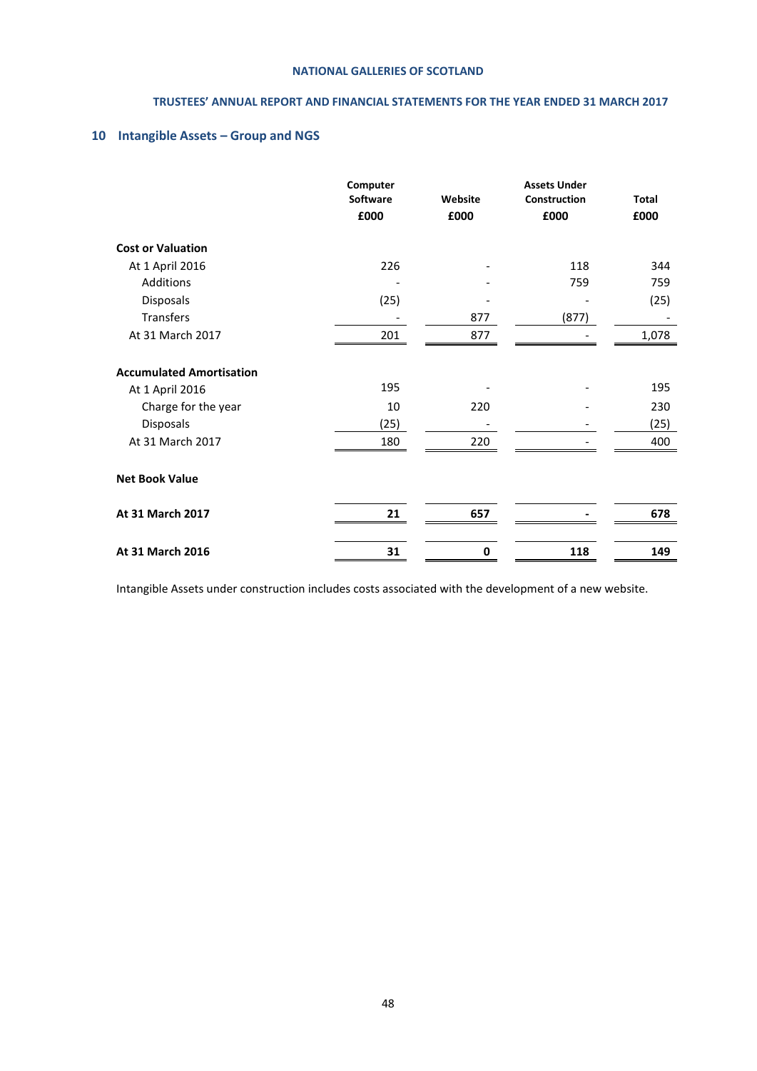## 10 Intangible Assets – Group and NGS

| | Computer Software £000 | Website £000 | Assets Under Construction £000 | Total £000 |
|---|---|---|---|---|
| **Cost or Valuation** | | | | |
| At 1 April 2016 | 226 | - | 118 | 344 |
| Additions | - | - | 759 | 759 |
| Disposals | (25) | - | - | (25) |
| Transfers | - | 877 | (877) | - |
| At 31 March 2017 | 201 | 877 | - | 1,078 |
| **Accumulated Amortisation** | | | | |
| At 1 April 2016 | 195 | - | - | 195 |
| Charge for the year | 10 | 220 | - | 230 |
| Disposals | (25) | - | - | (25) |
| At 31 March 2017 | 180 | 220 | - | 400 |
| **Net Book Value** | | | | |
| **At 31 March 2017** | **21** | **657** | **-** | **678** |
| **At 31 March 2016** | **31** | **0** | **118** | **149** |

Intangible Assets under construction includes costs associated with the development of a new website.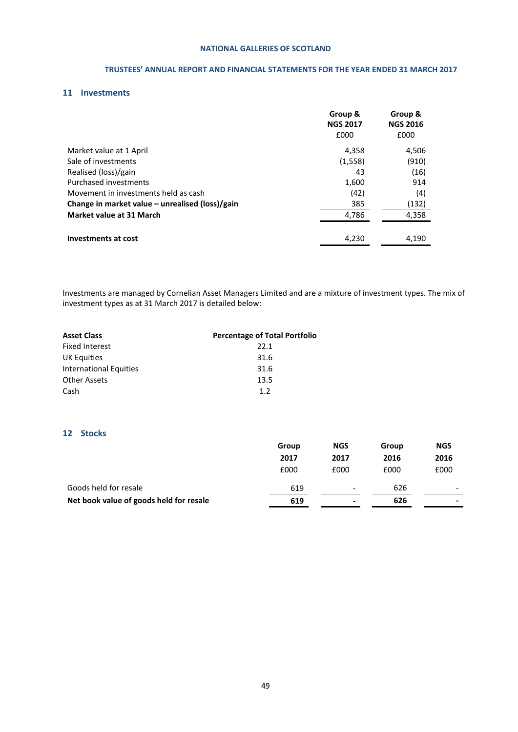## 11 Investments

| | Group & NGS 2017 £000 | Group & NGS 2016 £000 |
|---|---|---|
| Market value at 1 April | 4,358 | 4,506 |
| Sale of investments | (1,558) | (910) |
| Realised (loss)/gain | 43 | (16) |
| Purchased investments | 1,600 | 914 |
| Movement in investments held as cash | (42) | (4) |
| **Change in market value – unrealised (loss)/gain** | 385 | (132) |
| **Market value at 31 March** | 4,786 | 4,358 |
| | | |
| **Investments at cost** | 4,230 | 4,190 |

Investments are managed by Cornelian Asset Managers Limited and are a mixture of investment types. The mix of investment types as at 31 March 2017 is detailed below:

| Asset Class | Percentage of Total Portfolio |
|---|---|
| Fixed Interest | 22.1 |
| UK Equities | 31.6 |
| International Equities | 31.6 |
| Other Assets | 13.5 |
| Cash | 1.2 |

## 12 Stocks

| | Group 2017 £000 | NGS 2017 £000 | Group 2016 £000 | NGS 2016 £000 |
|---|---|---|---|---|
| Goods held for resale | 619 | - | 626 | - |
| **Net book value of goods held for resale** | **619** | **-** | **626** | **-** |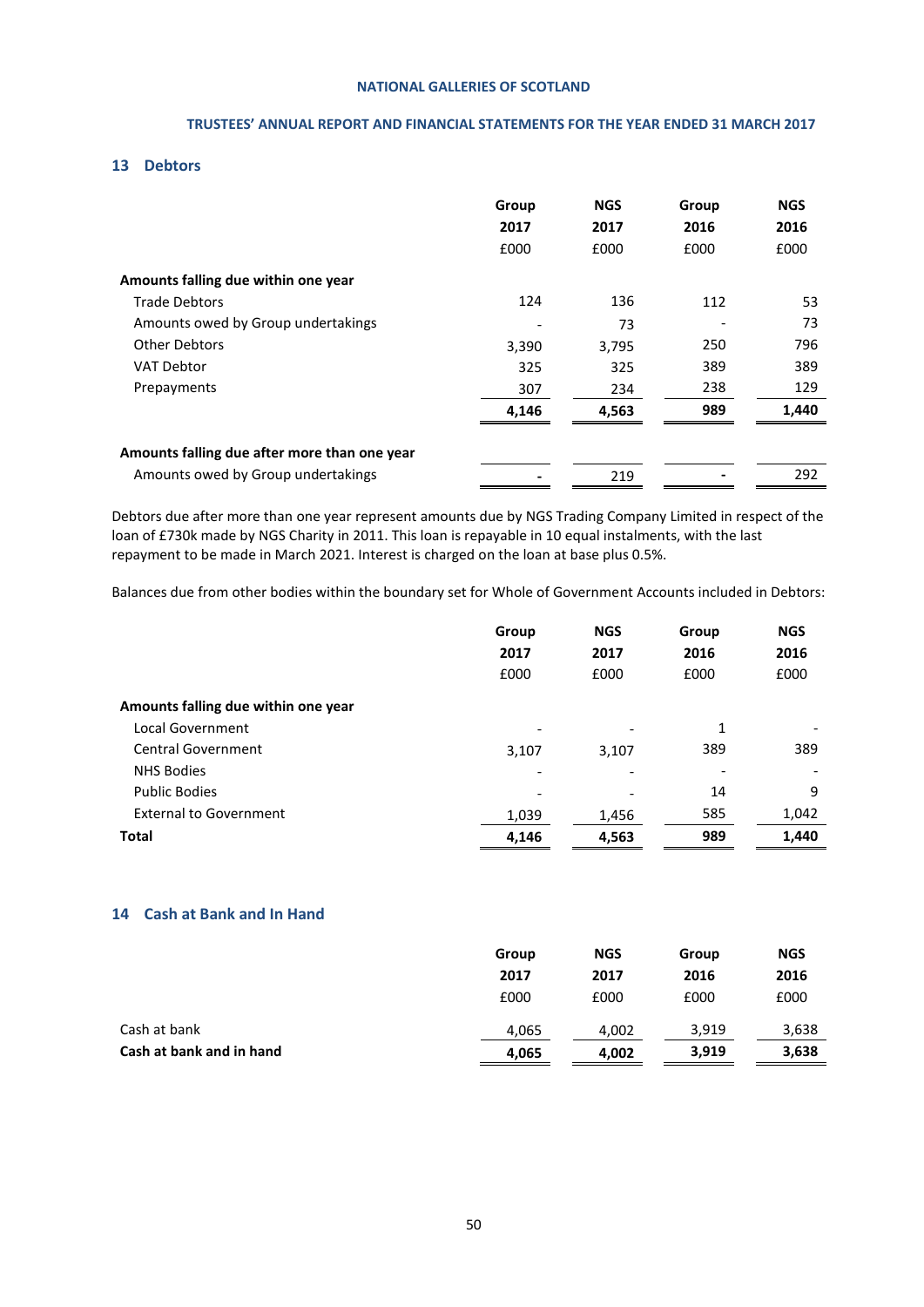## 13 Debtors

| | Group 2017 £000 | NGS 2017 £000 | Group 2016 £000 | NGS 2016 £000 |
|---|---|---|---|---|
| **Amounts falling due within one year** | | | | |
| Trade Debtors | 124 | 136 | 112 | 53 |
| Amounts owed by Group undertakings | - | 73 | - | 73 |
| Other Debtors | 3,390 | 3,795 | 250 | 796 |
| VAT Debtor | 325 | 325 | 389 | 389 |
| Prepayments | 307 | 234 | 238 | 129 |
| | **4,146** | **4,563** | **989** | **1,440** |
| **Amounts falling due after more than one year** | | | | |
| Amounts owed by Group undertakings | - | 219 | - | 292 |

Debtors due after more than one year represent amounts due by NGS Trading Company Limited in respect of the loan of £730k made by NGS Charity in 2011. This loan is repayable in 10 equal instalments, with the last repayment to be made in March 2021. Interest is charged on the loan at base plus 0.5%.

Balances due from other bodies within the boundary set for Whole of Government Accounts included in Debtors:

| | Group 2017 £000 | NGS 2017 £000 | Group 2016 £000 | NGS 2016 £000 |
|---|---|---|---|---|
| **Amounts falling due within one year** | | | | |
| Local Government | - | - | 1 | - |
| Central Government | 3,107 | 3,107 | 389 | 389 |
| NHS Bodies | - | - | - | - |
| Public Bodies | - | - | 14 | 9 |
| External to Government | 1,039 | 1,456 | 585 | 1,042 |
| **Total** | **4,146** | **4,563** | **989** | **1,440** |

## 14 Cash at Bank and In Hand

| | Group 2017 £000 | NGS 2017 £000 | Group 2016 £000 | NGS 2016 £000 |
|---|---|---|---|---|
| Cash at bank | 4,065 | 4,002 | 3,919 | 3,638 |
| **Cash at bank and in hand** | **4,065** | **4,002** | **3,919** | **3,638** |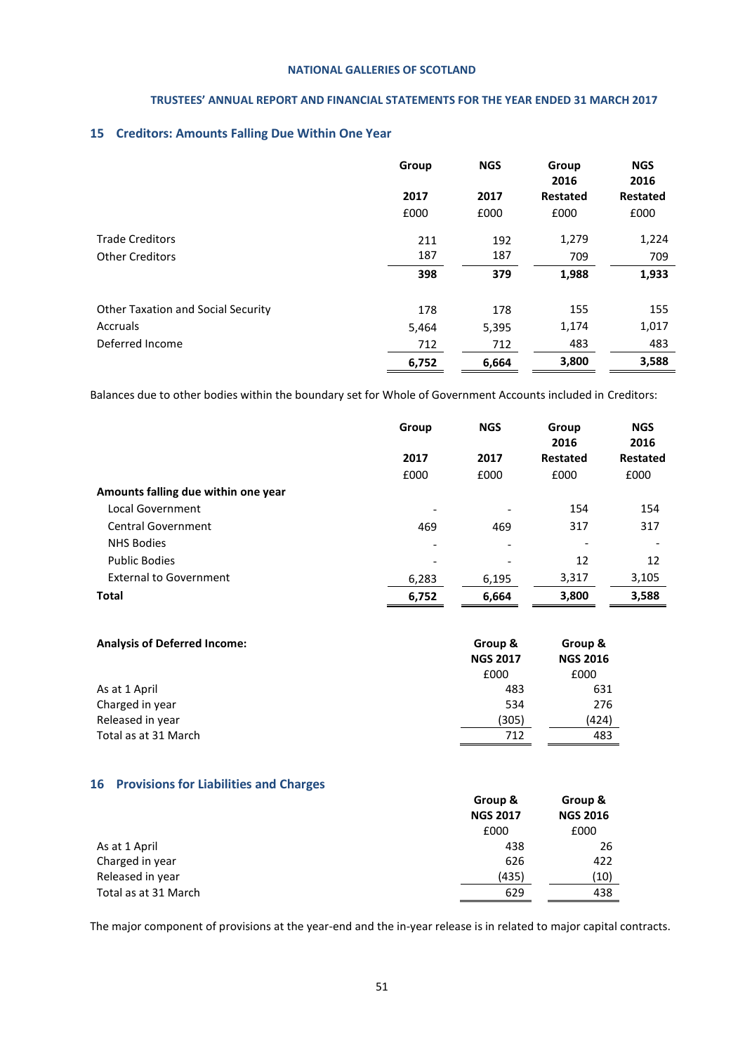## 15 Creditors: Amounts Falling Due Within One Year

| | Group 2017 £000 | NGS 2017 £000 | Group 2016 Restated £000 | NGS 2016 Restated £000 |
|---|---|---|---|---|
| Trade Creditors | 211 | 192 | 1,279 | 1,224 |
| Other Creditors | 187 | 187 | 709 | 709 |
| | **398** | **379** | **1,988** | **1,933** |
| Other Taxation and Social Security | 178 | 178 | 155 | 155 |
| Accruals | 5,464 | 5,395 | 1,174 | 1,017 |
| Deferred Income | 712 | 712 | 483 | 483 |
| | **6,752** | **6,664** | **3,800** | **3,588** |

Balances due to other bodies within the boundary set for Whole of Government Accounts included in Creditors:

| | Group 2017 £000 | NGS 2017 £000 | Group 2016 Restated £000 | NGS 2016 Restated £000 |
|---|---|---|---|---|
| **Amounts falling due within one year** | | | | |
| Local Government | - | - | 154 | 154 |
| Central Government | 469 | 469 | 317 | 317 |
| NHS Bodies | - | - | - | - |
| Public Bodies | - | - | 12 | 12 |
| External to Government | 6,283 | 6,195 | 3,317 | 3,105 |
| **Total** | **6,752** | **6,664** | **3,800** | **3,588** |

| **Analysis of Deferred Income:** | Group & NGS 2017 £000 | Group & NGS 2016 £000 |
|---|---|---|
| As at 1 April | 483 | 631 |
| Charged in year | 534 | 276 |
| Released in year | (305) | (424) |
| Total as at 31 March | 712 | 483 |

## 16 Provisions for Liabilities and Charges

| | Group & NGS 2017 £000 | Group & NGS 2016 £000 |
|---|---|---|
| As at 1 April | 438 | 26 |
| Charged in year | 626 | 422 |
| Released in year | (435) | (10) |
| Total as at 31 March | 629 | 438 |

The major component of provisions at the year-end and the in-year release is in related to major capital contracts.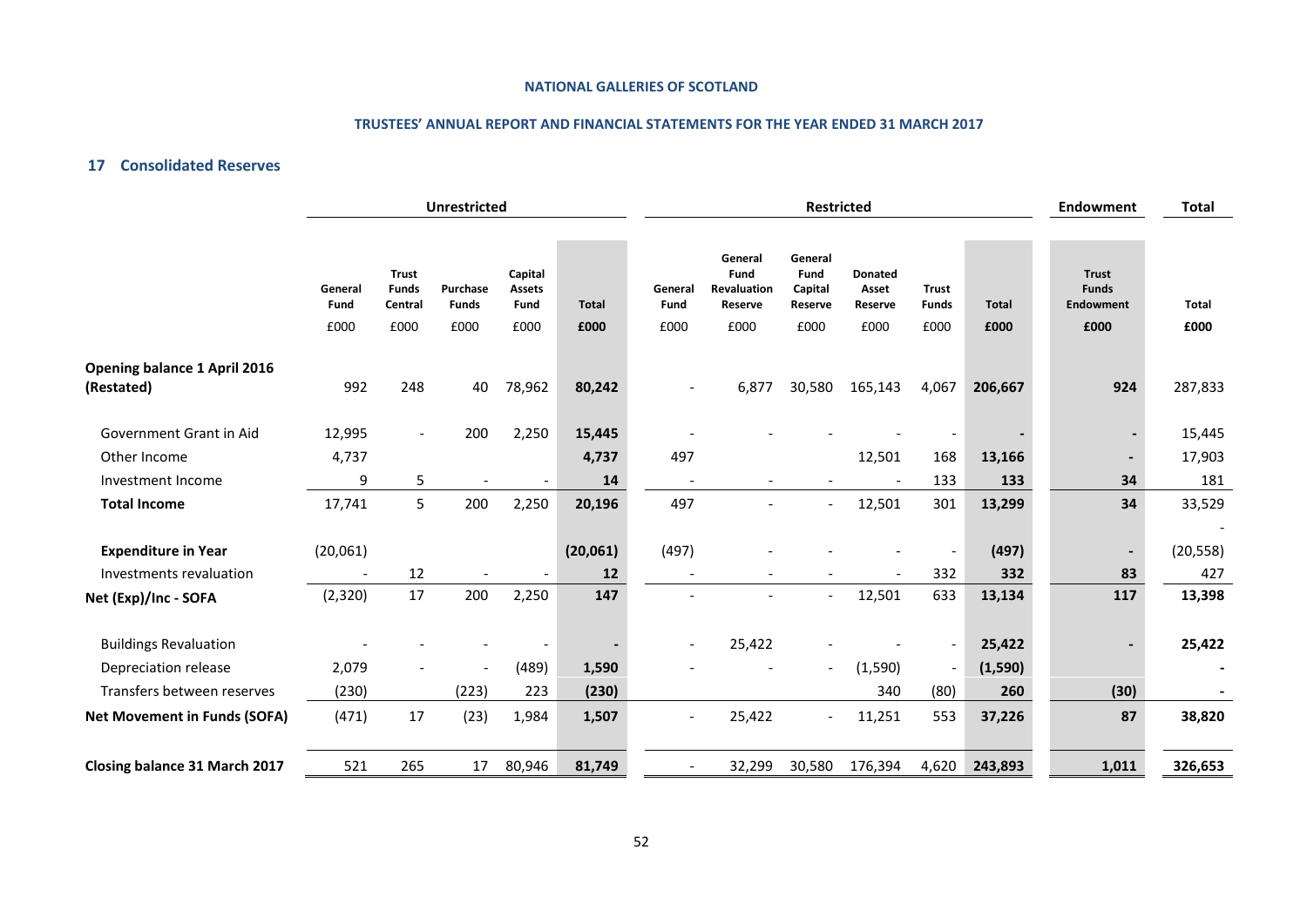## 17 Consolidated Reserves

| | Unrestricted | | | | | Restricted | | | | | | Endowment | Total |
|---|---|---|---|---|---|---|---|---|---|---|---|---|---|
| | General Fund | Trust Funds Central | Purchase Funds | Capital Assets Fund | Total | General Fund | General Fund Revaluation Reserve | General Fund Capital Reserve | Donated Asset Reserve | Trust Funds | Total | Trust Funds Endowment | Total |
| | £000 | £000 | £000 | £000 | £000 | £000 | £000 | £000 | £000 | £000 | £000 | £000 | £000 |
| **Opening balance 1 April 2016 (Restated)** | 992 | 248 | 40 | 78,962 | **80,242** | - | 6,877 | 30,580 | 165,143 | 4,067 | **206,667** | **924** | 287,833 |
| Government Grant in Aid | 12,995 | - | 200 | 2,250 | **15,445** | - | - | - | - | - | **-** | **-** | 15,445 |
| Other Income | 4,737 | | | | **4,737** | 497 | | | 12,501 | 168 | **13,166** | **-** | 17,903 |
| Investment Income | 9 | 5 | - | - | **14** | - | - | - | - | 133 | **133** | **34** | 181 |
| **Total Income** | 17,741 | 5 | 200 | 2,250 | **20,196** | 497 | - | - | 12,501 | 301 | **13,299** | **34** | 33,529 |
| | | | | | | | | | | | | | - |
| **Expenditure in Year** | (20,061) | | | | **(20,061)** | (497) | - | - | - | - | **(497)** | **-** | (20,558) |
| Investments revaluation | - | 12 | - | - | **12** | - | - | - | - | 332 | **332** | **83** | 427 |
| **Net (Exp)/Inc - SOFA** | (2,320) | 17 | 200 | 2,250 | **147** | - | - | - | 12,501 | 633 | **13,134** | **117** | **13,398** |
| Buildings Revaluation | - | - | - | - | **-** | - | 25,422 | - | - | - | **25,422** | **-** | **25,422** |
| Depreciation release | 2,079 | - | - | (489) | **1,590** | - | - | - | (1,590) | - | **(1,590)** | | **-** |
| Transfers between reserves | (230) | | (223) | 223 | **(230)** | | | | 340 | (80) | **260** | **(30)** | **-** |
| **Net Movement in Funds (SOFA)** | (471) | 17 | (23) | 1,984 | **1,507** | - | 25,422 | - | 11,251 | 553 | **37,226** | **87** | **38,820** |
| **Closing balance 31 March 2017** | 521 | 265 | 17 | 80,946 | **81,749** | - | 32,299 | 30,580 | 176,394 | 4,620 | **243,893** | **1,011** | **326,653** |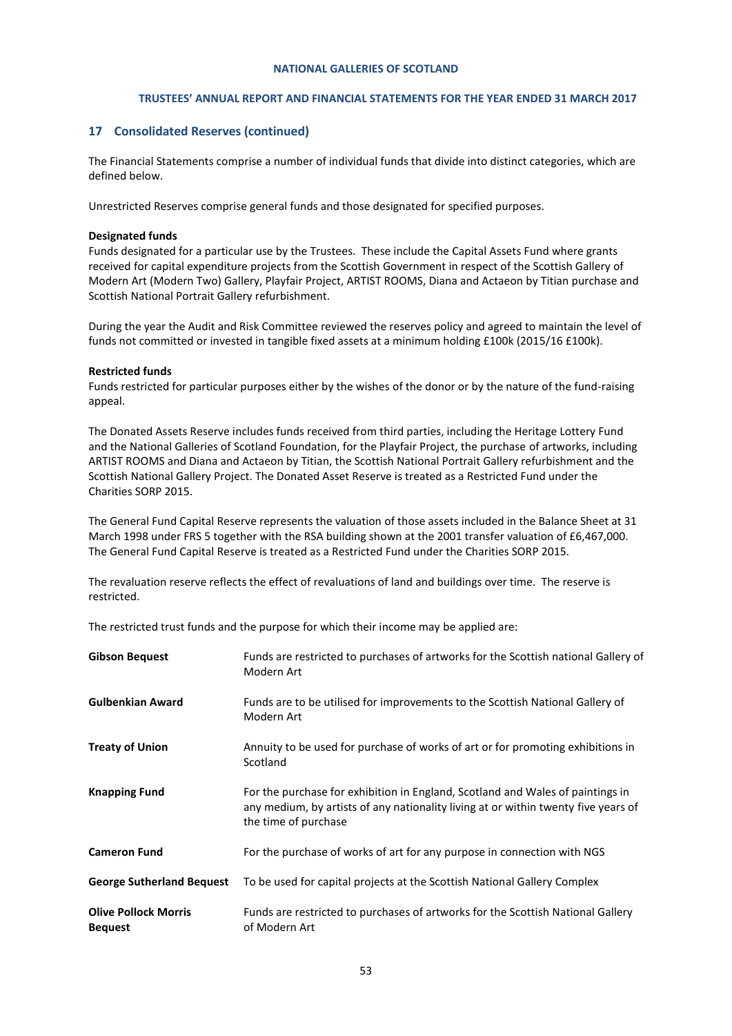## 17 Consolidated Reserves (continued)

The Financial Statements comprise a number of individual funds that divide into distinct categories, which are defined below.

Unrestricted Reserves comprise general funds and those designated for specified purposes.

**Designated funds**

Funds designated for a particular use by the Trustees. These include the Capital Assets Fund where grants received for capital expenditure projects from the Scottish Government in respect of the Scottish Gallery of Modern Art (Modern Two) Gallery, Playfair Project, ARTIST ROOMS, Diana and Actaeon by Titian purchase and Scottish National Portrait Gallery refurbishment.

During the year the Audit and Risk Committee reviewed the reserves policy and agreed to maintain the level of funds not committed or invested in tangible fixed assets at a minimum holding £100k (2015/16 £100k).

**Restricted funds**

Funds restricted for particular purposes either by the wishes of the donor or by the nature of the fund-raising appeal.

The Donated Assets Reserve includes funds received from third parties, including the Heritage Lottery Fund and the National Galleries of Scotland Foundation, for the Playfair Project, the purchase of artworks, including ARTIST ROOMS and Diana and Actaeon by Titian, the Scottish National Portrait Gallery refurbishment and the Scottish National Gallery Project. The Donated Asset Reserve is treated as a Restricted Fund under the Charities SORP 2015.

The General Fund Capital Reserve represents the valuation of those assets included in the Balance Sheet at 31 March 1998 under FRS 5 together with the RSA building shown at the 2001 transfer valuation of £6,467,000. The General Fund Capital Reserve is treated as a Restricted Fund under the Charities SORP 2015.

The revaluation reserve reflects the effect of revaluations of land and buildings over time. The reserve is restricted.

The restricted trust funds and the purpose for which their income may be applied are:

| | |
|---|---|
| **Gibson Bequest** | Funds are restricted to purchases of artworks for the Scottish national Gallery of Modern Art |
| **Gulbenkian Award** | Funds are to be utilised for improvements to the Scottish National Gallery of Modern Art |
| **Treaty of Union** | Annuity to be used for purchase of works of art or for promoting exhibitions in Scotland |
| **Knapping Fund** | For the purchase for exhibition in England, Scotland and Wales of paintings in any medium, by artists of any nationality living at or within twenty five years of the time of purchase |
| **Cameron Fund** | For the purchase of works of art for any purpose in connection with NGS |
| **George Sutherland Bequest** | To be used for capital projects at the Scottish National Gallery Complex |
| **Olive Pollock Morris Bequest** | Funds are restricted to purchases of artworks for the Scottish National Gallery of Modern Art |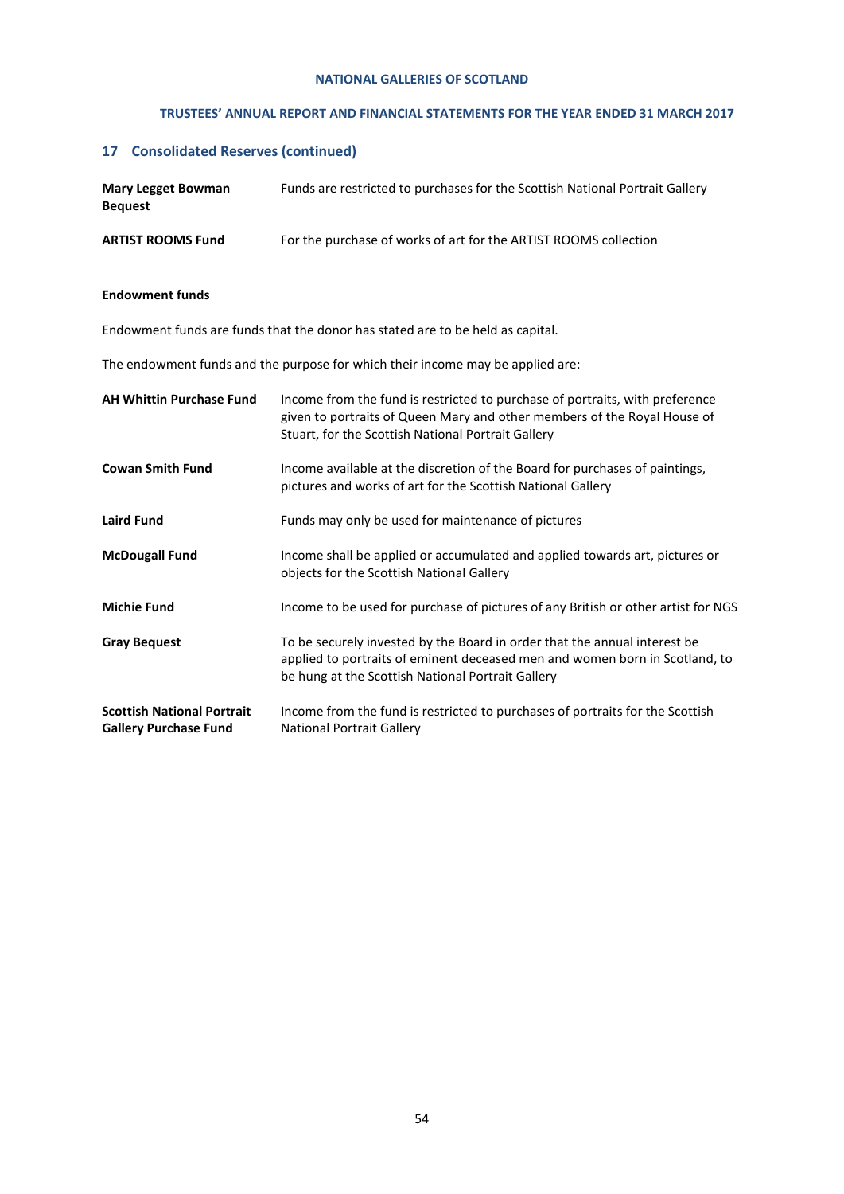## 17 Consolidated Reserves (continued)

| | |
|---|---|
| **Mary Legget Bowman Bequest** | Funds are restricted to purchases for the Scottish National Portrait Gallery |
| **ARTIST ROOMS Fund** | For the purchase of works of art for the ARTIST ROOMS collection |

**Endowment funds**

Endowment funds are funds that the donor has stated are to be held as capital.

The endowment funds and the purpose for which their income may be applied are:

| | |
|---|---|
| **AH Whittin Purchase Fund** | Income from the fund is restricted to purchase of portraits, with preference given to portraits of Queen Mary and other members of the Royal House of Stuart, for the Scottish National Portrait Gallery |
| **Cowan Smith Fund** | Income available at the discretion of the Board for purchases of paintings, pictures and works of art for the Scottish National Gallery |
| **Laird Fund** | Funds may only be used for maintenance of pictures |
| **McDougall Fund** | Income shall be applied or accumulated and applied towards art, pictures or objects for the Scottish National Gallery |
| **Michie Fund** | Income to be used for purchase of pictures of any British or other artist for NGS |
| **Gray Bequest** | To be securely invested by the Board in order that the annual interest be applied to portraits of eminent deceased men and women born in Scotland, to be hung at the Scottish National Portrait Gallery |
| **Scottish National Portrait Gallery Purchase Fund** | Income from the fund is restricted to purchases of portraits for the Scottish National Portrait Gallery |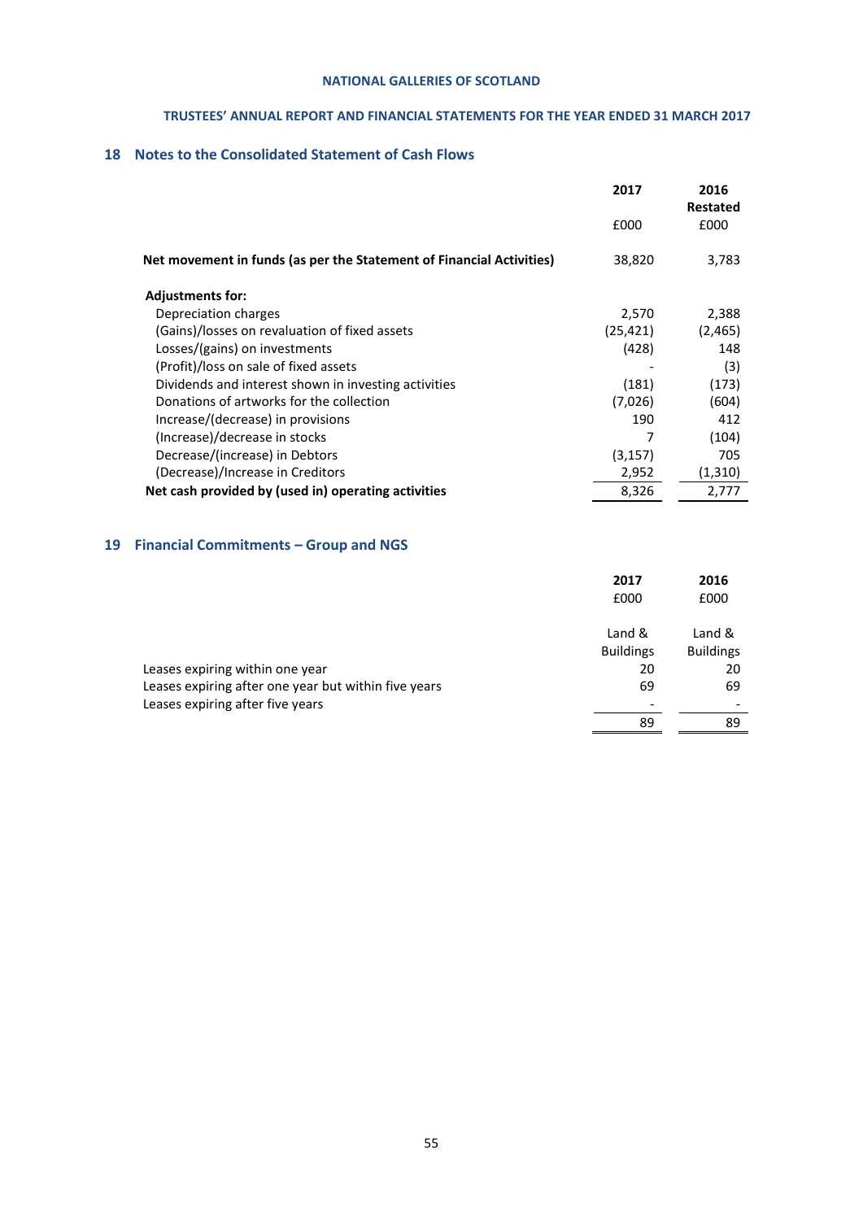## 18 Notes to the Consolidated Statement of Cash Flows

| | 2017 | 2016 Restated |
|---|---|---|
| | £000 | £000 |
| **Net movement in funds (as per the Statement of Financial Activities)** | 38,820 | 3,783 |
| **Adjustments for:** | | |
| Depreciation charges | 2,570 | 2,388 |
| (Gains)/losses on revaluation of fixed assets | (25,421) | (2,465) |
| Losses/(gains) on investments | (428) | 148 |
| (Profit)/loss on sale of fixed assets | - | (3) |
| Dividends and interest shown in investing activities | (181) | (173) |
| Donations of artworks for the collection | (7,026) | (604) |
| Increase/(decrease) in provisions | 190 | 412 |
| (Increase)/decrease in stocks | 7 | (104) |
| Decrease/(increase) in Debtors | (3,157) | 705 |
| (Decrease)/Increase in Creditors | 2,952 | (1,310) |
| **Net cash provided by (used in) operating activities** | 8,326 | 2,777 |

## 19 Financial Commitments – Group and NGS

| | 2017 | 2016 |
|---|---|---|
| | £000 | £000 |
| | Land & Buildings | Land & Buildings |
| Leases expiring within one year | 20 | 20 |
| Leases expiring after one year but within five years | 69 | 69 |
| Leases expiring after five years | - | - |
| | 89 | 89 |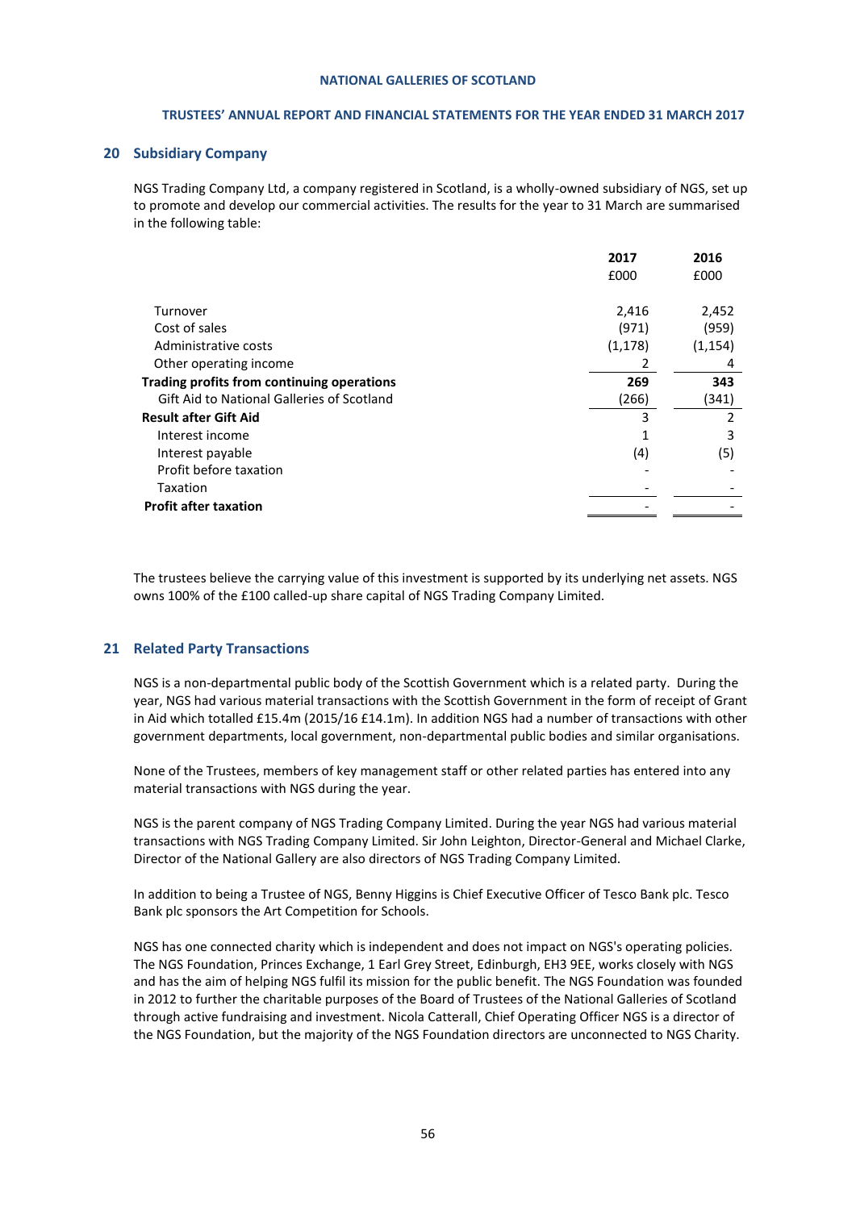## 20 Subsidiary Company

NGS Trading Company Ltd, a company registered in Scotland, is a wholly-owned subsidiary of NGS, set up to promote and develop our commercial activities. The results for the year to 31 March are summarised in the following table:

| | 2017 | 2016 |
|---|---|---|
| | £000 | £000 |
| Turnover | 2,416 | 2,452 |
| Cost of sales | (971) | (959) |
| Administrative costs | (1,178) | (1,154) |
| Other operating income | 2 | 4 |
| **Trading profits from continuing operations** | **269** | **343** |
| Gift Aid to National Galleries of Scotland | (266) | (341) |
| **Result after Gift Aid** | 3 | 2 |
| Interest income | 1 | 3 |
| Interest payable | (4) | (5) |
| Profit before taxation | - | - |
| Taxation | - | - |
| **Profit after taxation** | - | - |

The trustees believe the carrying value of this investment is supported by its underlying net assets. NGS owns 100% of the £100 called-up share capital of NGS Trading Company Limited.

## 21 Related Party Transactions

NGS is a non-departmental public body of the Scottish Government which is a related party. During the year, NGS had various material transactions with the Scottish Government in the form of receipt of Grant in Aid which totalled £15.4m (2015/16 £14.1m). In addition NGS had a number of transactions with other government departments, local government, non-departmental public bodies and similar organisations.

None of the Trustees, members of key management staff or other related parties has entered into any material transactions with NGS during the year.

NGS is the parent company of NGS Trading Company Limited. During the year NGS had various material transactions with NGS Trading Company Limited. Sir John Leighton, Director-General and Michael Clarke, Director of the National Gallery are also directors of NGS Trading Company Limited.

In addition to being a Trustee of NGS, Benny Higgins is Chief Executive Officer of Tesco Bank plc. Tesco Bank plc sponsors the Art Competition for Schools.

NGS has one connected charity which is independent and does not impact on NGS's operating policies. The NGS Foundation, Princes Exchange, 1 Earl Grey Street, Edinburgh, EH3 9EE, works closely with NGS and has the aim of helping NGS fulfil its mission for the public benefit. The NGS Foundation was founded in 2012 to further the charitable purposes of the Board of Trustees of the National Galleries of Scotland through active fundraising and investment. Nicola Catterall, Chief Operating Officer NGS is a director of the NGS Foundation, but the majority of the NGS Foundation directors are unconnected to NGS Charity.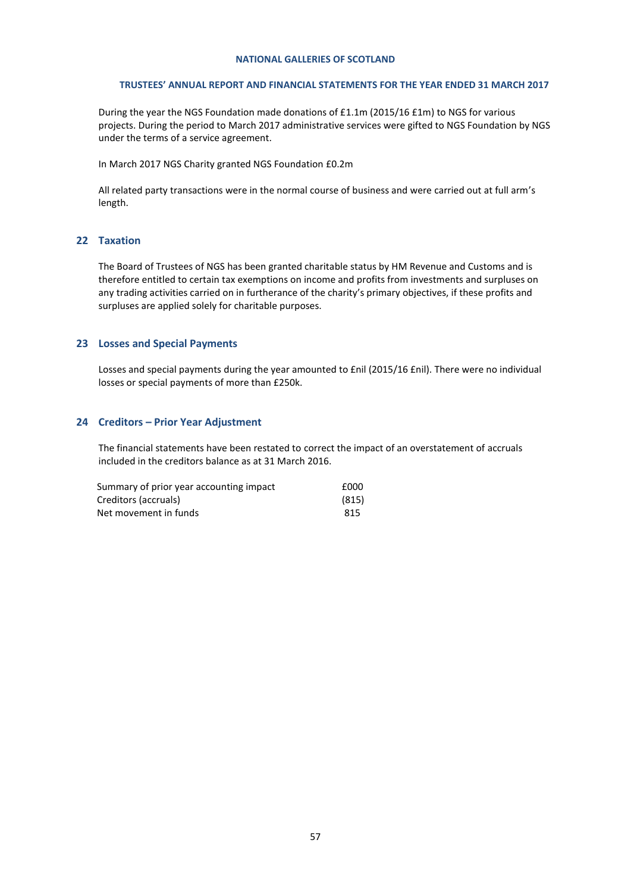During the year the NGS Foundation made donations of £1.1m (2015/16 £1m) to NGS for various projects. During the period to March 2017 administrative services were gifted to NGS Foundation by NGS under the terms of a service agreement.

In March 2017 NGS Charity granted NGS Foundation £0.2m

All related party transactions were in the normal course of business and were carried out at full arm's length.

## 22 Taxation

The Board of Trustees of NGS has been granted charitable status by HM Revenue and Customs and is therefore entitled to certain tax exemptions on income and profits from investments and surpluses on any trading activities carried on in furtherance of the charity's primary objectives, if these profits and surpluses are applied solely for charitable purposes.

## 23 Losses and Special Payments

Losses and special payments during the year amounted to £nil (2015/16 £nil). There were no individual losses or special payments of more than £250k.

## 24 Creditors – Prior Year Adjustment

The financial statements have been restated to correct the impact of an overstatement of accruals included in the creditors balance as at 31 March 2016.

| Summary of prior year accounting impact | £000 |
|---|---|
| Creditors (accruals) | (815) |
| Net movement in funds | 815 |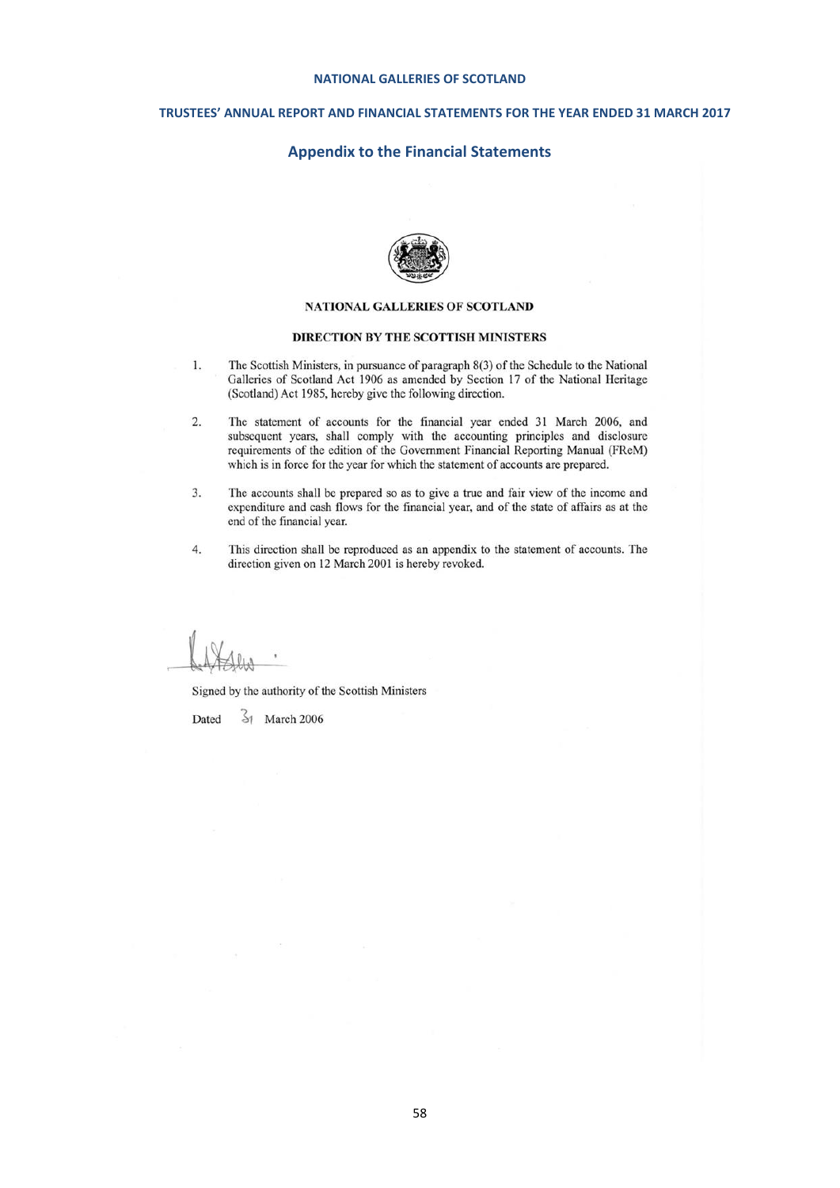## Appendix to the Financial Statements

NATIONAL GALLERIES OF SCOTLAND

DIRECTION BY THE SCOTTISH MINISTERS

1. The Scottish Ministers, in pursuance of paragraph 8(3) of the Schedule to the National Galleries of Scotland Act 1906 as amended by Section 17 of the National Heritage (Scotland) Act 1985, hereby give the following direction.

2. The statement of accounts for the financial year ended 31 March 2006, and subsequent years, shall comply with the accounting principles and disclosure requirements of the edition of the Government Financial Reporting Manual (FReM) which is in force for the year for which the statement of accounts are prepared.

3. The accounts shall be prepared so as to give a true and fair view of the income and expenditure and cash flows for the financial year, and of the state of affairs as at the end of the financial year.

4. This direction shall be reproduced as an appendix to the statement of accounts. The direction given on 12 March 2001 is hereby revoked.

Signed by the authority of the Scottish Ministers

Dated 31 March 2006